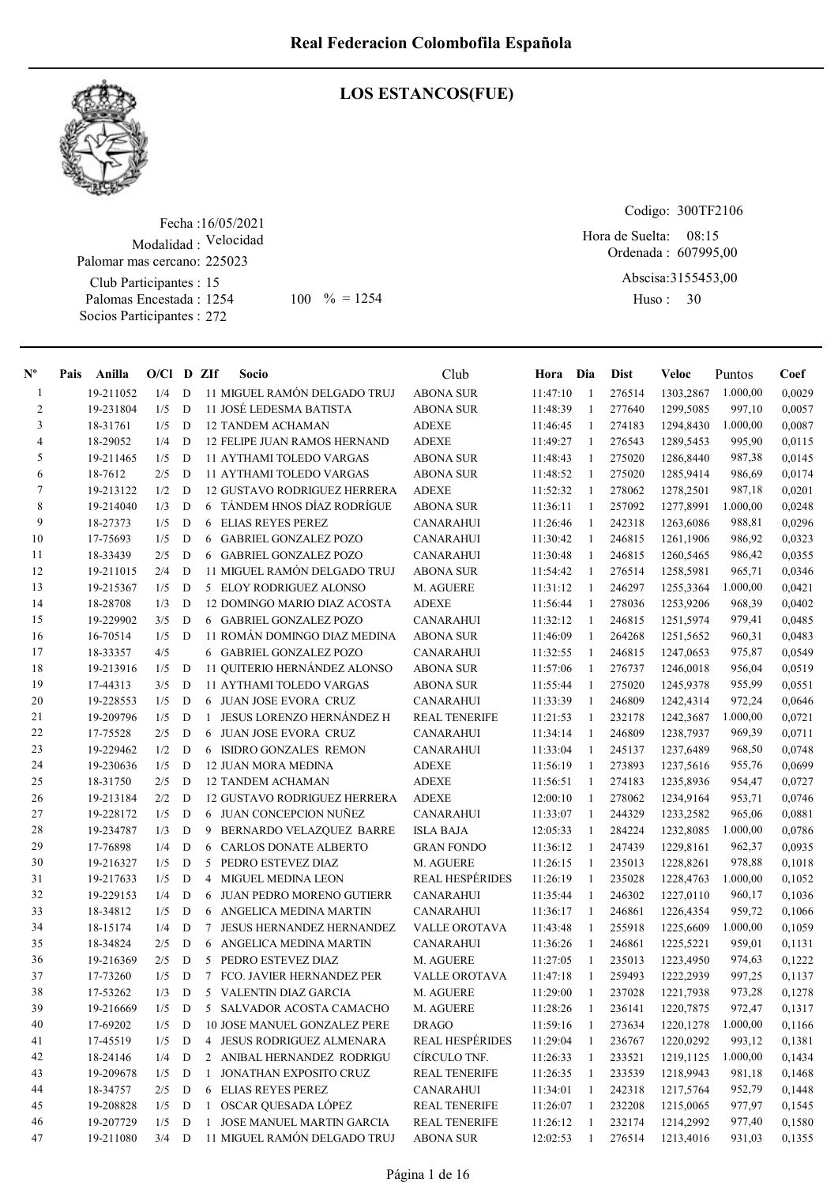# Real Federacion Colombofila Española

## LOS ESTANCOS(FUE)

Fecha :16/05/2021
Modalidad : Velocidad
Palomar mas cercano: 225023
Club Participantes : 15
Palomas Encestada : 1254 100 % = 1254
Socios Participantes : 272

Codigo: 300TF2106
Hora de Suelta: 08:15
Ordenada : 607995,00
Abscisa:3155453,00
Huso : 30

| Nº | Pais | Anilla | O/Cl | D | ZIf | Socio | Club | Hora | Dia | Dist | Veloc | Puntos | Coef |
|---|---|---|---|---|---|---|---|---|---|---|---|---|---|
| 1 | | 19-211052 | 1/4 | D | 11 | MIGUEL RAMÓN DELGADO TRUJ | ABONA SUR | 11:47:10 | 1 | 276514 | 1303,2867 | 1.000,00 | 0,0029 |
| 2 | | 19-231804 | 1/5 | D | 11 | JOSÉ LEDESMA BATISTA | ABONA SUR | 11:48:39 | 1 | 277640 | 1299,5085 | 997,10 | 0,0057 |
| 3 | | 18-31761 | 1/5 | D | 12 | TANDEM ACHAMAN | ADEXE | 11:46:45 | 1 | 274183 | 1294,8430 | 1.000,00 | 0,0087 |
| 4 | | 18-29052 | 1/4 | D | 12 | FELIPE JUAN RAMOS HERNAND | ADEXE | 11:49:27 | 1 | 276543 | 1289,5453 | 995,90 | 0,0115 |
| 5 | | 19-211465 | 1/5 | D | 11 | AYTHAMI TOLEDO VARGAS | ABONA SUR | 11:48:43 | 1 | 275020 | 1286,8440 | 987,38 | 0,0145 |
| 6 | | 18-7612 | 2/5 | D | 11 | AYTHAMI TOLEDO VARGAS | ABONA SUR | 11:48:52 | 1 | 275020 | 1285,9414 | 986,69 | 0,0174 |
| 7 | | 19-213122 | 1/2 | D | 12 | GUSTAVO RODRIGUEZ HERRERA | ADEXE | 11:52:32 | 1 | 278062 | 1278,2501 | 987,18 | 0,0201 |
| 8 | | 19-214040 | 1/3 | D | 6 | TÁNDEM HNOS DÍAZ RODRÍGUE | ABONA SUR | 11:36:11 | 1 | 257092 | 1277,8991 | 1.000,00 | 0,0248 |
| 9 | | 18-27373 | 1/5 | D | 6 | ELIAS REYES PEREZ | CANARAHUI | 11:26:46 | 1 | 242318 | 1263,6086 | 988,81 | 0,0296 |
| 10 | | 17-75693 | 1/5 | D | 6 | GABRIEL GONZALEZ POZO | CANARAHUI | 11:30:42 | 1 | 246815 | 1261,1906 | 986,92 | 0,0323 |
| 11 | | 18-33439 | 2/5 | D | 6 | GABRIEL GONZALEZ POZO | CANARAHUI | 11:30:48 | 1 | 246815 | 1260,5465 | 986,42 | 0,0355 |
| 12 | | 19-211015 | 2/4 | D | 11 | MIGUEL RAMÓN DELGADO TRUJ | ABONA SUR | 11:54:42 | 1 | 276514 | 1258,5981 | 965,71 | 0,0346 |
| 13 | | 19-215367 | 1/5 | D | 5 | ELOY RODRIGUEZ ALONSO | M. AGUERE | 11:31:12 | 1 | 246297 | 1255,3364 | 1.000,00 | 0,0421 |
| 14 | | 18-28708 | 1/3 | D | 12 | DOMINGO MARIO DIAZ ACOSTA | ADEXE | 11:56:44 | 1 | 278036 | 1253,9206 | 968,39 | 0,0402 |
| 15 | | 19-229902 | 3/5 | D | 6 | GABRIEL GONZALEZ POZO | CANARAHUI | 11:32:12 | 1 | 246815 | 1251,5974 | 979,41 | 0,0485 |
| 16 | | 16-70514 | 1/5 | D | 11 | ROMÁN DOMINGO DIAZ MEDINA | ABONA SUR | 11:46:09 | 1 | 264268 | 1251,5652 | 960,31 | 0,0483 |
| 17 | | 18-33357 | 4/5 | | 6 | GABRIEL GONZALEZ POZO | CANARAHUI | 11:32:55 | 1 | 246815 | 1247,0653 | 975,87 | 0,0549 |
| 18 | | 19-213916 | 1/5 | D | 11 | QUITERIO HERNÁNDEZ ALONSO | ABONA SUR | 11:57:06 | 1 | 276737 | 1246,0018 | 956,04 | 0,0519 |
| 19 | | 17-44313 | 3/5 | D | 11 | AYTHAMI TOLEDO VARGAS | ABONA SUR | 11:55:44 | 1 | 275020 | 1245,9378 | 955,99 | 0,0551 |
| 20 | | 19-228553 | 1/5 | D | 6 | JUAN JOSE EVORA CRUZ | CANARAHUI | 11:33:39 | 1 | 246809 | 1242,4314 | 972,24 | 0,0646 |
| 21 | | 19-209796 | 1/5 | D | 1 | JESUS LORENZO HERNÁNDEZ H | REAL TENERIFE | 11:21:53 | 1 | 232178 | 1242,3687 | 1.000,00 | 0,0721 |
| 22 | | 17-75528 | 2/5 | D | 6 | JUAN JOSE EVORA CRUZ | CANARAHUI | 11:34:14 | 1 | 246809 | 1238,7937 | 969,39 | 0,0711 |
| 23 | | 19-229462 | 1/2 | D | 6 | ISIDRO GONZALES REMON | CANARAHUI | 11:33:04 | 1 | 245137 | 1237,6489 | 968,50 | 0,0748 |
| 24 | | 19-230636 | 1/5 | D | 12 | JUAN MORA MEDINA | ADEXE | 11:56:19 | 1 | 273893 | 1237,5616 | 955,76 | 0,0699 |
| 25 | | 18-31750 | 2/5 | D | 12 | TANDEM ACHAMAN | ADEXE | 11:56:51 | 1 | 274183 | 1235,8936 | 954,47 | 0,0727 |
| 26 | | 19-213184 | 2/2 | D | 12 | GUSTAVO RODRIGUEZ HERRERA | ADEXE | 12:00:10 | 1 | 278062 | 1234,9164 | 953,71 | 0,0746 |
| 27 | | 19-228172 | 1/5 | D | 6 | JUAN CONCEPCION NUÑEZ | CANARAHUI | 11:33:07 | 1 | 244329 | 1233,2582 | 965,06 | 0,0881 |
| 28 | | 19-234787 | 1/3 | D | 9 | BERNARDO VELAZQUEZ BARRE | ISLA BAJA | 12:05:33 | 1 | 284224 | 1232,8085 | 1.000,00 | 0,0786 |
| 29 | | 17-76898 | 1/4 | D | 6 | CARLOS DONATE ALBERTO | GRAN FONDO | 11:36:12 | 1 | 247439 | 1229,8161 | 962,37 | 0,0935 |
| 30 | | 19-216327 | 1/5 | D | 5 | PEDRO ESTEVEZ DIAZ | M. AGUERE | 11:26:15 | 1 | 235013 | 1228,8261 | 978,88 | 0,1018 |
| 31 | | 19-217633 | 1/5 | D | 4 | MIGUEL MEDINA LEON | REAL HESPÉRIDES | 11:26:19 | 1 | 235028 | 1228,4763 | 1.000,00 | 0,1052 |
| 32 | | 19-229153 | 1/4 | D | 6 | JUAN PEDRO MORENO GUTIERR | CANARAHUI | 11:35:44 | 1 | 246302 | 1227,0110 | 960,17 | 0,1036 |
| 33 | | 18-34812 | 1/5 | D | 6 | ANGELICA MEDINA MARTIN | CANARAHUI | 11:36:17 | 1 | 246861 | 1226,4354 | 959,72 | 0,1066 |
| 34 | | 18-15174 | 1/4 | D | 7 | JESUS HERNANDEZ HERNANDEZ | VALLE OROTAVA | 11:43:48 | 1 | 255918 | 1225,6609 | 1.000,00 | 0,1059 |
| 35 | | 18-34824 | 2/5 | D | 6 | ANGELICA MEDINA MARTIN | CANARAHUI | 11:36:26 | 1 | 246861 | 1225,5221 | 959,01 | 0,1131 |
| 36 | | 19-216369 | 2/5 | D | 5 | PEDRO ESTEVEZ DIAZ | M. AGUERE | 11:27:05 | 1 | 235013 | 1223,4950 | 974,63 | 0,1222 |
| 37 | | 17-73260 | 1/5 | D | 7 | FCO. JAVIER HERNANDEZ PER | VALLE OROTAVA | 11:47:18 | 1 | 259493 | 1222,2939 | 997,25 | 0,1137 |
| 38 | | 17-53262 | 1/3 | D | 5 | VALENTIN DIAZ GARCIA | M. AGUERE | 11:29:00 | 1 | 237028 | 1221,7938 | 973,28 | 0,1278 |
| 39 | | 19-216669 | 1/5 | D | 5 | SALVADOR ACOSTA CAMACHO | M. AGUERE | 11:28:26 | 1 | 236141 | 1220,7875 | 972,47 | 0,1317 |
| 40 | | 17-69202 | 1/5 | D | 10 | JOSE MANUEL GONZALEZ PERE | DRAGO | 11:59:16 | 1 | 273634 | 1220,1278 | 1.000,00 | 0,1166 |
| 41 | | 17-45519 | 1/5 | D | 4 | JESUS RODRIGUEZ ALMENARA | REAL HESPÉRIDES | 11:29:04 | 1 | 236767 | 1220,0292 | 993,12 | 0,1381 |
| 42 | | 18-24146 | 1/4 | D | 2 | ANIBAL HERNANDEZ RODRIGU | CÍRCULO TNF. | 11:26:33 | 1 | 233521 | 1219,1125 | 1.000,00 | 0,1434 |
| 43 | | 19-209678 | 1/5 | D | 1 | JONATHAN EXPOSITO CRUZ | REAL TENERIFE | 11:26:35 | 1 | 233539 | 1218,9943 | 981,18 | 0,1468 |
| 44 | | 18-34757 | 2/5 | D | 6 | ELIAS REYES PEREZ | CANARAHUI | 11:34:01 | 1 | 242318 | 1217,5764 | 952,79 | 0,1448 |
| 45 | | 19-208828 | 1/5 | D | 1 | OSCAR QUESADA LÓPEZ | REAL TENERIFE | 11:26:07 | 1 | 232208 | 1215,0065 | 977,97 | 0,1545 |
| 46 | | 19-207729 | 1/5 | D | 1 | JOSE MANUEL MARTIN GARCIA | REAL TENERIFE | 11:26:12 | 1 | 232174 | 1214,2992 | 977,40 | 0,1580 |
| 47 | | 19-211080 | 3/4 | D | 11 | MIGUEL RAMÓN DELGADO TRUJ | ABONA SUR | 12:02:53 | 1 | 276514 | 1213,4016 | 931,03 | 0,1355 |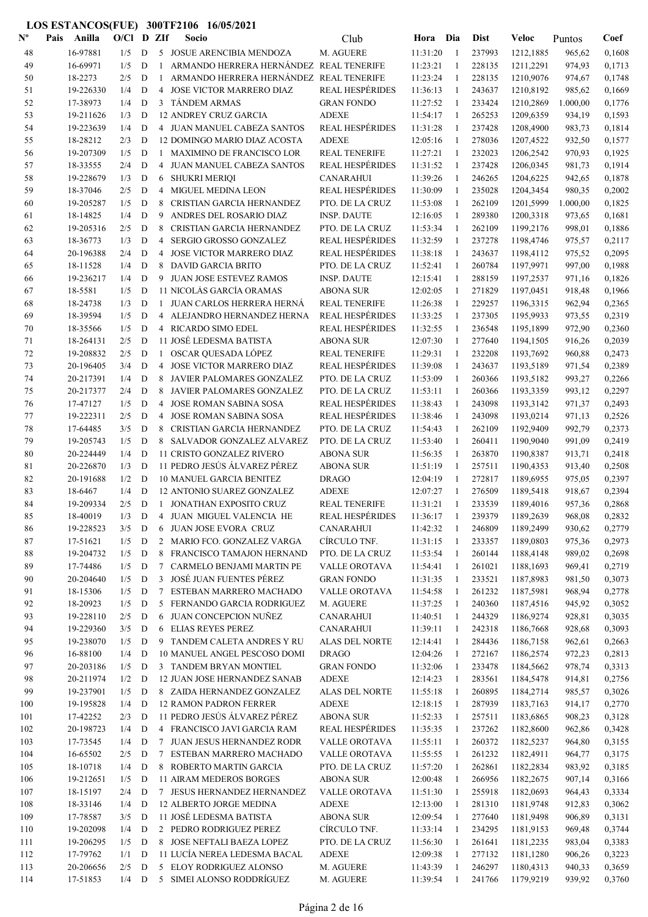# LOS ESTANCOS(FUE) 300TF2106 16/05/2021

| Nº | Pais | Anilla | O/Cl | D | ZIf | Socio | Club | Hora | Dia | Dist | Veloc | Puntos | Coef |
|---|---|---|---|---|---|---|---|---|---|---|---|---|---|
| 48 | | 16-97881 | 1/5 | D | 5 | JOSUE ARENCIBIA MENDOZA | M. AGUERE | 11:31:20 | 1 | 237993 | 1212,1885 | 965,62 | 0,1608 |
| 49 | | 16-69971 | 1/5 | D | 1 | ARMANDO HERRERA HERNÁNDEZ | REAL TENERIFE | 11:23:21 | 1 | 228135 | 1211,2291 | 974,93 | 0,1713 |
| 50 | | 18-2273 | 2/5 | D | 1 | ARMANDO HERRERA HERNÁNDEZ | REAL TENERIFE | 11:23:24 | 1 | 228135 | 1210,9076 | 974,67 | 0,1748 |
| 51 | | 19-226330 | 1/4 | D | 4 | JOSE VICTOR MARRERO DIAZ | REAL HESPÉRIDES | 11:36:13 | 1 | 243637 | 1210,8192 | 985,62 | 0,1669 |
| 52 | | 17-38973 | 1/4 | D | 3 | TÁNDEM ARMAS | GRAN FONDO | 11:27:52 | 1 | 233424 | 1210,2869 | 1.000,00 | 0,1776 |
| 53 | | 19-211626 | 1/3 | D | 12 | ANDREY CRUZ GARCIA | ADEXE | 11:54:17 | 1 | 265253 | 1209,6359 | 934,19 | 0,1593 |
| 54 | | 19-223639 | 1/4 | D | 4 | JUAN MANUEL CABEZA SANTOS | REAL HESPÉRIDES | 11:31:28 | 1 | 237428 | 1208,4900 | 983,73 | 0,1814 |
| 55 | | 18-28212 | 2/3 | D | 12 | DOMINGO MARIO DIAZ ACOSTA | ADEXE | 12:05:16 | 1 | 278036 | 1207,4522 | 932,50 | 0,1577 |
| 56 | | 19-207309 | 1/5 | D | 1 | MAXIMINO DE FRANCISCO LOR | REAL TENERIFE | 11:27:21 | 1 | 232023 | 1206,2542 | 970,93 | 0,1925 |
| 57 | | 18-33555 | 2/4 | D | 4 | JUAN MANUEL CABEZA SANTOS | REAL HESPÉRIDES | 11:31:52 | 1 | 237428 | 1206,0345 | 981,73 | 0,1914 |
| 58 | | 19-228679 | 1/3 | D | 6 | SHUKRI MERIQI | CANARAHUI | 11:39:26 | 1 | 246265 | 1204,6225 | 942,65 | 0,1878 |
| 59 | | 18-37046 | 2/5 | D | 4 | MIGUEL MEDINA LEON | REAL HESPÉRIDES | 11:30:09 | 1 | 235028 | 1204,3454 | 980,35 | 0,2002 |
| 60 | | 19-205287 | 1/5 | D | 8 | CRISTIAN GARCIA HERNANDEZ | PTO. DE LA CRUZ | 11:53:08 | 1 | 262109 | 1201,5999 | 1.000,00 | 0,1825 |
| 61 | | 18-14825 | 1/4 | D | 9 | ANDRES DEL ROSARIO DIAZ | INSP. DAUTE | 12:16:05 | 1 | 289380 | 1200,3318 | 973,65 | 0,1681 |
| 62 | | 19-205316 | 2/5 | D | 8 | CRISTIAN GARCIA HERNANDEZ | PTO. DE LA CRUZ | 11:53:34 | 1 | 262109 | 1199,2176 | 998,01 | 0,1886 |
| 63 | | 18-36773 | 1/3 | D | 4 | SERGIO GROSSO GONZALEZ | REAL HESPÉRIDES | 11:32:59 | 1 | 237278 | 1198,4746 | 975,57 | 0,2117 |
| 64 | | 20-196388 | 2/4 | D | 4 | JOSE VICTOR MARRERO DIAZ | REAL HESPÉRIDES | 11:38:18 | 1 | 243637 | 1198,4112 | 975,52 | 0,2095 |
| 65 | | 18-11528 | 1/4 | D | 8 | DAVID GARCIA BRITO | PTO. DE LA CRUZ | 11:52:41 | 1 | 260784 | 1197,9971 | 997,00 | 0,1988 |
| 66 | | 19-236217 | 1/4 | D | 9 | JUAN JOSE ESTEVEZ RAMOS | INSP. DAUTE | 12:15:41 | 1 | 288159 | 1197,2537 | 971,16 | 0,1826 |
| 67 | | 18-5581 | 1/5 | D | 11 | NICOLÁS GARCÍA ORAMAS | ABONA SUR | 12:02:05 | 1 | 271829 | 1197,0451 | 918,48 | 0,1966 |
| 68 | | 18-24738 | 1/3 | D | 1 | JUAN CARLOS HERRERA HERNÁ | REAL TENERIFE | 11:26:38 | 1 | 229257 | 1196,3315 | 962,94 | 0,2365 |
| 69 | | 18-39594 | 1/5 | D | 4 | ALEJANDRO HERNANDEZ HERNA | REAL HESPÉRIDES | 11:33:25 | 1 | 237305 | 1195,9933 | 973,55 | 0,2319 |
| 70 | | 18-35566 | 1/5 | D | 4 | RICARDO SIMO EDEL | REAL HESPÉRIDES | 11:32:55 | 1 | 236548 | 1195,1899 | 972,90 | 0,2360 |
| 71 | | 18-264131 | 2/5 | D | 11 | JOSÉ LEDESMA BATISTA | ABONA SUR | 12:07:30 | 1 | 277640 | 1194,1505 | 916,26 | 0,2039 |
| 72 | | 19-208832 | 2/5 | D | 1 | OSCAR QUESADA LÓPEZ | REAL TENERIFE | 11:29:31 | 1 | 232208 | 1193,7692 | 960,88 | 0,2473 |
| 73 | | 20-196405 | 3/4 | D | 4 | JOSE VICTOR MARRERO DIAZ | REAL HESPÉRIDES | 11:39:08 | 1 | 243637 | 1193,5189 | 971,54 | 0,2389 |
| 74 | | 20-217391 | 1/4 | D | 8 | JAVIER PALOMARES GONZALEZ | PTO. DE LA CRUZ | 11:53:09 | 1 | 260366 | 1193,5182 | 993,27 | 0,2266 |
| 75 | | 20-217377 | 2/4 | D | 8 | JAVIER PALOMARES GONZALEZ | PTO. DE LA CRUZ | 11:53:11 | 1 | 260366 | 1193,3359 | 993,12 | 0,2297 |
| 76 | | 17-47127 | 1/5 | D | 4 | JOSE ROMAN SABINA SOSA | REAL HESPÉRIDES | 11:38:43 | 1 | 243098 | 1193,3142 | 971,37 | 0,2493 |
| 77 | | 19-222311 | 2/5 | D | 4 | JOSE ROMAN SABINA SOSA | REAL HESPÉRIDES | 11:38:46 | 1 | 243098 | 1193,0214 | 971,13 | 0,2526 |
| 78 | | 17-64485 | 3/5 | D | 8 | CRISTIAN GARCIA HERNANDEZ | PTO. DE LA CRUZ | 11:54:43 | 1 | 262109 | 1192,9409 | 992,79 | 0,2373 |
| 79 | | 19-205743 | 1/5 | D | 8 | SALVADOR GONZALEZ ALVAREZ | PTO. DE LA CRUZ | 11:53:40 | 1 | 260411 | 1190,9040 | 991,09 | 0,2419 |
| 80 | | 20-224449 | 1/4 | D | 11 | CRISTO GONZALEZ RIVERO | ABONA SUR | 11:56:35 | 1 | 263870 | 1190,8387 | 913,71 | 0,2418 |
| 81 | | 20-226870 | 1/3 | D | 11 | PEDRO JESÚS ÁLVAREZ PÉREZ | ABONA SUR | 11:51:19 | 1 | 257511 | 1190,4353 | 913,40 | 0,2508 |
| 82 | | 20-191688 | 1/2 | D | 10 | MANUEL GARCIA BENITEZ | DRAGO | 12:04:19 | 1 | 272817 | 1189,6955 | 975,05 | 0,2397 |
| 83 | | 18-6467 | 1/4 | D | 12 | ANTONIO SUAREZ GONZALEZ | ADEXE | 12:07:27 | 1 | 276509 | 1189,5418 | 918,67 | 0,2394 |
| 84 | | 19-209334 | 2/5 | D | 1 | JONATHAN EXPOSITO CRUZ | REAL TENERIFE | 11:31:21 | 1 | 233539 | 1189,4016 | 957,36 | 0,2868 |
| 85 | | 18-40019 | 1/3 | D | 4 | JUAN MIGUEL VALENCIA HE | REAL HESPÉRIDES | 11:36:17 | 1 | 239379 | 1189,2639 | 968,08 | 0,2832 |
| 86 | | 19-228523 | 3/5 | D | 6 | JUAN JOSE EVORA CRUZ | CANARAHUI | 11:42:32 | 1 | 246809 | 1189,2499 | 930,62 | 0,2779 |
| 87 | | 17-51621 | 1/5 | D | 2 | MARIO FCO. GONZALEZ VARGA | CÍRCULO TNF. | 11:31:15 | 1 | 233357 | 1189,0803 | 975,36 | 0,2973 |
| 88 | | 19-204732 | 1/5 | D | 8 | FRANCISCO TAMAJON HERNAND | PTO. DE LA CRUZ | 11:53:54 | 1 | 260144 | 1188,4148 | 989,02 | 0,2698 |
| 89 | | 17-74486 | 1/5 | D | 7 | CARMELO BENJAMI MARTIN PE | VALLE OROTAVA | 11:54:41 | 1 | 261021 | 1188,1693 | 969,41 | 0,2719 |
| 90 | | 20-204640 | 1/5 | D | 3 | JOSÉ JUAN FUENTES PÉREZ | GRAN FONDO | 11:31:35 | 1 | 233521 | 1187,8983 | 981,50 | 0,3073 |
| 91 | | 18-15306 | 1/5 | D | 7 | ESTEBAN MARRERO MACHADO | VALLE OROTAVA | 11:54:58 | 1 | 261232 | 1187,5981 | 968,94 | 0,2778 |
| 92 | | 18-20923 | 1/5 | D | 5 | FERNANDO GARCIA RODRIGUEZ | M. AGUERE | 11:37:25 | 1 | 240360 | 1187,4516 | 945,92 | 0,3052 |
| 93 | | 19-228110 | 2/5 | D | 6 | JUAN CONCEPCION NUÑEZ | CANARAHUI | 11:40:51 | 1 | 244329 | 1186,9274 | 928,81 | 0,3035 |
| 94 | | 19-229360 | 3/5 | D | 6 | ELIAS REYES PEREZ | CANARAHUI | 11:39:11 | 1 | 242318 | 1186,7668 | 928,68 | 0,3093 |
| 95 | | 19-238070 | 1/5 | D | 9 | TANDEM CALETA ANDRES Y RU | ALAS DEL NORTE | 12:14:41 | 1 | 284436 | 1186,7158 | 962,61 | 0,2663 |
| 96 | | 16-88100 | 1/4 | D | 10 | MANUEL ANGEL PESCOSO DOMI | DRAGO | 12:04:26 | 1 | 272167 | 1186,2574 | 972,23 | 0,2813 |
| 97 | | 20-203186 | 1/5 | D | 3 | TANDEM BRYAN MONTIEL | GRAN FONDO | 11:32:06 | 1 | 233478 | 1184,5662 | 978,74 | 0,3313 |
| 98 | | 20-211974 | 1/2 | D | 12 | JUAN JOSE HERNANDEZ SANAB | ADEXE | 12:14:23 | 1 | 283561 | 1184,5478 | 914,81 | 0,2756 |
| 99 | | 19-237901 | 1/5 | D | 8 | ZAIDA HERNANDEZ GONZALEZ | ALAS DEL NORTE | 11:55:18 | 1 | 260895 | 1184,2714 | 985,57 | 0,3026 |
| 100 | | 19-195828 | 1/4 | D | 12 | RAMON PADRON FERRER | ADEXE | 12:18:15 | 1 | 287939 | 1183,7163 | 914,17 | 0,2770 |
| 101 | | 17-42252 | 2/3 | D | 11 | PEDRO JESÚS ÁLVAREZ PÉREZ | ABONA SUR | 11:52:33 | 1 | 257511 | 1183,6865 | 908,23 | 0,3128 |
| 102 | | 20-198723 | 1/4 | D | 4 | FRANCISCO JAVI GARCIA RAM | REAL HESPÉRIDES | 11:35:35 | 1 | 237262 | 1182,8600 | 962,86 | 0,3428 |
| 103 | | 17-73545 | 1/4 | D | 7 | JUAN JESUS HERNANDEZ RODR | VALLE OROTAVA | 11:55:11 | 1 | 260372 | 1182,5237 | 964,80 | 0,3155 |
| 104 | | 16-65502 | 2/5 | D | 7 | ESTEBAN MARRERO MACHADO | VALLE OROTAVA | 11:55:55 | 1 | 261232 | 1182,4911 | 964,77 | 0,3175 |
| 105 | | 18-10718 | 1/4 | D | 8 | ROBERTO MARTIN GARCIA | PTO. DE LA CRUZ | 11:57:20 | 1 | 262861 | 1182,2834 | 983,92 | 0,3185 |
| 106 | | 19-212651 | 1/5 | D | 11 | AIRAM MEDEROS BORGES | ABONA SUR | 12:00:48 | 1 | 266956 | 1182,2675 | 907,14 | 0,3166 |
| 107 | | 18-15197 | 2/4 | D | 7 | JESUS HERNANDEZ HERNANDEZ | VALLE OROTAVA | 11:51:30 | 1 | 255918 | 1182,0693 | 964,43 | 0,3334 |
| 108 | | 18-33146 | 1/4 | D | 12 | ALBERTO JORGE MEDINA | ADEXE | 12:13:00 | 1 | 281310 | 1181,9748 | 912,83 | 0,3062 |
| 109 | | 17-78587 | 3/5 | D | 11 | JOSÉ LEDESMA BATISTA | ABONA SUR | 12:09:54 | 1 | 277640 | 1181,9498 | 906,89 | 0,3131 |
| 110 | | 19-202098 | 1/4 | D | 2 | PEDRO RODRIGUEZ PEREZ | CÍRCULO TNF. | 11:33:14 | 1 | 234295 | 1181,9153 | 969,48 | 0,3744 |
| 111 | | 19-206295 | 1/5 | D | 8 | JOSE NEFTALI BAEZA LOPEZ | PTO. DE LA CRUZ | 11:56:30 | 1 | 261641 | 1181,2235 | 983,04 | 0,3383 |
| 112 | | 17-79762 | 1/1 | D | 11 | LUCÍA NEREA LEDESMA BACAL | ADEXE | 12:09:38 | 1 | 277132 | 1181,1280 | 906,26 | 0,3223 |
| 113 | | 20-206656 | 2/5 | D | 5 | ELOY RODRIGUEZ ALONSO | M. AGUERE | 11:43:39 | 1 | 246297 | 1180,4313 | 940,33 | 0,3659 |
| 114 | | 17-51853 | 1/4 | D | 5 | SIMEI ALONSO RODDRÍGUEZ | M. AGUERE | 11:39:54 | 1 | 241766 | 1179,9219 | 939,92 | 0,3760 |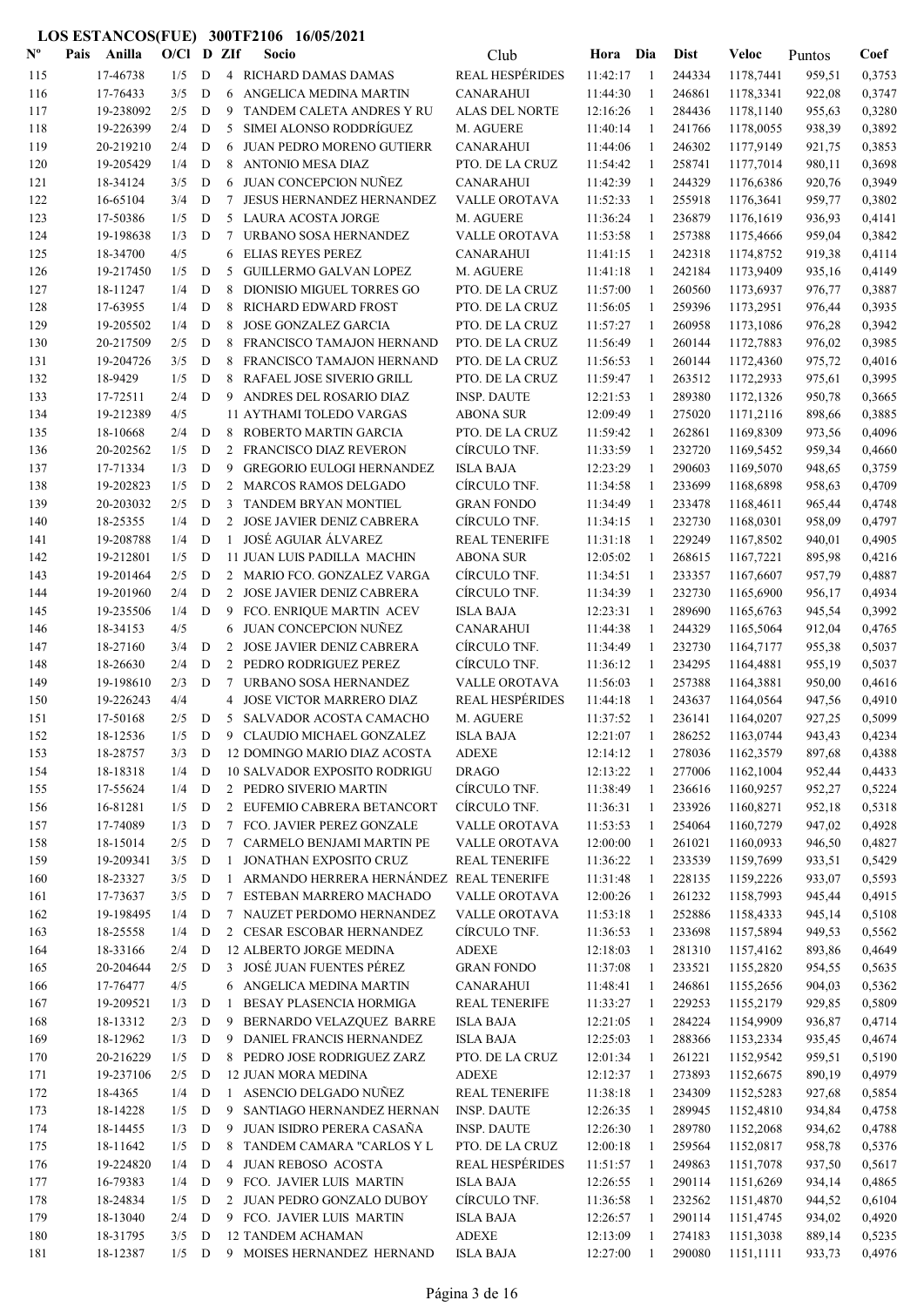**LOS ESTANCOS(FUE) 300TF2106 16/05/2021**

| Nº | Pais | Anilla | O/Cl | D | ZIf | Socio | Club | Hora | Dia | Dist | Veloc | Puntos | Coef |
|---|---|---|---|---|---|---|---|---|---|---|---|---|---|
| 115 | | 17-46738 | 1/5 | D | 4 | RICHARD DAMAS DAMAS | REAL HESPÉRIDES | 11:42:17 | 1 | 244334 | 1178,7441 | 959,51 | 0,3753 |
| 116 | | 17-76433 | 3/5 | D | 6 | ANGELICA MEDINA MARTIN | CANARAHUI | 11:44:30 | 1 | 246861 | 1178,3341 | 922,08 | 0,3747 |
| 117 | | 19-238092 | 2/5 | D | 9 | TANDEM CALETA ANDRES Y RU | ALAS DEL NORTE | 12:16:26 | 1 | 284436 | 1178,1140 | 955,63 | 0,3280 |
| 118 | | 19-226399 | 2/4 | D | 5 | SIMEI ALONSO RODDRÍGUEZ | M. AGUERE | 11:40:14 | 1 | 241766 | 1178,0055 | 938,39 | 0,3892 |
| 119 | | 20-219210 | 2/4 | D | 6 | JUAN PEDRO MORENO GUTIERR | CANARAHUI | 11:44:06 | 1 | 246302 | 1177,9149 | 921,75 | 0,3853 |
| 120 | | 19-205429 | 1/4 | D | 8 | ANTONIO MESA DIAZ | PTO. DE LA CRUZ | 11:54:42 | 1 | 258741 | 1177,7014 | 980,11 | 0,3698 |
| 121 | | 18-34124 | 3/5 | D | 6 | JUAN CONCEPCION NUÑEZ | CANARAHUI | 11:42:39 | 1 | 244329 | 1176,6386 | 920,76 | 0,3949 |
| 122 | | 16-65104 | 3/4 | D | 7 | JESUS HERNANDEZ HERNANDEZ | VALLE OROTAVA | 11:52:33 | 1 | 255918 | 1176,3641 | 959,77 | 0,3802 |
| 123 | | 17-50386 | 1/5 | D | 5 | LAURA ACOSTA JORGE | M. AGUERE | 11:36:24 | 1 | 236879 | 1176,1619 | 936,93 | 0,4141 |
| 124 | | 19-198638 | 1/3 | D | 7 | URBANO SOSA HERNANDEZ | VALLE OROTAVA | 11:53:58 | 1 | 257388 | 1175,4666 | 959,04 | 0,3842 |
| 125 | | 18-34700 | 4/5 | | 6 | ELIAS REYES PEREZ | CANARAHUI | 11:41:15 | 1 | 242318 | 1174,8752 | 919,38 | 0,4114 |
| 126 | | 19-217450 | 1/5 | D | 5 | GUILLERMO GALVAN LOPEZ | M. AGUERE | 11:41:18 | 1 | 242184 | 1173,9409 | 935,16 | 0,4149 |
| 127 | | 18-11247 | 1/4 | D | 8 | DIONISIO MIGUEL TORRES GO | PTO. DE LA CRUZ | 11:57:00 | 1 | 260560 | 1173,6937 | 976,77 | 0,3887 |
| 128 | | 17-63955 | 1/4 | D | 8 | RICHARD EDWARD FROST | PTO. DE LA CRUZ | 11:56:05 | 1 | 259396 | 1173,2951 | 976,44 | 0,3935 |
| 129 | | 19-205502 | 1/4 | D | 8 | JOSE GONZALEZ GARCIA | PTO. DE LA CRUZ | 11:57:27 | 1 | 260958 | 1173,1086 | 976,28 | 0,3942 |
| 130 | | 20-217509 | 2/5 | D | 8 | FRANCISCO TAMAJON HERNAND | PTO. DE LA CRUZ | 11:56:49 | 1 | 260144 | 1172,7883 | 976,02 | 0,3985 |
| 131 | | 19-204726 | 3/5 | D | 8 | FRANCISCO TAMAJON HERNAND | PTO. DE LA CRUZ | 11:56:53 | 1 | 260144 | 1172,4360 | 975,72 | 0,4016 |
| 132 | | 18-9429 | 1/5 | D | 8 | RAFAEL JOSE SIVERIO GRILL | PTO. DE LA CRUZ | 11:59:47 | 1 | 263512 | 1172,2933 | 975,61 | 0,3995 |
| 133 | | 17-72511 | 2/4 | D | 9 | ANDRES DEL ROSARIO DIAZ | INSP. DAUTE | 12:21:53 | 1 | 289380 | 1172,1326 | 950,78 | 0,3665 |
| 134 | | 19-212389 | 4/5 | | 11 | AYTHAMI TOLEDO VARGAS | ABONA SUR | 12:09:49 | 1 | 275020 | 1171,2116 | 898,66 | 0,3885 |
| 135 | | 18-10668 | 2/4 | D | 8 | ROBERTO MARTIN GARCIA | PTO. DE LA CRUZ | 11:59:42 | 1 | 262861 | 1169,8309 | 973,56 | 0,4096 |
| 136 | | 20-202562 | 1/5 | D | 2 | FRANCISCO DIAZ REVERON | CÍRCULO TNF. | 11:33:59 | 1 | 232720 | 1169,5452 | 959,34 | 0,4660 |
| 137 | | 17-71334 | 1/3 | D | 9 | GREGORIO EULOGI HERNANDEZ | ISLA BAJA | 12:23:29 | 1 | 290603 | 1169,5070 | 948,65 | 0,3759 |
| 138 | | 19-202823 | 1/5 | D | 2 | MARCOS RAMOS DELGADO | CÍRCULO TNF. | 11:34:58 | 1 | 233699 | 1168,6898 | 958,63 | 0,4709 |
| 139 | | 20-203032 | 2/5 | D | 3 | TANDEM BRYAN MONTIEL | GRAN FONDO | 11:34:49 | 1 | 233478 | 1168,4611 | 965,44 | 0,4748 |
| 140 | | 18-25355 | 1/4 | D | 2 | JOSE JAVIER DENIZ CABRERA | CÍRCULO TNF. | 11:34:15 | 1 | 232730 | 1168,0301 | 958,09 | 0,4797 |
| 141 | | 19-208788 | 1/4 | D | 1 | JOSÉ AGUIAR ÁLVAREZ | REAL TENERIFE | 11:31:18 | 1 | 229249 | 1167,8502 | 940,01 | 0,4905 |
| 142 | | 19-212801 | 1/5 | D | 11 | JUAN LUIS PADILLA MACHIN | ABONA SUR | 12:05:02 | 1 | 268615 | 1167,7221 | 895,98 | 0,4216 |
| 143 | | 19-201464 | 2/5 | D | 2 | MARIO FCO. GONZALEZ VARGA | CÍRCULO TNF. | 11:34:51 | 1 | 233357 | 1167,6607 | 957,79 | 0,4887 |
| 144 | | 19-201960 | 2/4 | D | 2 | JOSE JAVIER DENIZ CABRERA | CÍRCULO TNF. | 11:34:39 | 1 | 232730 | 1165,6900 | 956,17 | 0,4934 |
| 145 | | 19-235506 | 1/4 | D | 9 | FCO. ENRIQUE MARTIN ACEV | ISLA BAJA | 12:23:31 | 1 | 289690 | 1165,6763 | 945,54 | 0,3992 |
| 146 | | 18-34153 | 4/5 | | 6 | JUAN CONCEPCION NUÑEZ | CANARAHUI | 11:44:38 | 1 | 244329 | 1165,5064 | 912,04 | 0,4765 |
| 147 | | 18-27160 | 3/4 | D | 2 | JOSE JAVIER DENIZ CABRERA | CÍRCULO TNF. | 11:34:49 | 1 | 232730 | 1164,7177 | 955,38 | 0,5037 |
| 148 | | 18-26630 | 2/4 | D | 2 | PEDRO RODRIGUEZ PEREZ | CÍRCULO TNF. | 11:36:12 | 1 | 234295 | 1164,4881 | 955,19 | 0,5037 |
| 149 | | 19-198610 | 2/3 | D | 7 | URBANO SOSA HERNANDEZ | VALLE OROTAVA | 11:56:03 | 1 | 257388 | 1164,3881 | 950,00 | 0,4616 |
| 150 | | 19-226243 | 4/4 | | 4 | JOSE VICTOR MARRERO DIAZ | REAL HESPÉRIDES | 11:44:18 | 1 | 243637 | 1164,0564 | 947,56 | 0,4910 |
| 151 | | 17-50168 | 2/5 | D | 5 | SALVADOR ACOSTA CAMACHO | M. AGUERE | 11:37:52 | 1 | 236141 | 1164,0207 | 927,25 | 0,5099 |
| 152 | | 18-12536 | 1/5 | D | 9 | CLAUDIO MICHAEL GONZALEZ | ISLA BAJA | 12:21:07 | 1 | 286252 | 1163,0744 | 943,43 | 0,4234 |
| 153 | | 18-28757 | 3/3 | D | 12 | DOMINGO MARIO DIAZ ACOSTA | ADEXE | 12:14:12 | 1 | 278036 | 1162,3579 | 897,68 | 0,4388 |
| 154 | | 18-18318 | 1/4 | D | 10 | SALVADOR EXPOSITO RODRIGU | DRAGO | 12:13:22 | 1 | 277006 | 1162,1004 | 952,44 | 0,4433 |
| 155 | | 17-55624 | 1/4 | D | 2 | PEDRO SIVERIO MARTIN | CÍRCULO TNF. | 11:38:49 | 1 | 236616 | 1160,9257 | 952,27 | 0,5224 |
| 156 | | 16-81281 | 1/5 | D | 2 | EUFEMIO CABRERA BETANCORT | CÍRCULO TNF. | 11:36:31 | 1 | 233926 | 1160,8271 | 952,18 | 0,5318 |
| 157 | | 17-74089 | 1/3 | D | 7 | FCO. JAVIER PEREZ GONZALE | VALLE OROTAVA | 11:53:53 | 1 | 254064 | 1160,7279 | 947,02 | 0,4928 |
| 158 | | 18-15014 | 2/5 | D | 7 | CARMELO BENJAMI MARTIN PE | VALLE OROTAVA | 12:00:00 | 1 | 261021 | 1160,0933 | 946,50 | 0,4827 |
| 159 | | 19-209341 | 3/5 | D | 1 | JONATHAN EXPOSITO CRUZ | REAL TENERIFE | 11:36:22 | 1 | 233539 | 1159,7699 | 933,51 | 0,5429 |
| 160 | | 18-23327 | 3/5 | D | 1 | ARMANDO HERRERA HERNÁNDEZ | REAL TENERIFE | 11:31:48 | 1 | 228135 | 1159,2226 | 933,07 | 0,5593 |
| 161 | | 17-73637 | 3/5 | D | 7 | ESTEBAN MARRERO MACHADO | VALLE OROTAVA | 12:00:26 | 1 | 261232 | 1158,7993 | 945,44 | 0,4915 |
| 162 | | 19-198495 | 1/4 | D | 7 | NAUZET PERDOMO HERNANDEZ | VALLE OROTAVA | 11:53:18 | 1 | 252886 | 1158,4333 | 945,14 | 0,5108 |
| 163 | | 18-25558 | 1/4 | D | 2 | CESAR ESCOBAR HERNANDEZ | CÍRCULO TNF. | 11:36:53 | 1 | 233698 | 1157,5894 | 949,53 | 0,5562 |
| 164 | | 18-33166 | 2/4 | D | 12 | ALBERTO JORGE MEDINA | ADEXE | 12:18:03 | 1 | 281310 | 1157,4162 | 893,86 | 0,4649 |
| 165 | | 20-204644 | 2/5 | D | 3 | JOSÉ JUAN FUENTES PÉREZ | GRAN FONDO | 11:37:08 | 1 | 233521 | 1155,2820 | 954,55 | 0,5635 |
| 166 | | 17-76477 | 4/5 | | 6 | ANGELICA MEDINA MARTIN | CANARAHUI | 11:48:41 | 1 | 246861 | 1155,2656 | 904,03 | 0,5362 |
| 167 | | 19-209521 | 1/3 | D | 1 | BESAY PLASENCIA HORMIGA | REAL TENERIFE | 11:33:27 | 1 | 229253 | 1155,2179 | 929,85 | 0,5809 |
| 168 | | 18-13312 | 2/3 | D | 9 | BERNARDO VELAZQUEZ BARRE | ISLA BAJA | 12:21:05 | 1 | 284224 | 1154,9909 | 936,87 | 0,4714 |
| 169 | | 18-12962 | 1/3 | D | 9 | DANIEL FRANCIS HERNANDEZ | ISLA BAJA | 12:25:03 | 1 | 288366 | 1153,2334 | 935,45 | 0,4674 |
| 170 | | 20-216229 | 1/5 | D | 8 | PEDRO JOSE RODRIGUEZ ZARZ | PTO. DE LA CRUZ | 12:01:34 | 1 | 261221 | 1152,9542 | 959,51 | 0,5190 |
| 171 | | 19-237106 | 2/5 | D | 12 | JUAN MORA MEDINA | ADEXE | 12:12:37 | 1 | 273893 | 1152,6675 | 890,19 | 0,4979 |
| 172 | | 18-4365 | 1/4 | D | 1 | ASENCIO DELGADO NUÑEZ | REAL TENERIFE | 11:38:18 | 1 | 234309 | 1152,5283 | 927,68 | 0,5854 |
| 173 | | 18-14228 | 1/5 | D | 9 | SANTIAGO HERNANDEZ HERNAN | INSP. DAUTE | 12:26:35 | 1 | 289945 | 1152,4810 | 934,84 | 0,4758 |
| 174 | | 18-14455 | 1/3 | D | 9 | JUAN ISIDRO PERERA CASAÑA | INSP. DAUTE | 12:26:30 | 1 | 289780 | 1152,2068 | 934,62 | 0,4788 |
| 175 | | 18-11642 | 1/5 | D | 8 | TANDEM CAMARA "CARLOS Y L | PTO. DE LA CRUZ | 12:00:18 | 1 | 259564 | 1152,0817 | 958,78 | 0,5376 |
| 176 | | 19-224820 | 1/4 | D | 4 | JUAN REBOSO ACOSTA | REAL HESPÉRIDES | 11:51:57 | 1 | 249863 | 1151,7078 | 937,50 | 0,5617 |
| 177 | | 16-79383 | 1/4 | D | 9 | FCO. JAVIER LUIS MARTIN | ISLA BAJA | 12:26:55 | 1 | 290114 | 1151,6269 | 934,14 | 0,4865 |
| 178 | | 18-24834 | 1/5 | D | 2 | JUAN PEDRO GONZALO DUBOY | CÍRCULO TNF. | 11:36:58 | 1 | 232562 | 1151,4870 | 944,52 | 0,6104 |
| 179 | | 18-13040 | 2/4 | D | 9 | FCO. JAVIER LUIS MARTIN | ISLA BAJA | 12:26:57 | 1 | 290114 | 1151,4745 | 934,02 | 0,4920 |
| 180 | | 18-31795 | 3/5 | D | 12 | TANDEM ACHAMAN | ADEXE | 12:13:09 | 1 | 274183 | 1151,3038 | 889,14 | 0,5235 |
| 181 | | 18-12387 | 1/5 | D | 9 | MOISES HERNANDEZ HERNAND | ISLA BAJA | 12:27:00 | 1 | 290080 | 1151,1111 | 933,73 | 0,4976 |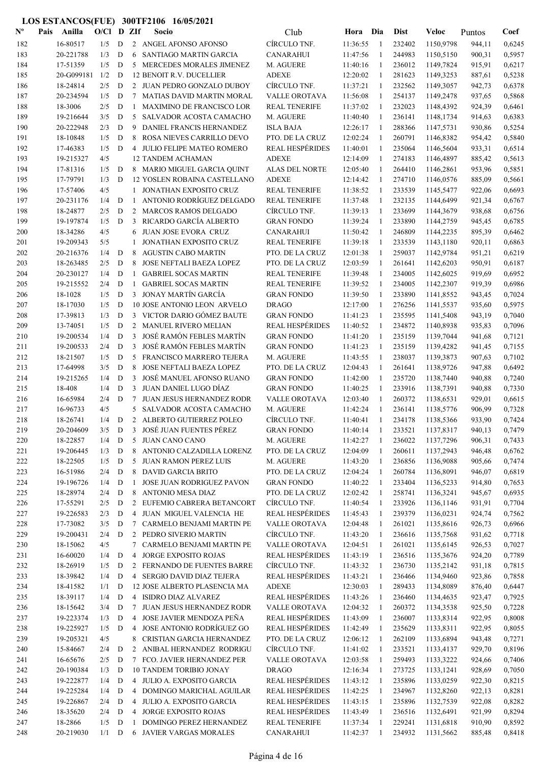**LOS ESTANCOS(FUE) 300TF2106 16/05/2021**

| Nº | Pais | Anilla | O/Cl | D | ZIf | Socio | Club | Hora | Dia | Dist | Veloc | Puntos | Coef |
|---|---|---|---|---|---|---|---|---|---|---|---|---|---|
| 182 | | 16-80517 | 1/5 | D | 2 | ANGEL AFONSO AFONSO | CÍRCULO TNF. | 11:36:55 | 1 | 232402 | 1150,9798 | 944,11 | 0,6245 |
| 183 | | 20-221788 | 1/3 | D | 6 | SANTIAGO MARTIN GARCIA | CANARAHUI | 11:47:56 | 1 | 244983 | 1150,5150 | 900,31 | 0,5957 |
| 184 | | 17-51359 | 1/5 | D | 5 | MERCEDES MORALES JIMENEZ | M. AGUERE | 11:40:16 | 1 | 236012 | 1149,7824 | 915,91 | 0,6217 |
| 185 | | 20-G099181 | 1/2 | D | 12 | BENOIT R.V. DUCELLIER | ADEXE | 12:20:02 | 1 | 281623 | 1149,3253 | 887,61 | 0,5238 |
| 186 | | 18-24814 | 2/5 | D | 2 | JUAN PEDRO GONZALO DUBOY | CÍRCULO TNF. | 11:37:21 | 1 | 232562 | 1149,3057 | 942,73 | 0,6378 |
| 187 | | 20-234594 | 1/5 | D | 7 | MATIAS DAVID MARTIN MORAL | VALLE OROTAVA | 11:56:08 | 1 | 254137 | 1149,2478 | 937,65 | 0,5868 |
| 188 | | 18-3006 | 2/5 | D | 1 | MAXIMINO DE FRANCISCO LOR | REAL TENERIFE | 11:37:02 | 1 | 232023 | 1148,4392 | 924,39 | 0,6461 |
| 189 | | 19-216644 | 3/5 | D | 5 | SALVADOR ACOSTA CAMACHO | M. AGUERE | 11:40:40 | 1 | 236141 | 1148,1734 | 914,63 | 0,6383 |
| 190 | | 20-222948 | 2/3 | D | 9 | DANIEL FRANCIS HERNANDEZ | ISLA BAJA | 12:26:17 | 1 | 288366 | 1147,5731 | 930,86 | 0,5254 |
| 191 | | 18-10848 | 1/5 | D | 8 | ROSA NIEVES CARRILLO DEVO | PTO. DE LA CRUZ | 12:02:24 | 1 | 260791 | 1146,8382 | 954,42 | 0,5840 |
| 192 | | 17-46383 | 1/5 | D | 4 | JULIO FELIPE MATEO ROMERO | REAL HESPÉRIDES | 11:40:01 | 1 | 235064 | 1146,5604 | 933,31 | 0,6514 |
| 193 | | 19-215327 | 4/5 | | 12 | TANDEM ACHAMAN | ADEXE | 12:14:09 | 1 | 274183 | 1146,4897 | 885,42 | 0,5613 |
| 194 | | 17-81316 | 1/5 | D | 8 | MARIO MIGUEL GARCIA QUINT | ALAS DEL NORTE | 12:05:40 | 1 | 264410 | 1146,2861 | 953,96 | 0,5851 |
| 195 | | 17-79791 | 1/3 | D | 12 | YOSLEN ROBAINA CASTELLANO | ADEXE | 12:14:42 | 1 | 274710 | 1146,0576 | 885,09 | 0,5661 |
| 196 | | 17-57406 | 4/5 | | 1 | JONATHAN EXPOSITO CRUZ | REAL TENERIFE | 11:38:52 | 1 | 233539 | 1145,5477 | 922,06 | 0,6693 |
| 197 | | 20-231176 | 1/4 | D | 1 | ANTONIO RODRÍGUEZ DELGADO | REAL TENERIFE | 11:37:48 | 1 | 232135 | 1144,6499 | 921,34 | 0,6767 |
| 198 | | 18-24877 | 2/5 | D | 2 | MARCOS RAMOS DELGADO | CÍRCULO TNF. | 11:39:13 | 1 | 233699 | 1144,3679 | 938,68 | 0,6756 |
| 199 | | 19-197874 | 1/5 | D | 3 | RICARDO GARCÍA ALBERTO | GRAN FONDO | 11:39:24 | 1 | 233890 | 1144,2759 | 945,45 | 0,6785 |
| 200 | | 18-34286 | 4/5 | | 6 | JUAN JOSE EVORA CRUZ | CANARAHUI | 11:50:42 | 1 | 246809 | 1144,2235 | 895,39 | 0,6462 |
| 201 | | 19-209343 | 5/5 | | 1 | JONATHAN EXPOSITO CRUZ | REAL TENERIFE | 11:39:18 | 1 | 233539 | 1143,1180 | 920,11 | 0,6863 |
| 202 | | 20-216376 | 1/4 | D | 8 | AGUSTIN CABO MARTIN | PTO. DE LA CRUZ | 12:01:38 | 1 | 259037 | 1142,9784 | 951,21 | 0,6219 |
| 203 | | 18-263485 | 2/5 | D | 8 | JOSE NEFTALI BAEZA LOPEZ | PTO. DE LA CRUZ | 12:03:59 | 1 | 261641 | 1142,6203 | 950,91 | 0,6187 |
| 204 | | 20-230127 | 1/4 | D | 1 | GABRIEL SOCAS MARTIN | REAL TENERIFE | 11:39:48 | 1 | 234005 | 1142,6025 | 919,69 | 0,6952 |
| 205 | | 19-215552 | 2/4 | D | 1 | GABRIEL SOCAS MARTIN | REAL TENERIFE | 11:39:52 | 1 | 234005 | 1142,2307 | 919,39 | 0,6986 |
| 206 | | 18-1028 | 1/5 | D | 3 | JONAY MARTÍN GARCÍA | GRAN FONDO | 11:39:50 | 1 | 233890 | 1141,8552 | 943,45 | 0,7024 |
| 207 | | 18-17030 | 1/5 | D | 10 | JOSE ANTONIO LEON ARVELO | DRAGO | 12:17:00 | 1 | 276256 | 1141,5537 | 935,60 | 0,5975 |
| 208 | | 17-39813 | 1/3 | D | 3 | VICTOR DARIO GÓMEZ BAUTE | GRAN FONDO | 11:41:23 | 1 | 235595 | 1141,5408 | 943,19 | 0,7040 |
| 209 | | 13-74051 | 1/5 | D | 2 | MANUEL RIVERO MELIAN | REAL HESPÉRIDES | 11:40:52 | 1 | 234872 | 1140,8938 | 935,83 | 0,7096 |
| 210 | | 19-200534 | 1/4 | D | 3 | JOSÉ RAMÓN FEBLES MARTÍN | GRAN FONDO | 11:41:20 | 1 | 235159 | 1139,7044 | 941,68 | 0,7121 |
| 211 | | 19-200533 | 2/4 | D | 3 | JOSÉ RAMÓN FEBLES MARTÍN | GRAN FONDO | 11:41:23 | 1 | 235159 | 1139,4282 | 941,45 | 0,7155 |
| 212 | | 18-21507 | 1/5 | D | 5 | FRANCISCO MARRERO TEJERA | M. AGUERE | 11:43:55 | 1 | 238037 | 1139,3873 | 907,63 | 0,7102 |
| 213 | | 17-64998 | 3/5 | D | 8 | JOSE NEFTALI BAEZA LOPEZ | PTO. DE LA CRUZ | 12:04:43 | 1 | 261641 | 1138,9726 | 947,88 | 0,6492 |
| 214 | | 19-215265 | 1/4 | D | 3 | JOSÉ MANUEL AFONSO RUANO | GRAN FONDO | 11:42:00 | 1 | 235720 | 1138,7440 | 940,88 | 0,7240 |
| 215 | | 18-408 | 1/4 | D | 3 | JUAN DANIEL LUGO DÍAZ | GRAN FONDO | 11:40:25 | 1 | 233916 | 1138,7391 | 940,88 | 0,7330 |
| 216 | | 16-65984 | 2/4 | D | 7 | JUAN JESUS HERNANDEZ RODR | VALLE OROTAVA | 12:03:40 | 1 | 260372 | 1138,6531 | 929,01 | 0,6615 |
| 217 | | 16-96733 | 4/5 | | 5 | SALVADOR ACOSTA CAMACHO | M. AGUERE | 11:42:24 | 1 | 236141 | 1138,5776 | 906,99 | 0,7328 |
| 218 | | 18-26741 | 1/4 | D | 2 | ALBERTO GUTIERREZ POLEO | CÍRCULO TNF. | 11:40:41 | 1 | 234178 | 1138,5366 | 933,90 | 0,7424 |
| 219 | | 20-204609 | 3/5 | D | 3 | JOSÉ JUAN FUENTES PÉREZ | GRAN FONDO | 11:40:14 | 1 | 233521 | 1137,8317 | 940,13 | 0,7479 |
| 220 | | 18-22857 | 1/4 | D | 5 | JUAN CANO CANO | M. AGUERE | 11:42:27 | 1 | 236022 | 1137,7296 | 906,31 | 0,7433 |
| 221 | | 19-206445 | 1/3 | D | 8 | ANTONIO CALZADILLA LORENZ | PTO. DE LA CRUZ | 12:04:09 | 1 | 260611 | 1137,2943 | 946,48 | 0,6762 |
| 222 | | 18-22505 | 1/5 | D | 5 | JUAN RAMON PEREZ LUIS | M. AGUERE | 11:43:20 | 1 | 236856 | 1136,9088 | 905,66 | 0,7474 |
| 223 | | 16-51986 | 2/4 | D | 8 | DAVID GARCIA BRITO | PTO. DE LA CRUZ | 12:04:24 | 1 | 260784 | 1136,8091 | 946,07 | 0,6819 |
| 224 | | 19-196726 | 1/4 | D | 1 | JOSE JUAN RODRIGUEZ PAVON | GRAN FONDO | 11:40:22 | 1 | 233404 | 1136,5233 | 914,80 | 0,7653 |
| 225 | | 18-28974 | 2/4 | D | 8 | ANTONIO MESA DIAZ | PTO. DE LA CRUZ | 12:02:42 | 1 | 258741 | 1136,3241 | 945,67 | 0,6935 |
| 226 | | 17-55291 | 2/5 | D | 2 | EUFEMIO CABRERA BETANCORT | CÍRCULO TNF. | 11:40:54 | 1 | 233926 | 1136,1146 | 931,91 | 0,7704 |
| 227 | | 19-226583 | 2/3 | D | 4 | JUAN MIGUEL VALENCIA HE | REAL HESPÉRIDES | 11:45:43 | 1 | 239379 | 1136,0231 | 924,74 | 0,7562 |
| 228 | | 17-73082 | 3/5 | D | 7 | CARMELO BENJAMI MARTIN PE | VALLE OROTAVA | 12:04:48 | 1 | 261021 | 1135,8616 | 926,73 | 0,6966 |
| 229 | | 19-200431 | 2/4 | D | 2 | PEDRO SIVERIO MARTIN | CÍRCULO TNF. | 11:43:20 | 1 | 236616 | 1135,7568 | 931,62 | 0,7718 |
| 230 | | 18-15062 | 4/5 | | 7 | CARMELO BENJAMI MARTIN PE | VALLE OROTAVA | 12:04:51 | 1 | 261021 | 1135,6145 | 926,53 | 0,7027 |
| 231 | | 16-60020 | 1/4 | D | 4 | JORGE EXPOSITO ROJAS | REAL HESPÉRIDES | 11:43:19 | 1 | 236516 | 1135,3676 | 924,20 | 0,7789 |
| 232 | | 18-26919 | 1/5 | D | 2 | FERNANDO DE FUENTES BARRE | CÍRCULO TNF. | 11:43:32 | 1 | 236730 | 1135,2142 | 931,18 | 0,7815 |
| 233 | | 18-39842 | 1/4 | D | 4 | SERGIO DAVID DIAZ TEJERA | REAL HESPÉRIDES | 11:43:21 | 1 | 236466 | 1134,9460 | 923,86 | 0,7858 |
| 234 | | 18-41582 | 1/1 | D | 12 | JOSE ALBERTO PLASENCIA MA | ADEXE | 12:30:03 | 1 | 289433 | 1134,8089 | 876,40 | 0,6447 |
| 235 | | 18-39117 | 1/4 | D | 4 | ISIDRO DIAZ ALVAREZ | REAL HESPÉRIDES | 11:43:26 | 1 | 236460 | 1134,4635 | 923,47 | 0,7925 |
| 236 | | 18-15642 | 3/4 | D | 7 | JUAN JESUS HERNANDEZ RODR | VALLE OROTAVA | 12:04:32 | 1 | 260372 | 1134,3538 | 925,50 | 0,7228 |
| 237 | | 19-223374 | 1/3 | D | 4 | JOSE JAVIER MENDOZA PEÑA | REAL HESPÉRIDES | 11:43:09 | 1 | 236007 | 1133,8314 | 922,95 | 0,8008 |
| 238 | | 19-225927 | 1/5 | D | 4 | JOSE ANTONIO RODRÍGUEZ GO | REAL HESPÉRIDES | 11:42:49 | 1 | 235629 | 1133,8311 | 922,95 | 0,8055 |
| 239 | | 19-205321 | 4/5 | | 8 | CRISTIAN GARCIA HERNANDEZ | PTO. DE LA CRUZ | 12:06:12 | 1 | 262109 | 1133,6949 | 943,48 | 0,7271 |
| 240 | | 15-84667 | 2/4 | D | 2 | ANIBAL HERNANDEZ RODRIGU | CÍRCULO TNF. | 11:41:02 | 1 | 233521 | 1133,4137 | 929,70 | 0,8196 |
| 241 | | 16-65676 | 2/5 | D | 7 | FCO. JAVIER HERNANDEZ PER | VALLE OROTAVA | 12:03:58 | 1 | 259493 | 1133,3222 | 924,66 | 0,7406 |
| 242 | | 20-190384 | 1/3 | D | 10 | TANDEM TORIBIO JONAY | DRAGO | 12:16:34 | 1 | 273725 | 1133,1241 | 928,69 | 0,7050 |
| 243 | | 19-222877 | 1/4 | D | 4 | JULIO A. EXPOSITO GARCIA | REAL HESPÉRIDES | 11:43:12 | 1 | 235896 | 1133,0259 | 922,30 | 0,8215 |
| 244 | | 19-225284 | 1/4 | D | 4 | DOMINGO MARICHAL AGUILAR | REAL HESPÉRIDES | 11:42:25 | 1 | 234967 | 1132,8260 | 922,13 | 0,8281 |
| 245 | | 19-226867 | 2/4 | D | 4 | JULIO A. EXPOSITO GARCIA | REAL HESPÉRIDES | 11:43:15 | 1 | 235896 | 1132,7539 | 922,08 | 0,8282 |
| 246 | | 18-35620 | 2/4 | D | 4 | JORGE EXPOSITO ROJAS | REAL HESPÉRIDES | 11:43:49 | 1 | 236516 | 1132,6491 | 921,99 | 0,8294 |
| 247 | | 18-2866 | 1/5 | D | 1 | DOMINGO PEREZ HERNANDEZ | REAL TENERIFE | 11:37:34 | 1 | 229241 | 1131,6818 | 910,90 | 0,8592 |
| 248 | | 20-219030 | 1/1 | D | 6 | JAVIER VARGAS MORALES | CANARAHUI | 11:42:37 | 1 | 234932 | 1131,5662 | 885,48 | 0,8418 |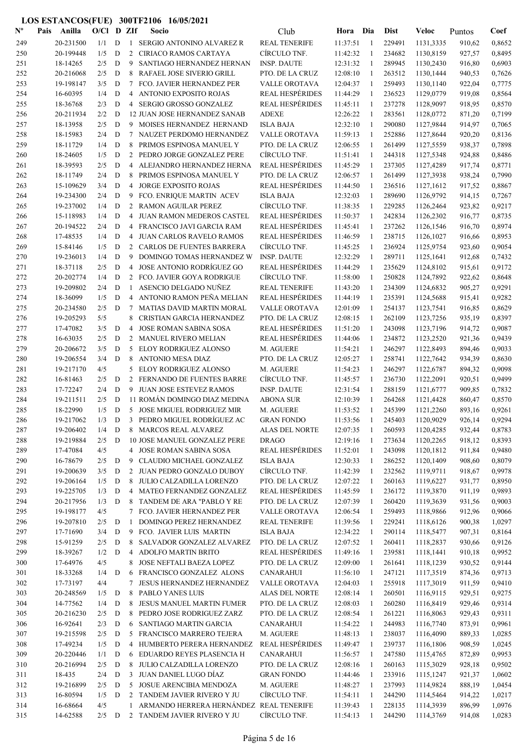# LOS ESTANCOS(FUE) 300TF2106 16/05/2021

| Nº | Pais | Anilla | O/Cl | D | ZIf | Socio | Club | Hora | Dia | Dist | Veloc | Puntos | Coef |
|---|---|---|---|---|---|---|---|---|---|---|---|---|---|
| 249 | | 20-231500 | 1/1 | D | 1 | SERGIO ANTONINO ALVAREZ R | REAL TENERIFE | 11:37:51 | 1 | 229491 | 1131,3335 | 910,62 | 0,8652 |
| 250 | | 20-199448 | 1/5 | D | 2 | CIRIACO RAMOS CARTAYA | CÍRCULO TNF. | 11:42:32 | 1 | 234682 | 1130,8159 | 927,57 | 0,8495 |
| 251 | | 18-14265 | 2/5 | D | 9 | SANTIAGO HERNANDEZ HERNAN | INSP. DAUTE | 12:31:32 | 1 | 289945 | 1130,2430 | 916,80 | 0,6903 |
| 252 | | 20-216068 | 2/5 | D | 8 | RAFAEL JOSE SIVERIO GRILL | PTO. DE LA CRUZ | 12:08:10 | 1 | 263512 | 1130,1444 | 940,53 | 0,7626 |
| 253 | | 19-198147 | 3/5 | D | 7 | FCO. JAVIER HERNANDEZ PER | VALLE OROTAVA | 12:04:37 | 1 | 259493 | 1130,1140 | 922,04 | 0,7775 |
| 254 | | 16-60395 | 1/4 | D | 4 | ANTONIO EXPOSITO ROJAS | REAL HESPÉRIDES | 11:44:29 | 1 | 236523 | 1129,0779 | 919,08 | 0,8564 |
| 255 | | 18-36768 | 2/3 | D | 4 | SERGIO GROSSO GONZALEZ | REAL HESPÉRIDES | 11:45:11 | 1 | 237278 | 1128,9097 | 918,95 | 0,8570 |
| 256 | | 20-211934 | 2/2 | D | 12 | JUAN JOSE HERNANDEZ SANAB | ADEXE | 12:26:22 | 1 | 283561 | 1128,0772 | 871,20 | 0,7199 |
| 257 | | 18-13958 | 2/5 | D | 9 | MOISES HERNANDEZ HERNAND | ISLA BAJA | 12:32:10 | 1 | 290080 | 1127,9844 | 914,97 | 0,7065 |
| 258 | | 18-15983 | 2/4 | D | 7 | NAUZET PERDOMO HERNANDEZ | VALLE OROTAVA | 11:59:13 | 1 | 252886 | 1127,8644 | 920,20 | 0,8136 |
| 259 | | 18-11729 | 1/4 | D | 8 | PRIMOS ESPINOSA MANUEL Y | PTO. DE LA CRUZ | 12:06:55 | 1 | 261499 | 1127,5559 | 938,37 | 0,7898 |
| 260 | | 18-24605 | 1/5 | D | 2 | PEDRO JORGE GONZALEZ PERE | CÍRCULO TNF. | 11:51:41 | 1 | 244318 | 1127,5348 | 924,88 | 0,8486 |
| 261 | | 18-39593 | 2/5 | D | 4 | ALEJANDRO HERNANDEZ HERNA | REAL HESPÉRIDES | 11:45:29 | 1 | 237305 | 1127,4289 | 917,74 | 0,8771 |
| 262 | | 18-11749 | 2/4 | D | 8 | PRIMOS ESPINOSA MANUEL Y | PTO. DE LA CRUZ | 12:06:57 | 1 | 261499 | 1127,3938 | 938,24 | 0,7990 |
| 263 | | 15-109629 | 3/4 | D | 4 | JORGE EXPOSITO ROJAS | REAL HESPÉRIDES | 11:44:50 | 1 | 236516 | 1127,1612 | 917,52 | 0,8867 |
| 264 | | 19-234300 | 2/4 | D | 9 | FCO. ENRIQUE MARTIN ACEV | ISLA BAJA | 12:32:03 | 1 | 289690 | 1126,9792 | 914,15 | 0,7267 |
| 265 | | 19-237002 | 1/4 | D | 2 | RAMON AGUILAR PEREZ | CÍRCULO TNF. | 11:38:35 | 1 | 229285 | 1126,2464 | 923,82 | 0,9217 |
| 266 | | 15-118983 | 1/4 | D | 4 | JUAN RAMON MEDEROS CASTEL | REAL HESPÉRIDES | 11:50:37 | 1 | 242834 | 1126,2302 | 916,77 | 0,8735 |
| 267 | | 20-194522 | 2/4 | D | 4 | FRANCISCO JAVI GARCIA RAM | REAL HESPÉRIDES | 11:45:41 | 1 | 237262 | 1126,1546 | 916,70 | 0,8974 |
| 268 | | 17-48535 | 1/4 | D | 4 | JUAN CARLOS RAVELO RAMOS | REAL HESPÉRIDES | 11:46:59 | 1 | 238715 | 1126,1027 | 916,66 | 0,8953 |
| 269 | | 15-84146 | 1/5 | D | 2 | CARLOS DE FUENTES BARRERA | CÍRCULO TNF. | 11:45:25 | 1 | 236924 | 1125,9754 | 923,60 | 0,9054 |
| 270 | | 19-236013 | 1/4 | D | 9 | DOMINGO TOMAS HERNANDEZ W | INSP. DAUTE | 12:32:29 | 1 | 289711 | 1125,1641 | 912,68 | 0,7432 |
| 271 | | 18-37118 | 2/5 | D | 4 | JOSE ANTONIO RODRÍGUEZ GO | REAL HESPÉRIDES | 11:44:29 | 1 | 235629 | 1124,8102 | 915,61 | 0,9172 |
| 272 | | 20-202774 | 1/4 | D | 2 | FCO. JAVIER GOYA RODRIGUE | CÍRCULO TNF. | 11:58:00 | 1 | 250828 | 1124,7892 | 922,62 | 0,8648 |
| 273 | | 19-209802 | 2/4 | D | 1 | ASENCIO DELGADO NUÑEZ | REAL TENERIFE | 11:43:20 | 1 | 234309 | 1124,6832 | 905,27 | 0,9291 |
| 274 | | 18-36099 | 1/5 | D | 4 | ANTONIO RAMON PEÑA MELIAN | REAL HESPÉRIDES | 11:44:19 | 1 | 235391 | 1124,5688 | 915,41 | 0,9282 |
| 275 | | 20-234580 | 2/5 | D | 7 | MATIAS DAVID MARTIN MORAL | VALLE OROTAVA | 12:01:09 | 1 | 254137 | 1123,7541 | 916,85 | 0,8629 |
| 276 | | 19-205293 | 5/5 | | 8 | CRISTIAN GARCIA HERNANDEZ | PTO. DE LA CRUZ | 12:08:15 | 1 | 262109 | 1123,7256 | 935,19 | 0,8397 |
| 277 | | 17-47082 | 3/5 | D | 4 | JOSE ROMAN SABINA SOSA | REAL HESPÉRIDES | 11:51:20 | 1 | 243098 | 1123,7196 | 914,72 | 0,9087 |
| 278 | | 16-63035 | 2/5 | D | 2 | MANUEL RIVERO MELIAN | REAL HESPÉRIDES | 11:44:06 | 1 | 234872 | 1123,2520 | 921,36 | 0,9439 |
| 279 | | 20-206672 | 3/5 | D | 5 | ELOY RODRIGUEZ ALONSO | M. AGUERE | 11:54:21 | 1 | 246297 | 1122,8493 | 894,46 | 0,9033 |
| 280 | | 19-206554 | 3/4 | D | 8 | ANTONIO MESA DIAZ | PTO. DE LA CRUZ | 12:05:27 | 1 | 258741 | 1122,7642 | 934,39 | 0,8630 |
| 281 | | 19-217170 | 4/5 | | 5 | ELOY RODRIGUEZ ALONSO | M. AGUERE | 11:54:23 | 1 | 246297 | 1122,6787 | 894,32 | 0,9098 |
| 282 | | 16-81463 | 2/5 | D | 2 | FERNANDO DE FUENTES BARRE | CÍRCULO TNF. | 11:45:57 | 1 | 236720 | 1122,2091 | 920,51 | 0,9499 |
| 283 | | 17-72247 | 2/4 | D | 9 | JUAN JOSE ESTEVEZ RAMOS | INSP. DAUTE | 12:31:54 | 1 | 288159 | 1121,6777 | 909,85 | 0,7832 |
| 284 | | 19-211511 | 2/5 | D | 11 | ROMÁN DOMINGO DIAZ MEDINA | ABONA SUR | 12:10:39 | 1 | 264268 | 1121,4428 | 860,47 | 0,8570 |
| 285 | | 18-22990 | 1/5 | D | 5 | JOSE MIGUEL RODRIGUEZ MIR | M. AGUERE | 11:53:52 | 1 | 245399 | 1121,2260 | 893,16 | 0,9261 |
| 286 | | 19-217062 | 1/3 | D | 3 | PEDRO MIGUEL RODRÍGUEZ AC | GRAN FONDO | 11:53:56 | 1 | 245403 | 1120,9029 | 926,14 | 0,9294 |
| 287 | | 19-206402 | 1/4 | D | 8 | MARCOS REAL ALVAREZ | ALAS DEL NORTE | 12:07:35 | 1 | 260593 | 1120,4285 | 932,44 | 0,8783 |
| 288 | | 19-219884 | 2/5 | D | 10 | JOSE MANUEL GONZALEZ PERE | DRAGO | 12:19:16 | 1 | 273634 | 1120,2265 | 918,12 | 0,8393 |
| 289 | | 17-47084 | 4/5 | | 4 | JOSE ROMAN SABINA SOSA | REAL HESPÉRIDES | 11:52:01 | 1 | 243098 | 1120,1812 | 911,84 | 0,9480 |
| 290 | | 16-78679 | 2/5 | D | 9 | CLAUDIO MICHAEL GONZALEZ | ISLA BAJA | 12:30:33 | 1 | 286252 | 1120,1409 | 908,60 | 0,8079 |
| 291 | | 19-200639 | 3/5 | D | 2 | JUAN PEDRO GONZALO DUBOY | CÍRCULO TNF. | 11:42:39 | 1 | 232562 | 1119,9711 | 918,67 | 0,9978 |
| 292 | | 19-206164 | 1/5 | D | 8 | JULIO CALZADILLA LORENZO | PTO. DE LA CRUZ | 12:07:22 | 1 | 260163 | 1119,6227 | 931,77 | 0,8950 |
| 293 | | 19-225705 | 1/3 | D | 4 | MATEO FERNANDEZ GONZALEZ | REAL HESPÉRIDES | 11:45:59 | 1 | 236172 | 1119,3870 | 911,19 | 0,9893 |
| 294 | | 20-217956 | 1/3 | D | 8 | TANDEM DE ARA "PABLO Y RE | PTO. DE LA CRUZ | 12:07:39 | 1 | 260420 | 1119,3639 | 931,56 | 0,9003 |
| 295 | | 19-198177 | 4/5 | | 7 | FCO. JAVIER HERNANDEZ PER | VALLE OROTAVA | 12:06:54 | 1 | 259493 | 1118,9866 | 912,96 | 0,9066 |
| 296 | | 19-207810 | 2/5 | D | 1 | DOMINGO PEREZ HERNANDEZ | REAL TENERIFE | 11:39:56 | 1 | 229241 | 1118,6126 | 900,38 | 1,0297 |
| 297 | | 17-71690 | 3/4 | D | 9 | FCO. JAVIER LUIS MARTIN | ISLA BAJA | 12:34:22 | 1 | 290114 | 1118,5477 | 907,31 | 0,8164 |
| 298 | | 15-91259 | 2/5 | D | 8 | SALVADOR GONZALEZ ALVAREZ | PTO. DE LA CRUZ | 12:07:52 | 1 | 260411 | 1118,2837 | 930,66 | 0,9126 |
| 299 | | 18-39267 | 1/2 | D | 4 | ADOLFO MARTIN BRITO | REAL HESPÉRIDES | 11:49:16 | 1 | 239581 | 1118,1441 | 910,18 | 0,9952 |
| 300 | | 17-64976 | 4/5 | | 8 | JOSE NEFTALI BAEZA LOPEZ | PTO. DE LA CRUZ | 12:09:00 | 1 | 261641 | 1118,1239 | 930,52 | 0,9144 |
| 301 | | 18-33268 | 1/4 | D | 6 | FRANCISCO GONZALEZ ALONS | CANARAHUI | 11:56:10 | 1 | 247121 | 1117,3519 | 874,36 | 0,9713 |
| 302 | | 17-73197 | 4/4 | | 7 | JESUS HERNANDEZ HERNANDEZ | VALLE OROTAVA | 12:04:03 | 1 | 255918 | 1117,3019 | 911,59 | 0,9410 |
| 303 | | 20-248569 | 1/5 | D | 8 | PABLO YANES LUIS | ALAS DEL NORTE | 12:08:14 | 1 | 260501 | 1116,9115 | 929,51 | 0,9275 |
| 304 | | 14-77562 | 1/4 | D | 8 | JESUS MANUEL MARTIN FUMER | PTO. DE LA CRUZ | 12:08:03 | 1 | 260280 | 1116,8419 | 929,46 | 0,9314 |
| 305 | | 20-216230 | 2/5 | D | 8 | PEDRO JOSE RODRIGUEZ ZARZ | PTO. DE LA CRUZ | 12:08:54 | 1 | 261221 | 1116,8063 | 929,43 | 0,9311 |
| 306 | | 16-92641 | 2/3 | D | 6 | SANTIAGO MARTIN GARCIA | CANARAHUI | 11:54:22 | 1 | 244983 | 1116,7740 | 873,91 | 0,9961 |
| 307 | | 19-215598 | 2/5 | D | 5 | FRANCISCO MARRERO TEJERA | M. AGUERE | 11:48:13 | 1 | 238037 | 1116,4090 | 889,33 | 1,0285 |
| 308 | | 17-49234 | 1/5 | D | 4 | HUMBERTO PERERA HERNANDEZ | REAL HESPÉRIDES | 11:49:47 | 1 | 239737 | 1116,1806 | 908,59 | 1,0245 |
| 309 | | 20-220446 | 1/1 | D | 6 | EDUARDO REYES PLASENCIA H | CANARAHUI | 11:56:57 | 1 | 247580 | 1115,4765 | 872,89 | 0,9953 |
| 310 | | 20-216994 | 2/5 | D | 8 | JULIO CALZADILLA LORENZO | PTO. DE LA CRUZ | 12:08:16 | 1 | 260163 | 1115,3029 | 928,18 | 0,9502 |
| 311 | | 18-435 | 2/4 | D | 3 | JUAN DANIEL LUGO DÍAZ | GRAN FONDO | 11:44:46 | 1 | 233916 | 1115,1247 | 921,37 | 1,0602 |
| 312 | | 19-216899 | 2/5 | D | 5 | JOSUE ARENCIBIA MENDOZA | M. AGUERE | 11:48:27 | 1 | 237993 | 1114,9824 | 888,19 | 1,0454 |
| 313 | | 16-80594 | 1/5 | D | 2 | TANDEM JAVIER RIVERO Y JU | CÍRCULO TNF. | 11:54:11 | 1 | 244290 | 1114,5464 | 914,22 | 1,0217 |
| 314 | | 16-68664 | 4/5 | | 1 | ARMANDO HERRERA HERNÁNDEZ | REAL TENERIFE | 11:39:43 | 1 | 228135 | 1114,3939 | 896,99 | 1,0976 |
| 315 | | 14-62588 | 2/5 | D | 2 | TANDEM JAVIER RIVERO Y JU | CÍRCULO TNF. | 11:54:13 | 1 | 244290 | 1114,3769 | 914,08 | 1,0283 |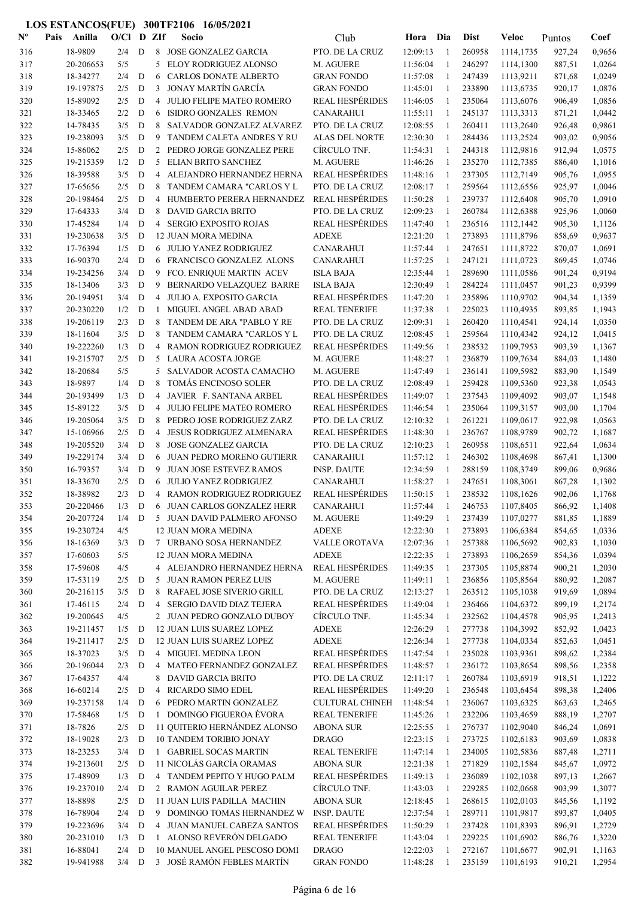**LOS ESTANCOS(FUE) 300TF2106 16/05/2021**

| Nº | Pais | Anilla | O/Cl | D | ZIf | Socio | Club | Hora | Dia | Dist | Veloc | Puntos | Coef |
|---|---|---|---|---|---|---|---|---|---|---|---|---|---|
| 316 | | 18-9809 | 2/4 | D | 8 | JOSE GONZALEZ GARCIA | PTO. DE LA CRUZ | 12:09:13 | 1 | 260958 | 1114,1735 | 927,24 | 0,9656 |
| 317 | | 20-206653 | 5/5 | | 5 | ELOY RODRIGUEZ ALONSO | M. AGUERE | 11:56:04 | 1 | 246297 | 1114,1300 | 887,51 | 1,0264 |
| 318 | | 18-34277 | 2/4 | D | 6 | CARLOS DONATE ALBERTO | GRAN FONDO | 11:57:08 | 1 | 247439 | 1113,9211 | 871,68 | 1,0249 |
| 319 | | 19-197875 | 2/5 | D | 3 | JONAY MARTÍN GARCÍA | GRAN FONDO | 11:45:01 | 1 | 233890 | 1113,6735 | 920,17 | 1,0876 |
| 320 | | 15-89092 | 2/5 | D | 4 | JULIO FELIPE MATEO ROMERO | REAL HESPÉRIDES | 11:46:05 | 1 | 235064 | 1113,6076 | 906,49 | 1,0856 |
| 321 | | 18-33465 | 2/2 | D | 6 | ISIDRO GONZALES REMON | CANARAHUI | 11:55:11 | 1 | 245137 | 1113,3313 | 871,21 | 1,0442 |
| 322 | | 14-78435 | 3/5 | D | 8 | SALVADOR GONZALEZ ALVAREZ | PTO. DE LA CRUZ | 12:08:55 | 1 | 260411 | 1113,2640 | 926,48 | 0,9861 |
| 323 | | 19-238093 | 3/5 | D | 9 | TANDEM CALETA ANDRES Y RU | ALAS DEL NORTE | 12:30:30 | 1 | 284436 | 1113,2524 | 903,02 | 0,9056 |
| 324 | | 15-86062 | 2/5 | D | 2 | PEDRO JORGE GONZALEZ PERE | CÍRCULO TNF. | 11:54:31 | 1 | 244318 | 1112,9816 | 912,94 | 1,0575 |
| 325 | | 19-215359 | 1/2 | D | 5 | ELIAN BRITO SANCHEZ | M. AGUERE | 11:46:26 | 1 | 235270 | 1112,7385 | 886,40 | 1,1016 |
| 326 | | 18-39588 | 3/5 | D | 4 | ALEJANDRO HERNANDEZ HERNA | REAL HESPÉRIDES | 11:48:16 | 1 | 237305 | 1112,7149 | 905,76 | 1,0955 |
| 327 | | 17-65656 | 2/5 | D | 8 | TANDEM CAMARA "CARLOS Y L | PTO. DE LA CRUZ | 12:08:17 | 1 | 259564 | 1112,6556 | 925,97 | 1,0046 |
| 328 | | 20-198464 | 2/5 | D | 4 | HUMBERTO PERERA HERNANDEZ | REAL HESPÉRIDES | 11:50:28 | 1 | 239737 | 1112,6408 | 905,70 | 1,0910 |
| 329 | | 17-64333 | 3/4 | D | 8 | DAVID GARCIA BRITO | PTO. DE LA CRUZ | 12:09:23 | 1 | 260784 | 1112,6388 | 925,96 | 1,0060 |
| 330 | | 17-45284 | 1/4 | D | 4 | SERGIO EXPOSITO ROJAS | REAL HESPÉRIDES | 11:47:40 | 1 | 236516 | 1112,1442 | 905,30 | 1,1126 |
| 331 | | 19-230638 | 3/5 | D | 12 | JUAN MORA MEDINA | ADEXE | 12:21:20 | 1 | 273893 | 1111,8796 | 858,69 | 0,9637 |
| 332 | | 17-76394 | 1/5 | D | 6 | JULIO YANEZ RODRIGUEZ | CANARAHUI | 11:57:44 | 1 | 247651 | 1111,8722 | 870,07 | 1,0691 |
| 333 | | 16-90370 | 2/4 | D | 6 | FRANCISCO GONZALEZ ALONS | CANARAHUI | 11:57:25 | 1 | 247121 | 1111,0723 | 869,45 | 1,0746 |
| 334 | | 19-234256 | 3/4 | D | 9 | FCO. ENRIQUE MARTIN ACEV | ISLA BAJA | 12:35:44 | 1 | 289690 | 1111,0586 | 901,24 | 0,9194 |
| 335 | | 18-13406 | 3/3 | D | 9 | BERNARDO VELAZQUEZ BARRE | ISLA BAJA | 12:30:49 | 1 | 284224 | 1111,0457 | 901,23 | 0,9399 |
| 336 | | 20-194951 | 3/4 | D | 4 | JULIO A. EXPOSITO GARCIA | REAL HESPÉRIDES | 11:47:20 | 1 | 235896 | 1110,9702 | 904,34 | 1,1359 |
| 337 | | 20-230220 | 1/2 | D | 1 | MIGUEL ANGEL ABAD ABAD | REAL TENERIFE | 11:37:38 | 1 | 225023 | 1110,4935 | 893,85 | 1,1943 |
| 338 | | 19-206119 | 2/3 | D | 8 | TANDEM DE ARA "PABLO Y RE | PTO. DE LA CRUZ | 12:09:31 | 1 | 260420 | 1110,4541 | 924,14 | 1,0350 |
| 339 | | 18-11604 | 3/5 | D | 8 | TANDEM CAMARA "CARLOS Y L | PTO. DE LA CRUZ | 12:08:45 | 1 | 259564 | 1110,4342 | 924,12 | 1,0415 |
| 340 | | 19-222260 | 1/3 | D | 4 | RAMON RODRIGUEZ RODRIGUEZ | REAL HESPÉRIDES | 11:49:56 | 1 | 238532 | 1109,7953 | 903,39 | 1,1367 |
| 341 | | 19-215707 | 2/5 | D | 5 | LAURA ACOSTA JORGE | M. AGUERE | 11:48:27 | 1 | 236879 | 1109,7634 | 884,03 | 1,1480 |
| 342 | | 18-20684 | 5/5 | | 5 | SALVADOR ACOSTA CAMACHO | M. AGUERE | 11:47:49 | 1 | 236141 | 1109,5982 | 883,90 | 1,1549 |
| 343 | | 18-9897 | 1/4 | D | 8 | TOMÁS ENCINOSO SOLER | PTO. DE LA CRUZ | 12:08:49 | 1 | 259428 | 1109,5360 | 923,38 | 1,0543 |
| 344 | | 20-193499 | 1/3 | D | 4 | JAVIER F. SANTANA ARBEL | REAL HESPÉRIDES | 11:49:07 | 1 | 237543 | 1109,4092 | 903,07 | 1,1548 |
| 345 | | 15-89122 | 3/5 | D | 4 | JULIO FELIPE MATEO ROMERO | REAL HESPÉRIDES | 11:46:54 | 1 | 235064 | 1109,3157 | 903,00 | 1,1704 |
| 346 | | 19-205064 | 3/5 | D | 8 | PEDRO JOSE RODRIGUEZ ZARZ | PTO. DE LA CRUZ | 12:10:32 | 1 | 261221 | 1109,0617 | 922,98 | 1,0563 |
| 347 | | 15-106966 | 2/5 | D | 4 | JESUS RODRIGUEZ ALMENARA | REAL HESPÉRIDES | 11:48:30 | 1 | 236767 | 1108,9789 | 902,72 | 1,1687 |
| 348 | | 19-205520 | 3/4 | D | 8 | JOSE GONZALEZ GARCIA | PTO. DE LA CRUZ | 12:10:23 | 1 | 260958 | 1108,6511 | 922,64 | 1,0634 |
| 349 | | 19-229174 | 3/4 | D | 6 | JUAN PEDRO MORENO GUTIERR | CANARAHUI | 11:57:12 | 1 | 246302 | 1108,4698 | 867,41 | 1,1300 |
| 350 | | 16-79357 | 3/4 | D | 9 | JUAN JOSE ESTEVEZ RAMOS | INSP. DAUTE | 12:34:59 | 1 | 288159 | 1108,3749 | 899,06 | 0,9686 |
| 351 | | 18-33670 | 2/5 | D | 6 | JULIO YANEZ RODRIGUEZ | CANARAHUI | 11:58:27 | 1 | 247651 | 1108,3061 | 867,28 | 1,1302 |
| 352 | | 18-38982 | 2/3 | D | 4 | RAMON RODRIGUEZ RODRIGUEZ | REAL HESPÉRIDES | 11:50:15 | 1 | 238532 | 1108,1626 | 902,06 | 1,1768 |
| 353 | | 20-220466 | 1/3 | D | 6 | JUAN CARLOS GONZALEZ HERR | CANARAHUI | 11:57:44 | 1 | 246753 | 1107,8405 | 866,92 | 1,1408 |
| 354 | | 20-207724 | 1/4 | D | 5 | JUAN DAVID PALMERO AFONSO | M. AGUERE | 11:49:29 | 1 | 237439 | 1107,0277 | 881,85 | 1,1889 |
| 355 | | 19-230724 | 4/5 | | 12 | JUAN MORA MEDINA | ADEXE | 12:22:30 | 1 | 273893 | 1106,6384 | 854,65 | 1,0336 |
| 356 | | 18-16369 | 3/3 | D | 7 | URBANO SOSA HERNANDEZ | VALLE OROTAVA | 12:07:36 | 1 | 257388 | 1106,5692 | 902,83 | 1,1030 |
| 357 | | 17-60603 | 5/5 | | 12 | JUAN MORA MEDINA | ADEXE | 12:22:35 | 1 | 273893 | 1106,2659 | 854,36 | 1,0394 |
| 358 | | 17-59608 | 4/5 | | 4 | ALEJANDRO HERNANDEZ HERNA | REAL HESPÉRIDES | 11:49:35 | 1 | 237305 | 1105,8874 | 900,21 | 1,2030 |
| 359 | | 17-53119 | 2/5 | D | 5 | JUAN RAMON PEREZ LUIS | M. AGUERE | 11:49:11 | 1 | 236856 | 1105,8564 | 880,92 | 1,2087 |
| 360 | | 20-216115 | 3/5 | D | 8 | RAFAEL JOSE SIVERIO GRILL | PTO. DE LA CRUZ | 12:13:27 | 1 | 263512 | 1105,1038 | 919,69 | 1,0894 |
| 361 | | 17-46115 | 2/4 | D | 4 | SERGIO DAVID DIAZ TEJERA | REAL HESPÉRIDES | 11:49:04 | 1 | 236466 | 1104,6372 | 899,19 | 1,2174 |
| 362 | | 19-200645 | 4/5 | | 2 | JUAN PEDRO GONZALO DUBOY | CÍRCULO TNF. | 11:45:34 | 1 | 232562 | 1104,4578 | 905,95 | 1,2413 |
| 363 | | 19-211457 | 1/5 | D | 12 | JUAN LUIS SUAREZ LOPEZ | ADEXE | 12:26:29 | 1 | 277738 | 1104,3992 | 852,92 | 1,0423 |
| 364 | | 19-211417 | 2/5 | D | 12 | JUAN LUIS SUAREZ LOPEZ | ADEXE | 12:26:34 | 1 | 277738 | 1104,0334 | 852,63 | 1,0451 |
| 365 | | 18-37023 | 3/5 | D | 4 | MIGUEL MEDINA LEON | REAL HESPÉRIDES | 11:47:54 | 1 | 235028 | 1103,9361 | 898,62 | 1,2384 |
| 366 | | 20-196044 | 2/3 | D | 4 | MATEO FERNANDEZ GONZALEZ | REAL HESPÉRIDES | 11:48:57 | 1 | 236172 | 1103,8654 | 898,56 | 1,2358 |
| 367 | | 17-64357 | 4/4 | | 8 | DAVID GARCIA BRITO | PTO. DE LA CRUZ | 12:11:17 | 1 | 260784 | 1103,6919 | 918,51 | 1,1222 |
| 368 | | 16-60214 | 2/5 | D | 4 | RICARDO SIMO EDEL | REAL HESPÉRIDES | 11:49:20 | 1 | 236548 | 1103,6454 | 898,38 | 1,2406 |
| 369 | | 19-237158 | 1/4 | D | 6 | PEDRO MARTIN GONZALEZ | CULTURAL CHINEH | 11:48:54 | 1 | 236067 | 1103,6325 | 863,63 | 1,2465 |
| 370 | | 17-58468 | 1/5 | D | 1 | DOMINGO FIGUEROA ÉVORA | REAL TENERIFE | 11:45:26 | 1 | 232206 | 1103,4659 | 888,19 | 1,2707 |
| 371 | | 18-7826 | 2/5 | D | 11 | QUITERIO HERNÁNDEZ ALONSO | ABONA SUR | 12:25:55 | 1 | 276737 | 1102,9040 | 846,24 | 1,0691 |
| 372 | | 18-19028 | 2/3 | D | 10 | TANDEM TORIBIO JONAY | DRAGO | 12:23:15 | 1 | 273725 | 1102,6183 | 903,69 | 1,0838 |
| 373 | | 18-23253 | 3/4 | D | 1 | GABRIEL SOCAS MARTIN | REAL TENERIFE | 11:47:14 | 1 | 234005 | 1102,5836 | 887,48 | 1,2711 |
| 374 | | 19-213601 | 2/5 | D | 11 | NICOLÁS GARCÍA ORAMAS | ABONA SUR | 12:21:38 | 1 | 271829 | 1102,1584 | 845,67 | 1,0972 |
| 375 | | 17-48909 | 1/3 | D | 4 | TANDEM PEPITO Y HUGO PALM | REAL HESPÉRIDES | 11:49:13 | 1 | 236089 | 1102,1038 | 897,13 | 1,2667 |
| 376 | | 19-237010 | 2/4 | D | 2 | RAMON AGUILAR PEREZ | CÍRCULO TNF. | 11:43:03 | 1 | 229285 | 1102,0668 | 903,99 | 1,3077 |
| 377 | | 18-8898 | 2/5 | D | 11 | JUAN LUIS PADILLA MACHIN | ABONA SUR | 12:18:45 | 1 | 268615 | 1102,0103 | 845,56 | 1,1192 |
| 378 | | 16-78904 | 2/4 | D | 9 | DOMINGO TOMAS HERNANDEZ W | INSP. DAUTE | 12:37:54 | 1 | 289711 | 1101,9817 | 893,87 | 1,0405 |
| 379 | | 19-223696 | 3/4 | D | 4 | JUAN MANUEL CABEZA SANTOS | REAL HESPÉRIDES | 11:50:29 | 1 | 237428 | 1101,8393 | 896,91 | 1,2729 |
| 380 | | 20-231010 | 1/3 | D | 1 | ALONSO REVERÓN DELGADO | REAL TENERIFE | 11:43:04 | 1 | 229225 | 1101,6902 | 886,76 | 1,3220 |
| 381 | | 16-88041 | 2/4 | D | 10 | MANUEL ANGEL PESCOSO DOMI | DRAGO | 12:22:03 | 1 | 272167 | 1101,6677 | 902,91 | 1,1163 |
| 382 | | 19-941988 | 3/4 | D | 3 | JOSÉ RAMÓN FEBLES MARTÍN | GRAN FONDO | 11:48:28 | 1 | 235159 | 1101,6193 | 910,21 | 1,2954 |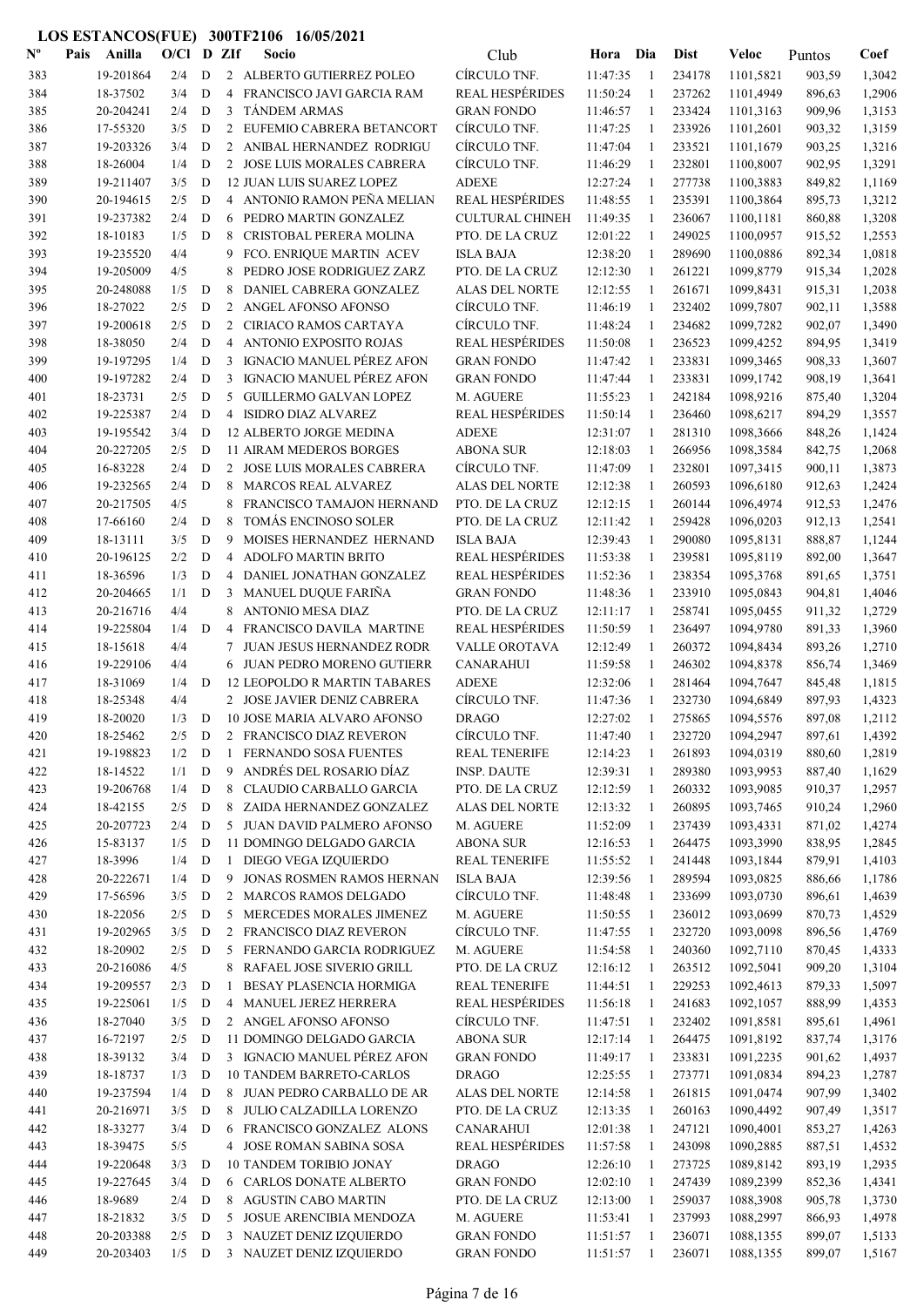**LOS ESTANCOS(FUE) 300TF2106 16/05/2021**

| Nº | Pais | Anilla | O/Cl | D | ZIf | Socio | Club | Hora | Dia | Dist | Veloc | Puntos | Coef |
|---|---|---|---|---|---|---|---|---|---|---|---|---|---|
| 383 | | 19-201864 | 2/4 | D | 2 | ALBERTO GUTIERREZ POLEO | CÍRCULO TNF. | 11:47:35 | 1 | 234178 | 1101,5821 | 903,59 | 1,3042 |
| 384 | | 18-37502 | 3/4 | D | 4 | FRANCISCO JAVI GARCIA RAM | REAL HESPÉRIDES | 11:50:24 | 1 | 237262 | 1101,4949 | 896,63 | 1,2906 |
| 385 | | 20-204241 | 2/4 | D | 3 | TÁNDEM ARMAS | GRAN FONDO | 11:46:57 | 1 | 233424 | 1101,3163 | 909,96 | 1,3153 |
| 386 | | 17-55320 | 3/5 | D | 2 | EUFEMIO CABRERA BETANCORT | CÍRCULO TNF. | 11:47:25 | 1 | 233926 | 1101,2601 | 903,32 | 1,3159 |
| 387 | | 19-203326 | 3/4 | D | 2 | ANIBAL HERNANDEZ RODRIGU | CÍRCULO TNF. | 11:47:04 | 1 | 233521 | 1101,1679 | 903,25 | 1,3216 |
| 388 | | 18-26004 | 1/4 | D | 2 | JOSE LUIS MORALES CABRERA | CÍRCULO TNF. | 11:46:29 | 1 | 232801 | 1100,8007 | 902,95 | 1,3291 |
| 389 | | 19-211407 | 3/5 | D | 12 | JUAN LUIS SUAREZ LOPEZ | ADEXE | 12:27:24 | 1 | 277738 | 1100,3883 | 849,82 | 1,1169 |
| 390 | | 20-194615 | 2/5 | D | 4 | ANTONIO RAMON PEÑA MELIAN | REAL HESPÉRIDES | 11:48:55 | 1 | 235391 | 1100,3864 | 895,73 | 1,3212 |
| 391 | | 19-237382 | 2/4 | D | 6 | PEDRO MARTIN GONZALEZ | CULTURAL CHINEH | 11:49:35 | 1 | 236067 | 1100,1181 | 860,88 | 1,3208 |
| 392 | | 18-10183 | 1/5 | D | 8 | CRISTOBAL PERERA MOLINA | PTO. DE LA CRUZ | 12:01:22 | 1 | 249025 | 1100,0957 | 915,52 | 1,2553 |
| 393 | | 19-235520 | 4/4 | | 9 | FCO. ENRIQUE MARTIN ACEV | ISLA BAJA | 12:38:20 | 1 | 289690 | 1100,0886 | 892,34 | 1,0818 |
| 394 | | 19-205009 | 4/5 | | 8 | PEDRO JOSE RODRIGUEZ ZARZ | PTO. DE LA CRUZ | 12:12:30 | 1 | 261221 | 1099,8779 | 915,34 | 1,2028 |
| 395 | | 20-248088 | 1/5 | D | 8 | DANIEL CABRERA GONZALEZ | ALAS DEL NORTE | 12:12:55 | 1 | 261682 | 1099,8431 | 915,31 | 1,2038 |
| 396 | | 18-27022 | 2/5 | D | 2 | ANGEL AFONSO AFONSO | CÍRCULO TNF. | 11:46:19 | 1 | 232402 | 1099,7807 | 902,11 | 1,3588 |
| 397 | | 19-200618 | 2/5 | D | 2 | CIRIACO RAMOS CARTAYA | CÍRCULO TNF. | 11:48:24 | 1 | 234682 | 1099,7282 | 902,07 | 1,3490 |
| 398 | | 18-38050 | 2/4 | D | 4 | ANTONIO EXPOSITO ROJAS | REAL HESPÉRIDES | 11:50:08 | 1 | 236523 | 1099,4252 | 894,95 | 1,3419 |
| 399 | | 19-197295 | 1/4 | D | 3 | IGNACIO MANUEL PÉREZ AFON | GRAN FONDO | 11:47:42 | 1 | 233831 | 1099,3465 | 908,33 | 1,3607 |
| 400 | | 19-197282 | 2/4 | D | 3 | IGNACIO MANUEL PÉREZ AFON | GRAN FONDO | 11:47:44 | 1 | 233831 | 1099,1742 | 908,19 | 1,3641 |
| 401 | | 18-23731 | 2/5 | D | 5 | GUILLERMO GALVAN LOPEZ | M. AGUERE | 11:55:23 | 1 | 242184 | 1098,9216 | 875,40 | 1,3204 |
| 402 | | 19-225387 | 2/4 | D | 4 | ISIDRO DIAZ ALVAREZ | REAL HESPÉRIDES | 11:50:14 | 1 | 236460 | 1098,6217 | 894,29 | 1,3557 |
| 403 | | 19-195542 | 3/4 | D | 12 | ALBERTO JORGE MEDINA | ADEXE | 12:31:07 | 1 | 281310 | 1098,3666 | 848,26 | 1,1424 |
| 404 | | 20-227205 | 2/5 | D | 11 | AIRAM MEDEROS BORGES | ABONA SUR | 12:18:03 | 1 | 266956 | 1098,3584 | 842,75 | 1,2068 |
| 405 | | 16-83228 | 2/4 | D | 2 | JOSE LUIS MORALES CABRERA | CÍRCULO TNF. | 11:47:09 | 1 | 232801 | 1097,3415 | 900,11 | 1,3873 |
| 406 | | 19-232565 | 2/4 | D | 8 | MARCOS REAL ALVAREZ | ALAS DEL NORTE | 12:12:38 | 1 | 260593 | 1096,6180 | 912,63 | 1,2424 |
| 407 | | 20-217505 | 4/5 | | 8 | FRANCISCO TAMAJON HERNAND | PTO. DE LA CRUZ | 12:12:15 | 1 | 260144 | 1096,4974 | 912,53 | 1,2476 |
| 408 | | 17-66160 | 2/4 | D | 8 | TOMÁS ENCINOSO SOLER | PTO. DE LA CRUZ | 12:11:42 | 1 | 259428 | 1096,0203 | 912,13 | 1,2541 |
| 409 | | 18-13111 | 3/5 | D | 9 | MOISES HERNANDEZ HERNAND | ISLA BAJA | 12:39:43 | 1 | 290080 | 1095,8131 | 888,87 | 1,1244 |
| 410 | | 20-196125 | 2/2 | D | 4 | ADOLFO MARTIN BRITO | REAL HESPÉRIDES | 11:53:38 | 1 | 239581 | 1095,8119 | 892,00 | 1,3647 |
| 411 | | 18-36596 | 1/3 | D | 4 | DANIEL JONATHAN GONZALEZ | REAL HESPÉRIDES | 11:52:36 | 1 | 238354 | 1095,3768 | 891,65 | 1,3751 |
| 412 | | 20-204665 | 1/1 | D | 3 | MANUEL DUQUE FARIÑA | GRAN FONDO | 11:48:36 | 1 | 233910 | 1095,0843 | 904,81 | 1,4046 |
| 413 | | 20-216716 | 4/4 | | 8 | ANTONIO MESA DIAZ | PTO. DE LA CRUZ | 12:11:17 | 1 | 258741 | 1095,0455 | 911,32 | 1,2729 |
| 414 | | 19-225804 | 1/4 | D | 4 | FRANCISCO DAVILA MARTINE | REAL HESPÉRIDES | 11:50:59 | 1 | 236497 | 1094,9780 | 891,33 | 1,3960 |
| 415 | | 18-15618 | 4/4 | | 7 | JUAN JESUS HERNANDEZ RODR | VALLE OROTAVA | 12:12:49 | 1 | 260372 | 1094,8434 | 893,26 | 1,2710 |
| 416 | | 19-229106 | 4/4 | | 6 | JUAN PEDRO MORENO GUTIERR | CANARAHUI | 11:59:58 | 1 | 246302 | 1094,8378 | 856,74 | 1,3469 |
| 417 | | 18-31069 | 1/4 | D | 12 | LEOPOLDO R MARTIN TABARES | ADEXE | 12:32:06 | 1 | 281464 | 1094,7647 | 845,48 | 1,1815 |
| 418 | | 18-25348 | 4/4 | | 2 | JOSE JAVIER DENIZ CABRERA | CÍRCULO TNF. | 11:47:36 | 1 | 232730 | 1094,6849 | 897,93 | 1,4323 |
| 419 | | 18-20020 | 1/3 | D | 10 | JOSE MARIA ALVARO AFONSO | DRAGO | 12:27:02 | 1 | 275865 | 1094,5576 | 897,08 | 1,2112 |
| 420 | | 18-25462 | 2/5 | D | 2 | FRANCISCO DIAZ REVERON | CÍRCULO TNF. | 11:47:40 | 1 | 232720 | 1094,2947 | 897,61 | 1,4392 |
| 421 | | 19-198823 | 1/2 | D | 1 | FERNANDO SOSA FUENTES | REAL TENERIFE | 12:14:23 | 1 | 261893 | 1094,0319 | 880,60 | 1,2819 |
| 422 | | 18-14522 | 1/1 | D | 9 | ANDRÉS DEL ROSARIO DÍAZ | INSP. DAUTE | 12:39:31 | 1 | 289380 | 1093,9953 | 887,40 | 1,1629 |
| 423 | | 19-206768 | 1/4 | D | 8 | CLAUDIO CARBALLO GARCIA | PTO. DE LA CRUZ | 12:12:59 | 1 | 260332 | 1093,9085 | 910,37 | 1,2957 |
| 424 | | 18-42155 | 2/5 | D | 8 | ZAIDA HERNANDEZ GONZALEZ | ALAS DEL NORTE | 12:13:32 | 1 | 260895 | 1093,7465 | 910,24 | 1,2960 |
| 425 | | 20-207723 | 2/4 | D | 5 | JUAN DAVID PALMERO AFONSO | M. AGUERE | 11:52:09 | 1 | 237439 | 1093,4331 | 871,02 | 1,4274 |
| 426 | | 15-83137 | 1/5 | D | 11 | DOMINGO DELGADO GARCIA | ABONA SUR | 12:16:53 | 1 | 264475 | 1093,3990 | 838,95 | 1,2845 |
| 427 | | 18-3996 | 1/4 | D | 1 | DIEGO VEGA IZQUIERDO | REAL TENERIFE | 11:55:52 | 1 | 241448 | 1093,1844 | 879,91 | 1,4103 |
| 428 | | 20-222671 | 1/4 | D | 9 | JONAS ROSMEN RAMOS HERNAN | ISLA BAJA | 12:39:56 | 1 | 289594 | 1093,0825 | 886,66 | 1,1786 |
| 429 | | 17-56596 | 3/5 | D | 2 | MARCOS RAMOS DELGADO | CÍRCULO TNF. | 11:48:48 | 1 | 233699 | 1093,0730 | 896,61 | 1,4639 |
| 430 | | 18-22056 | 2/5 | D | 5 | MERCEDES MORALES JIMENEZ | M. AGUERE | 11:50:55 | 1 | 236012 | 1093,0699 | 870,73 | 1,4529 |
| 431 | | 19-202965 | 3/5 | D | 2 | FRANCISCO DIAZ REVERON | CÍRCULO TNF. | 11:47:55 | 1 | 232720 | 1093,0098 | 896,56 | 1,4769 |
| 432 | | 18-20902 | 2/5 | D | 5 | FERNANDO GARCIA RODRIGUEZ | M. AGUERE | 11:54:58 | 1 | 240360 | 1092,7110 | 870,45 | 1,4333 |
| 433 | | 20-216086 | 4/5 | | 8 | RAFAEL JOSE SIVERIO GRILL | PTO. DE LA CRUZ | 12:16:12 | 1 | 263512 | 1092,5041 | 909,20 | 1,3104 |
| 434 | | 19-209557 | 2/3 | D | 1 | BESAY PLASENCIA HORMIGA | REAL TENERIFE | 11:44:51 | 1 | 229253 | 1092,4613 | 879,33 | 1,5097 |
| 435 | | 19-225061 | 1/5 | D | 4 | MANUEL JEREZ HERRERA | REAL HESPÉRIDES | 11:56:18 | 1 | 241683 | 1092,1057 | 888,99 | 1,4353 |
| 436 | | 18-27040 | 3/5 | D | 2 | ANGEL AFONSO AFONSO | CÍRCULO TNF. | 11:47:51 | 1 | 232402 | 1091,8581 | 895,61 | 1,4961 |
| 437 | | 16-72197 | 2/5 | D | 11 | DOMINGO DELGADO GARCIA | ABONA SUR | 12:17:14 | 1 | 264475 | 1091,8192 | 837,74 | 1,3176 |
| 438 | | 18-39132 | 3/4 | D | 3 | IGNACIO MANUEL PÉREZ AFON | GRAN FONDO | 11:49:17 | 1 | 233831 | 1091,2235 | 901,62 | 1,4937 |
| 439 | | 18-18737 | 1/3 | D | 10 | TANDEM BARRETO-CARLOS | DRAGO | 12:25:55 | 1 | 273771 | 1091,0834 | 894,23 | 1,2787 |
| 440 | | 19-237594 | 1/4 | D | 8 | JUAN PEDRO CARBALLO DE AR | ALAS DEL NORTE | 12:14:58 | 1 | 261815 | 1091,0474 | 907,99 | 1,3402 |
| 441 | | 20-216971 | 3/5 | D | 8 | JULIO CALZADILLA LORENZO | PTO. DE LA CRUZ | 12:13:35 | 1 | 260163 | 1090,4492 | 907,49 | 1,3517 |
| 442 | | 18-33277 | 3/4 | D | 6 | FRANCISCO GONZALEZ ALONS | CANARAHUI | 12:01:38 | 1 | 247121 | 1090,4001 | 853,27 | 1,4263 |
| 443 | | 18-39475 | 5/5 | | 4 | JOSE ROMAN SABINA SOSA | REAL HESPÉRIDES | 11:57:58 | 1 | 243098 | 1090,2885 | 887,51 | 1,4532 |
| 444 | | 19-220648 | 3/3 | D | 10 | TANDEM TORIBIO JONAY | DRAGO | 12:26:10 | 1 | 273725 | 1089,8142 | 893,19 | 1,2935 |
| 445 | | 19-227645 | 3/4 | D | 6 | CARLOS DONATE ALBERTO | GRAN FONDO | 12:02:10 | 1 | 247439 | 1089,2399 | 852,36 | 1,4341 |
| 446 | | 18-9689 | 2/4 | D | 8 | AGUSTIN CABO MARTIN | PTO. DE LA CRUZ | 12:13:00 | 1 | 259037 | 1088,3908 | 905,78 | 1,3730 |
| 447 | | 18-21832 | 3/5 | D | 5 | JOSUE ARENCIBIA MENDOZA | M. AGUERE | 11:53:41 | 1 | 237993 | 1088,2997 | 866,93 | 1,4978 |
| 448 | | 20-203388 | 2/5 | D | 3 | NAUZET DENIZ IZQUIERDO | GRAN FONDO | 11:51:57 | 1 | 236071 | 1088,1355 | 899,07 | 1,5133 |
| 449 | | 20-203403 | 1/5 | D | 3 | NAUZET DENIZ IZQUIERDO | GRAN FONDO | 11:51:57 | 1 | 236071 | 1088,1355 | 899,07 | 1,5167 |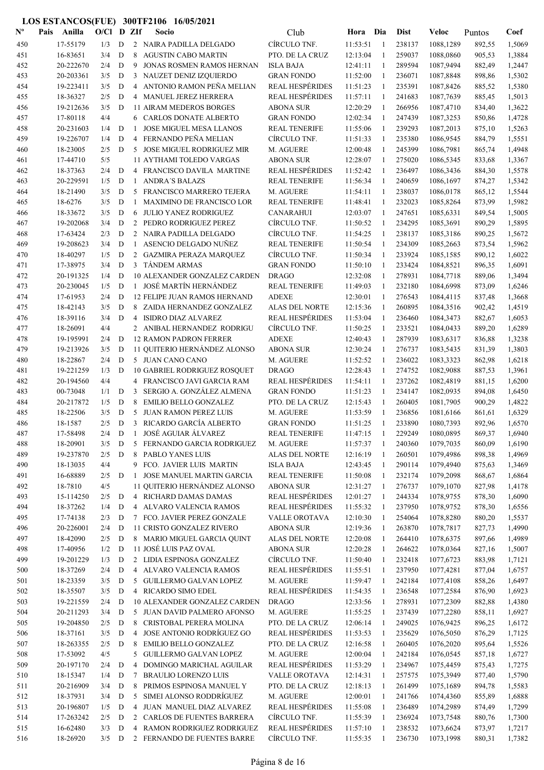**LOS ESTANCOS(FUE) 300TF2106 16/05/2021**

| Nº | Pais | Anilla | O/Cl | D | ZIf | Socio | Club | Hora | Dia | Dist | Veloc | Puntos | Coef |
|---|---|---|---|---|---|---|---|---|---|---|---|---|---|
| 450 | | 17-55179 | 1/3 | D | 2 | NAIRA PADILLA DELGADO | CÍRCULO TNF. | 11:53:51 | 1 | 238137 | 1088,1289 | 892,55 | 1,5069 |
| 451 | | 16-83651 | 3/4 | D | 8 | AGUSTIN CABO MARTIN | PTO. DE LA CRUZ | 12:13:04 | 1 | 259037 | 1088,0860 | 905,53 | 1,3884 |
| 452 | | 20-222670 | 2/4 | D | 9 | JONAS ROSMEN RAMOS HERNAN | ISLA BAJA | 12:41:11 | 1 | 289594 | 1087,9494 | 882,49 | 1,2447 |
| 453 | | 20-203361 | 3/5 | D | 3 | NAUZET DENIZ IZQUIERDO | GRAN FONDO | 11:52:00 | 1 | 236071 | 1087,8848 | 898,86 | 1,5302 |
| 454 | | 19-223411 | 3/5 | D | 4 | ANTONIO RAMON PEÑA MELIAN | REAL HESPÉRIDES | 11:51:23 | 1 | 235391 | 1087,8426 | 885,52 | 1,5380 |
| 455 | | 18-36327 | 2/5 | D | 4 | MANUEL JEREZ HERRERA | REAL HESPÉRIDES | 11:57:11 | 1 | 241683 | 1087,7639 | 885,45 | 1,5013 |
| 456 | | 19-212636 | 3/5 | D | 11 | AIRAM MEDEROS BORGES | ABONA SUR | 12:20:29 | 1 | 266956 | 1087,4710 | 834,40 | 1,3622 |
| 457 | | 17-80118 | 4/4 | | 6 | CARLOS DONATE ALBERTO | GRAN FONDO | 12:02:34 | 1 | 247439 | 1087,3253 | 850,86 | 1,4728 |
| 458 | | 20-231603 | 1/4 | D | 1 | JOSE MIGUEL MESA LLANOS | REAL TENERIFE | 11:55:06 | 1 | 239293 | 1087,2013 | 875,10 | 1,5263 |
| 459 | | 19-226707 | 1/4 | D | 4 | FERNANDO PEÑA MELIAN | CÍRCULO TNF. | 11:51:33 | 1 | 235380 | 1086,9545 | 884,79 | 1,5551 |
| 460 | | 18-23005 | 2/5 | D | 5 | JOSE MIGUEL RODRIGUEZ MIR | M. AGUERE | 12:00:48 | 1 | 245399 | 1086,7981 | 865,74 | 1,4948 |
| 461 | | 17-44710 | 5/5 | | 11 | AYTHAMI TOLEDO VARGAS | ABONA SUR | 12:28:07 | 1 | 275020 | 1086,5345 | 833,68 | 1,3367 |
| 462 | | 18-37363 | 2/4 | D | 4 | FRANCISCO DAVILA MARTINE | REAL HESPÉRIDES | 11:52:42 | 1 | 236497 | 1086,3436 | 884,30 | 1,5578 |
| 463 | | 20-229591 | 1/5 | D | 1 | ANDRA´S BALAZS | REAL TENERIFE | 11:56:34 | 1 | 240659 | 1086,1697 | 874,27 | 1,5342 |
| 464 | | 18-21490 | 3/5 | D | 5 | FRANCISCO MARRERO TEJERA | M. AGUERE | 11:54:11 | 1 | 238037 | 1086,0178 | 865,12 | 1,5544 |
| 465 | | 18-6276 | 3/5 | D | 1 | MAXIMINO DE FRANCISCO LOR | REAL TENERIFE | 11:48:41 | 1 | 232023 | 1085,8264 | 873,99 | 1,5982 |
| 466 | | 18-33672 | 3/5 | D | 6 | JULIO YANEZ RODRIGUEZ | CANARAHUI | 12:03:07 | 1 | 247651 | 1085,6331 | 849,54 | 1,5005 |
| 467 | | 19-202068 | 3/4 | D | 2 | PEDRO RODRIGUEZ PEREZ | CÍRCULO TNF. | 11:50:52 | 1 | 234295 | 1085,3691 | 890,29 | 1,5895 |
| 468 | | 17-63424 | 2/3 | D | 2 | NAIRA PADILLA DELGADO | CÍRCULO TNF. | 11:54:25 | 1 | 238137 | 1085,3186 | 890,25 | 1,5672 |
| 469 | | 19-208623 | 3/4 | D | 1 | ASENCIO DELGADO NUÑEZ | REAL TENERIFE | 11:50:54 | 1 | 234309 | 1085,2663 | 873,54 | 1,5962 |
| 470 | | 18-40297 | 1/5 | D | 2 | GAZMIRA PERAZA MARQUEZ | CÍRCULO TNF. | 11:50:34 | 1 | 233924 | 1085,1585 | 890,12 | 1,6022 |
| 471 | | 17-38975 | 3/4 | D | 3 | TÁNDEM ARMAS | GRAN FONDO | 11:50:10 | 1 | 233424 | 1084,8521 | 896,35 | 1,6091 |
| 472 | | 20-191325 | 1/4 | D | 10 | ALEXANDER GONZALEZ CARDEN | DRAGO | 12:32:08 | 1 | 278931 | 1084,7718 | 889,06 | 1,3494 |
| 473 | | 20-230045 | 1/5 | D | 1 | JOSÉ MARTÍN HERNÁNDEZ | REAL TENERIFE | 11:49:03 | 1 | 232180 | 1084,6998 | 873,09 | 1,6246 |
| 474 | | 17-61953 | 2/4 | D | 12 | FELIPE JUAN RAMOS HERNAND | ADEXE | 12:30:01 | 1 | 276543 | 1084,4115 | 837,48 | 1,3668 |
| 475 | | 18-42143 | 3/5 | D | 8 | ZAIDA HERNANDEZ GONZALEZ | ALAS DEL NORTE | 12:15:36 | 1 | 260895 | 1084,3516 | 902,42 | 1,4519 |
| 476 | | 18-39116 | 3/4 | D | 4 | ISIDRO DIAZ ALVAREZ | REAL HESPÉRIDES | 11:53:04 | 1 | 236460 | 1084,3473 | 882,67 | 1,6053 |
| 477 | | 18-26091 | 4/4 | | 2 | ANIBAL HERNANDEZ RODRIGU | CÍRCULO TNF. | 11:50:25 | 1 | 233521 | 1084,0433 | 889,20 | 1,6289 |
| 478 | | 19-195991 | 2/4 | D | 12 | RAMON PADRON FERRER | ADEXE | 12:40:43 | 1 | 287939 | 1083,6317 | 836,88 | 1,3238 |
| 479 | | 19-213926 | 3/5 | D | 11 | QUITERIO HERNÁNDEZ ALONSO | ABONA SUR | 12:30:24 | 1 | 276737 | 1083,5435 | 831,39 | 1,3803 |
| 480 | | 18-22867 | 2/4 | D | 5 | JUAN CANO CANO | M. AGUERE | 11:52:52 | 1 | 236022 | 1083,3323 | 862,98 | 1,6218 |
| 481 | | 19-221259 | 1/3 | D | 10 | GABRIEL RODRIGUEZ ROSQUET | DRAGO | 12:28:43 | 1 | 274752 | 1082,9088 | 887,53 | 1,3961 |
| 482 | | 20-194560 | 4/4 | | 4 | FRANCISCO JAVI GARCIA RAM | REAL HESPÉRIDES | 11:54:11 | 1 | 237262 | 1082,4819 | 881,15 | 1,6200 |
| 483 | | 00-73048 | 1/1 | D | 3 | SERGIO A. GONZÁLEZ ALMENA | GRAN FONDO | 11:51:23 | 1 | 234147 | 1082,0935 | 894,08 | 1,6450 |
| 484 | | 20-217872 | 1/5 | D | 8 | EMILIO BELLO GONZALEZ | PTO. DE LA CRUZ | 12:15:43 | 1 | 260405 | 1081,7905 | 900,29 | 1,4822 |
| 485 | | 18-22506 | 3/5 | D | 5 | JUAN RAMON PEREZ LUIS | M. AGUERE | 11:53:59 | 1 | 236856 | 1081,6166 | 861,61 | 1,6329 |
| 486 | | 18-1587 | 2/5 | D | 3 | RICARDO GARCÍA ALBERTO | GRAN FONDO | 11:51:25 | 1 | 233890 | 1080,7393 | 892,96 | 1,6570 |
| 487 | | 17-58498 | 2/4 | D | 1 | JOSÉ AGUIAR ÁLVAREZ | REAL TENERIFE | 11:47:15 | 1 | 229249 | 1080,0895 | 869,37 | 1,6940 |
| 488 | | 18-20901 | 3/5 | D | 5 | FERNANDO GARCIA RODRIGUEZ | M. AGUERE | 11:57:37 | 1 | 240360 | 1079,7035 | 860,09 | 1,6190 |
| 489 | | 19-237870 | 2/5 | D | 8 | PABLO YANES LUIS | ALAS DEL NORTE | 12:16:19 | 1 | 260501 | 1079,4986 | 898,38 | 1,4969 |
| 490 | | 18-13035 | 4/4 | | 9 | FCO. JAVIER LUIS MARTIN | ISLA BAJA | 12:43:45 | 1 | 290114 | 1079,4940 | 875,63 | 1,3469 |
| 491 | | 16-68889 | 2/5 | D | 1 | JOSE MANUEL MARTIN GARCIA | REAL TENERIFE | 11:50:08 | 1 | 232174 | 1079,2098 | 868,67 | 1,6864 |
| 492 | | 18-7810 | 4/5 | | 11 | QUITERIO HERNÁNDEZ ALONSO | ABONA SUR | 12:31:27 | 1 | 276737 | 1079,1070 | 827,98 | 1,4178 |
| 493 | | 15-114250 | 2/5 | D | 4 | RICHARD DAMAS DAMAS | REAL HESPÉRIDES | 12:01:27 | 1 | 244334 | 1078,9755 | 878,30 | 1,6090 |
| 494 | | 18-37262 | 1/4 | D | 4 | ALVARO VALENCIA RAMOS | REAL HESPÉRIDES | 11:55:32 | 1 | 237950 | 1078,9752 | 878,30 | 1,6556 |
| 495 | | 17-74138 | 2/3 | D | 7 | FCO. JAVIER PEREZ GONZALE | VALLE OROTAVA | 12:10:30 | 1 | 254064 | 1078,8280 | 880,20 | 1,5537 |
| 496 | | 20-226001 | 2/4 | D | 11 | CRISTO GONZALEZ RIVERO | ABONA SUR | 12:19:36 | 1 | 263870 | 1078,7817 | 827,73 | 1,4990 |
| 497 | | 18-42090 | 2/5 | D | 8 | MARIO MIGUEL GARCIA QUINT | ALAS DEL NORTE | 12:20:08 | 1 | 264410 | 1078,6375 | 897,66 | 1,4989 |
| 498 | | 17-40956 | 1/2 | D | 11 | JOSÉ LUIS PAZ OVAL | ABONA SUR | 12:20:28 | 1 | 264622 | 1078,0364 | 827,16 | 1,5007 |
| 499 | | 19-201229 | 1/3 | D | 2 | LIDIA ESPINOSA GONZALEZ | CÍRCULO TNF. | 11:50:40 | 1 | 232418 | 1077,6723 | 883,98 | 1,7121 |
| 500 | | 18-37269 | 2/4 | D | 4 | ALVARO VALENCIA RAMOS | REAL HESPÉRIDES | 11:55:51 | 1 | 237950 | 1077,4281 | 877,04 | 1,6757 |
| 501 | | 18-23359 | 3/5 | D | 5 | GUILLERMO GALVAN LOPEZ | M. AGUERE | 11:59:47 | 1 | 242184 | 1077,4108 | 858,26 | 1,6497 |
| 502 | | 18-35507 | 3/5 | D | 4 | RICARDO SIMO EDEL | REAL HESPÉRIDES | 11:54:35 | 1 | 236548 | 1077,2584 | 876,90 | 1,6923 |
| 503 | | 19-221559 | 2/4 | D | 10 | ALEXANDER GONZALEZ CARDEN | DRAGO | 12:33:56 | 1 | 278931 | 1077,2309 | 882,88 | 1,4380 |
| 504 | | 20-211293 | 3/4 | D | 5 | JUAN DAVID PALMERO AFONSO | M. AGUERE | 11:55:25 | 1 | 237439 | 1077,2280 | 858,11 | 1,6927 |
| 505 | | 19-204850 | 2/5 | D | 8 | CRISTOBAL PERERA MOLINA | PTO. DE LA CRUZ | 12:06:14 | 1 | 249025 | 1076,9425 | 896,25 | 1,6172 |
| 506 | | 18-37161 | 3/5 | D | 4 | JOSE ANTONIO RODRÍGUEZ GO | REAL HESPÉRIDES | 11:53:53 | 1 | 235629 | 1076,5050 | 876,29 | 1,7125 |
| 507 | | 18-263355 | 2/5 | D | 8 | EMILIO BELLO GONZALEZ | PTO. DE LA CRUZ | 12:16:58 | 1 | 260405 | 1076,2020 | 895,64 | 1,5526 |
| 508 | | 17-53092 | 4/5 | | 5 | GUILLERMO GALVAN LOPEZ | M. AGUERE | 12:00:04 | 1 | 242184 | 1076,0545 | 857,18 | 1,6727 |
| 509 | | 20-197170 | 2/4 | D | 4 | DOMINGO MARICHAL AGUILAR | REAL HESPÉRIDES | 11:53:29 | 1 | 234967 | 1075,4459 | 875,43 | 1,7275 |
| 510 | | 18-15347 | 1/4 | D | 7 | BRAULIO LORENZO LUIS | VALLE OROTAVA | 12:14:31 | 1 | 257575 | 1075,3949 | 877,40 | 1,5790 |
| 511 | | 20-216909 | 3/4 | D | 8 | PRIMOS ESPINOSA MANUEL Y | PTO. DE LA CRUZ | 12:18:13 | 1 | 261499 | 1075,1689 | 894,78 | 1,5583 |
| 512 | | 18-37931 | 3/4 | D | 5 | SIMEI ALONSO RODDRÍGUEZ | M. AGUERE | 12:00:01 | 1 | 241766 | 1074,4360 | 855,89 | 1,6888 |
| 513 | | 20-196807 | 1/5 | D | 4 | JUAN MANUEL DIAZ ALVAREZ | REAL HESPÉRIDES | 11:55:08 | 1 | 236489 | 1074,2989 | 874,49 | 1,7299 |
| 514 | | 17-263242 | 2/5 | D | 2 | CARLOS DE FUENTES BARRERA | CÍRCULO TNF. | 11:55:39 | 1 | 236924 | 1073,7548 | 880,76 | 1,7300 |
| 515 | | 16-62480 | 3/3 | D | 4 | RAMON RODRIGUEZ RODRIGUEZ | REAL HESPÉRIDES | 11:57:10 | 1 | 238532 | 1073,6624 | 873,97 | 1,7217 |
| 516 | | 18-26920 | 3/5 | D | 2 | FERNANDO DE FUENTES BARRE | CÍRCULO TNF. | 11:55:35 | 1 | 236730 | 1073,1998 | 880,31 | 1,7382 |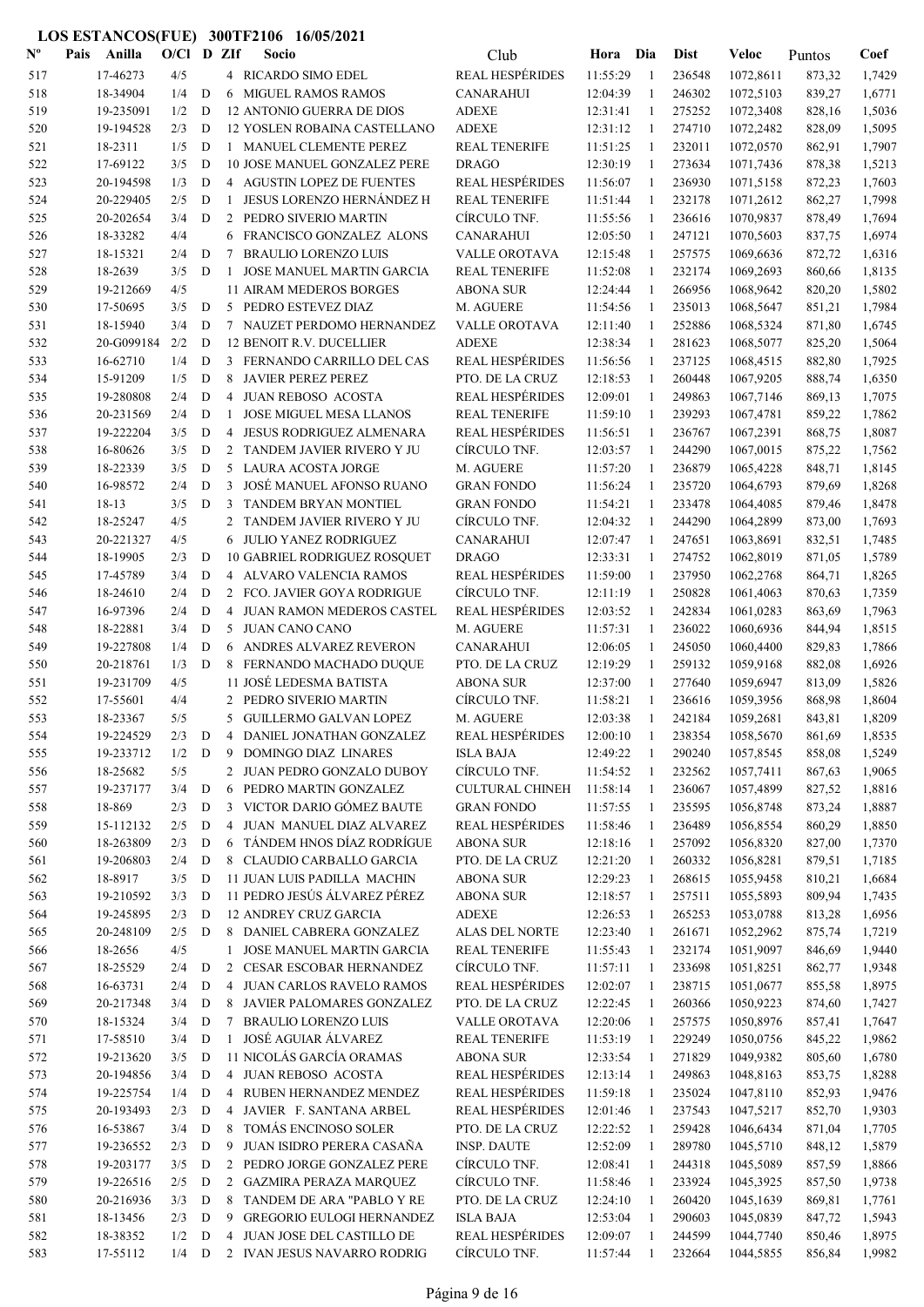# LOS ESTANCOS(FUE) 300TF2106 16/05/2021

| Nº | Pais | Anilla | O/Cl | D | ZIf | Socio | Club | Hora | Dia | Dist | Veloc | Puntos | Coef |
|---|---|---|---|---|---|---|---|---|---|---|---|---|---|
| 517 | | 17-46273 | 4/5 | | 4 | RICARDO SIMO EDEL | REAL HESPÉRIDES | 11:55:29 | 1 | 236548 | 1072,8611 | 873,32 | 1,7429 |
| 518 | | 18-34904 | 1/4 | D | 6 | MIGUEL RAMOS RAMOS | CANARAHUI | 12:04:39 | 1 | 246302 | 1072,5103 | 839,27 | 1,6771 |
| 519 | | 19-235091 | 1/2 | D | 12 | ANTONIO GUERRA DE DIOS | ADEXE | 12:31:41 | 1 | 275252 | 1072,3408 | 828,16 | 1,5036 |
| 520 | | 19-194528 | 2/3 | D | 12 | YOSLEN ROBAINA CASTELLANO | ADEXE | 12:31:12 | 1 | 274710 | 1072,2482 | 828,09 | 1,5095 |
| 521 | | 18-2311 | 1/5 | D | 1 | MANUEL CLEMENTE PEREZ | REAL TENERIFE | 11:51:25 | 1 | 232011 | 1072,0570 | 862,91 | 1,7907 |
| 522 | | 17-69122 | 3/5 | D | 10 | JOSE MANUEL GONZALEZ PERE | DRAGO | 12:30:19 | 1 | 273634 | 1071,7436 | 878,38 | 1,5213 |
| 523 | | 20-194598 | 1/3 | D | 4 | AGUSTIN LOPEZ DE FUENTES | REAL HESPÉRIDES | 11:56:07 | 1 | 236930 | 1071,5158 | 872,23 | 1,7603 |
| 524 | | 20-229405 | 2/5 | D | 1 | JESUS LORENZO HERNÁNDEZ H | REAL TENERIFE | 11:51:44 | 1 | 232178 | 1071,2612 | 862,27 | 1,7998 |
| 525 | | 20-202654 | 3/4 | D | 2 | PEDRO SIVERIO MARTIN | CÍRCULO TNF. | 11:55:56 | 1 | 236616 | 1070,9837 | 878,49 | 1,7694 |
| 526 | | 18-33282 | 4/4 | | 6 | FRANCISCO GONZALEZ ALONS | CANARAHUI | 12:05:50 | 1 | 247121 | 1070,5603 | 837,75 | 1,6974 |
| 527 | | 18-15321 | 2/4 | D | 7 | BRAULIO LORENZO LUIS | VALLE OROTAVA | 12:15:48 | 1 | 257575 | 1069,6636 | 872,72 | 1,6316 |
| 528 | | 18-2639 | 3/5 | D | 1 | JOSE MANUEL MARTIN GARCIA | REAL TENERIFE | 11:52:08 | 1 | 232174 | 1069,2693 | 860,66 | 1,8135 |
| 529 | | 19-212669 | 4/5 | | 11 | AIRAM MEDEROS BORGES | ABONA SUR | 12:24:44 | 1 | 266956 | 1068,9642 | 820,20 | 1,5802 |
| 530 | | 17-50695 | 3/5 | D | 5 | PEDRO ESTEVEZ DIAZ | M. AGUERE | 11:54:56 | 1 | 235013 | 1068,5647 | 851,21 | 1,7984 |
| 531 | | 18-15940 | 3/4 | D | 7 | NAUZET PERDOMO HERNANDEZ | VALLE OROTAVA | 12:11:40 | 1 | 252886 | 1068,5324 | 871,80 | 1,6745 |
| 532 | | 20-G099184 | 2/2 | D | 12 | BENOIT R.V. DUCELLIER | ADEXE | 12:38:34 | 1 | 281623 | 1068,5077 | 825,20 | 1,5064 |
| 533 | | 16-62710 | 1/4 | D | 3 | FERNANDO CARRILLO DEL CAS | REAL HESPÉRIDES | 11:56:56 | 1 | 237125 | 1068,4515 | 882,80 | 1,7925 |
| 534 | | 15-91209 | 1/5 | D | 8 | JAVIER PEREZ PEREZ | PTO. DE LA CRUZ | 12:18:53 | 1 | 260448 | 1067,9205 | 888,74 | 1,6350 |
| 535 | | 19-280808 | 2/4 | D | 4 | JUAN REBOSO ACOSTA | REAL HESPÉRIDES | 12:09:01 | 1 | 249863 | 1067,7146 | 869,13 | 1,7075 |
| 536 | | 20-231569 | 2/4 | D | 1 | JOSE MIGUEL MESA LLANOS | REAL TENERIFE | 11:59:10 | 1 | 239293 | 1067,4781 | 859,22 | 1,7862 |
| 537 | | 19-222204 | 3/5 | D | 4 | JESUS RODRIGUEZ ALMENARA | REAL HESPÉRIDES | 11:56:51 | 1 | 236767 | 1067,2391 | 868,75 | 1,8087 |
| 538 | | 16-80626 | 3/5 | D | 2 | TANDEM JAVIER RIVERO Y JU | CÍRCULO TNF. | 12:03:57 | 1 | 244290 | 1067,0015 | 875,22 | 1,7562 |
| 539 | | 18-22339 | 3/5 | D | 5 | LAURA ACOSTA JORGE | M. AGUERE | 11:57:20 | 1 | 236879 | 1065,4228 | 848,71 | 1,8145 |
| 540 | | 16-98572 | 2/4 | D | 3 | JOSÉ MANUEL AFONSO RUANO | GRAN FONDO | 11:56:24 | 1 | 235720 | 1064,6793 | 879,69 | 1,8268 |
| 541 | | 18-13 | 3/5 | D | 3 | TANDEM BRYAN MONTIEL | GRAN FONDO | 11:54:21 | 1 | 233478 | 1064,4085 | 879,46 | 1,8478 |
| 542 | | 18-25247 | 4/5 | | 2 | TANDEM JAVIER RIVERO Y JU | CÍRCULO TNF. | 12:04:32 | 1 | 244290 | 1064,2899 | 873,00 | 1,7693 |
| 543 | | 20-221327 | 4/5 | | 6 | JULIO YANEZ RODRIGUEZ | CANARAHUI | 12:07:47 | 1 | 247651 | 1063,8691 | 832,51 | 1,7485 |
| 544 | | 18-19905 | 2/3 | D | 10 | GABRIEL RODRIGUEZ ROSQUET | DRAGO | 12:33:31 | 1 | 274752 | 1062,8019 | 871,05 | 1,5789 |
| 545 | | 17-45789 | 3/4 | D | 4 | ALVARO VALENCIA RAMOS | REAL HESPÉRIDES | 11:59:00 | 1 | 237950 | 1062,2768 | 864,71 | 1,8265 |
| 546 | | 18-24610 | 2/4 | D | 2 | FCO. JAVIER GOYA RODRIGUE | CÍRCULO TNF. | 12:11:19 | 1 | 250828 | 1061,4063 | 870,63 | 1,7359 |
| 547 | | 16-97396 | 2/4 | D | 4 | JUAN RAMON MEDEROS CASTEL | REAL HESPÉRIDES | 12:03:52 | 1 | 242834 | 1061,0283 | 863,69 | 1,7963 |
| 548 | | 18-22881 | 3/4 | D | 5 | JUAN CANO CANO | M. AGUERE | 11:57:31 | 1 | 236022 | 1060,6936 | 844,94 | 1,8515 |
| 549 | | 19-227808 | 1/4 | D | 6 | ANDRES ALVAREZ REVERON | CANARAHUI | 12:06:05 | 1 | 245050 | 1060,4400 | 829,83 | 1,7866 |
| 550 | | 20-218761 | 1/3 | D | 8 | FERNANDO MACHADO DUQUE | PTO. DE LA CRUZ | 12:19:29 | 1 | 259132 | 1059,9168 | 882,08 | 1,6926 |
| 551 | | 19-231709 | 4/5 | | 11 | JOSÉ LEDESMA BATISTA | ABONA SUR | 12:37:00 | 1 | 277640 | 1059,6947 | 813,09 | 1,5826 |
| 552 | | 17-55601 | 4/4 | | 2 | PEDRO SIVERIO MARTIN | CÍRCULO TNF. | 11:58:21 | 1 | 236616 | 1059,3956 | 868,98 | 1,8604 |
| 553 | | 18-23367 | 5/5 | | 5 | GUILLERMO GALVAN LOPEZ | M. AGUERE | 12:03:38 | 1 | 242184 | 1059,2681 | 843,81 | 1,8209 |
| 554 | | 19-224529 | 2/3 | D | 4 | DANIEL JONATHAN GONZALEZ | REAL HESPÉRIDES | 12:00:10 | 1 | 238354 | 1058,5670 | 861,69 | 1,8535 |
| 555 | | 19-233712 | 1/2 | D | 9 | DOMINGO DIAZ LINARES | ISLA BAJA | 12:49:22 | 1 | 290240 | 1057,8545 | 858,08 | 1,5249 |
| 556 | | 18-25682 | 5/5 | | 2 | JUAN PEDRO GONZALO DUBOY | CÍRCULO TNF. | 11:54:52 | 1 | 232562 | 1057,7411 | 867,63 | 1,9065 |
| 557 | | 19-237177 | 3/4 | D | 6 | PEDRO MARTIN GONZALEZ | CULTURAL CHINEH | 11:58:14 | 1 | 236067 | 1057,4899 | 827,52 | 1,8816 |
| 558 | | 18-869 | 2/3 | D | 3 | VICTOR DARIO GÓMEZ BAUTE | GRAN FONDO | 11:57:55 | 1 | 235595 | 1056,8748 | 873,24 | 1,8887 |
| 559 | | 15-112132 | 2/5 | D | 4 | JUAN MANUEL DIAZ ALVAREZ | REAL HESPÉRIDES | 11:58:46 | 1 | 236489 | 1056,8554 | 860,29 | 1,8850 |
| 560 | | 18-263809 | 2/3 | D | 6 | TÁNDEM HNOS DÍAZ RODRÍGUE | ABONA SUR | 12:18:16 | 1 | 257092 | 1056,8320 | 827,00 | 1,7370 |
| 561 | | 19-206803 | 2/4 | D | 8 | CLAUDIO CARBALLO GARCIA | PTO. DE LA CRUZ | 12:21:20 | 1 | 260332 | 1056,8281 | 879,51 | 1,7185 |
| 562 | | 18-8917 | 3/5 | D | 11 | JUAN LUIS PADILLA MACHIN | ABONA SUR | 12:29:23 | 1 | 268615 | 1055,9458 | 810,21 | 1,6684 |
| 563 | | 19-210592 | 3/3 | D | 11 | PEDRO JESÚS ÁLVAREZ PÉREZ | ABONA SUR | 12:18:57 | 1 | 257511 | 1055,5893 | 809,94 | 1,7435 |
| 564 | | 19-245895 | 2/3 | D | 12 | ANDREY CRUZ GARCIA | ADEXE | 12:26:53 | 1 | 265253 | 1053,0788 | 813,28 | 1,6956 |
| 565 | | 20-248109 | 2/5 | D | 8 | DANIEL CABRERA GONZALEZ | ALAS DEL NORTE | 12:23:40 | 1 | 261671 | 1052,2962 | 875,74 | 1,7219 |
| 566 | | 18-2656 | 4/5 | | 1 | JOSE MANUEL MARTIN GARCIA | REAL TENERIFE | 11:55:43 | 1 | 232174 | 1051,9097 | 846,69 | 1,9440 |
| 567 | | 18-25529 | 2/4 | D | 2 | CESAR ESCOBAR HERNANDEZ | CÍRCULO TNF. | 11:57:11 | 1 | 233698 | 1051,8251 | 862,77 | 1,9348 |
| 568 | | 16-63731 | 2/4 | D | 4 | JUAN CARLOS RAVELO RAMOS | REAL HESPÉRIDES | 12:02:07 | 1 | 238715 | 1051,0677 | 855,58 | 1,8975 |
| 569 | | 20-217348 | 3/4 | D | 8 | JAVIER PALOMARES GONZALEZ | PTO. DE LA CRUZ | 12:22:45 | 1 | 260366 | 1050,9223 | 874,60 | 1,7427 |
| 570 | | 18-15324 | 3/4 | D | 7 | BRAULIO LORENZO LUIS | VALLE OROTAVA | 12:20:06 | 1 | 257575 | 1050,8976 | 857,41 | 1,7647 |
| 571 | | 17-58510 | 3/4 | D | 1 | JOSÉ AGUIAR ÁLVAREZ | REAL TENERIFE | 11:53:19 | 1 | 229249 | 1050,0756 | 845,22 | 1,9862 |
| 572 | | 19-213620 | 3/5 | D | 11 | NICOLÁS GARCÍA ORAMAS | ABONA SUR | 12:33:54 | 1 | 271829 | 1049,9382 | 805,60 | 1,6780 |
| 573 | | 20-194856 | 3/4 | D | 4 | JUAN REBOSO ACOSTA | REAL HESPÉRIDES | 12:13:14 | 1 | 249863 | 1048,8163 | 853,75 | 1,8288 |
| 574 | | 19-225754 | 1/4 | D | 4 | RUBEN HERNANDEZ MENDEZ | REAL HESPÉRIDES | 11:59:18 | 1 | 235024 | 1047,8110 | 852,93 | 1,9476 |
| 575 | | 20-193493 | 2/3 | D | 4 | JAVIER F. SANTANA ARBEL | REAL HESPÉRIDES | 12:01:46 | 1 | 237543 | 1047,5217 | 852,70 | 1,9303 |
| 576 | | 16-53867 | 3/4 | D | 8 | TOMÁS ENCINOSO SOLER | PTO. DE LA CRUZ | 12:22:52 | 1 | 259428 | 1046,6434 | 871,04 | 1,7705 |
| 577 | | 19-236552 | 2/3 | D | 9 | JUAN ISIDRO PERERA CASAÑA | INSP. DAUTE | 12:52:09 | 1 | 289780 | 1045,5710 | 848,12 | 1,5879 |
| 578 | | 19-203177 | 3/5 | D | 2 | PEDRO JORGE GONZALEZ PERE | CÍRCULO TNF. | 12:08:41 | 1 | 244318 | 1045,5089 | 857,59 | 1,8866 |
| 579 | | 19-226516 | 2/5 | D | 2 | GAZMIRA PERAZA MARQUEZ | CÍRCULO TNF. | 11:58:46 | 1 | 233924 | 1045,3925 | 857,50 | 1,9738 |
| 580 | | 20-216936 | 3/3 | D | 8 | TANDEM DE ARA "PABLO Y RE | PTO. DE LA CRUZ | 12:24:10 | 1 | 260420 | 1045,1639 | 869,81 | 1,7761 |
| 581 | | 18-13456 | 2/3 | D | 9 | GREGORIO EULOGI HERNANDEZ | ISLA BAJA | 12:53:04 | 1 | 290603 | 1045,0839 | 847,72 | 1,5943 |
| 582 | | 18-38352 | 1/2 | D | 4 | JUAN JOSE DEL CASTILLO DE | REAL HESPÉRIDES | 12:09:07 | 1 | 244599 | 1044,7740 | 850,46 | 1,8975 |
| 583 | | 17-55112 | 1/4 | D | 2 | IVAN JESUS NAVARRO RODRIG | CÍRCULO TNF. | 11:57:44 | 1 | 232664 | 1044,5855 | 856,84 | 1,9982 |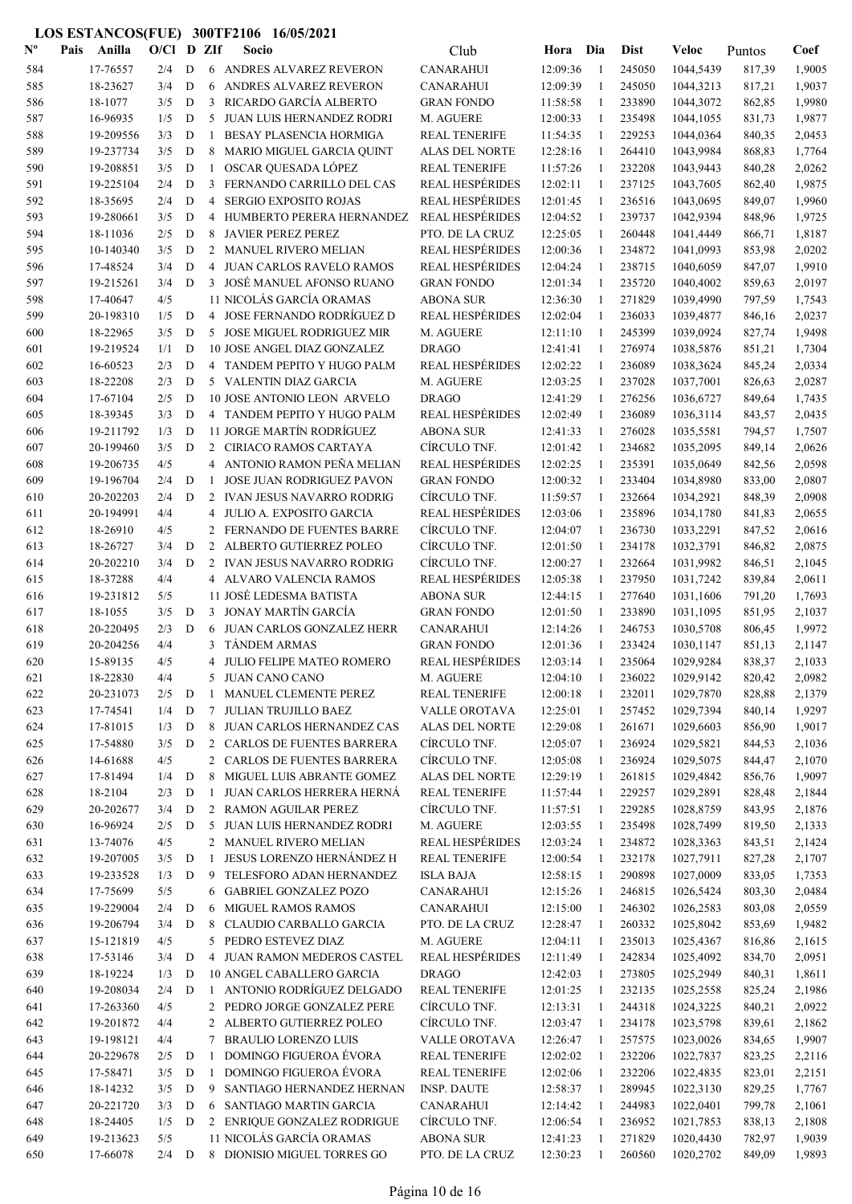## LOS ESTANCOS(FUE) 300TF2106 16/05/2021

| Nº | Pais | Anilla | O/Cl | D | ZIf | Socio | Club | Hora | Dia | Dist | Veloc | Puntos | Coef |
|---|---|---|---|---|---|---|---|---|---|---|---|---|---|
| 584 | | 17-76557 | 2/4 | D | 6 | ANDRES ALVAREZ REVERON | CANARAHUI | 12:09:36 | 1 | 245050 | 1044,5439 | 817,39 | 1,9005 |
| 585 | | 18-23627 | 3/4 | D | 6 | ANDRES ALVAREZ REVERON | CANARAHUI | 12:09:39 | 1 | 245050 | 1044,3213 | 817,21 | 1,9037 |
| 586 | | 18-1077 | 3/5 | D | 3 | RICARDO GARCÍA ALBERTO | GRAN FONDO | 11:58:58 | 1 | 233890 | 1044,3072 | 862,85 | 1,9980 |
| 587 | | 16-96935 | 1/5 | D | 5 | JUAN LUIS HERNANDEZ RODRI | M. AGUERE | 12:00:33 | 1 | 235498 | 1044,1055 | 831,73 | 1,9877 |
| 588 | | 19-209556 | 3/3 | D | 1 | BESAY PLASENCIA HORMIGA | REAL TENERIFE | 11:54:35 | 1 | 229253 | 1044,0364 | 840,35 | 2,0453 |
| 589 | | 19-237734 | 3/5 | D | 8 | MARIO MIGUEL GARCIA QUINT | ALAS DEL NORTE | 12:28:16 | 1 | 264410 | 1043,9984 | 868,83 | 1,7764 |
| 590 | | 19-208851 | 3/5 | D | 1 | OSCAR QUESADA LÓPEZ | REAL TENERIFE | 11:57:26 | 1 | 232208 | 1043,9443 | 840,28 | 2,0262 |
| 591 | | 19-225104 | 2/4 | D | 3 | FERNANDO CARRILLO DEL CAS | REAL HESPÉRIDES | 12:02:11 | 1 | 237125 | 1043,7605 | 862,40 | 1,9875 |
| 592 | | 18-35695 | 2/4 | D | 4 | SERGIO EXPOSITO ROJAS | REAL HESPÉRIDES | 12:01:45 | 1 | 236516 | 1043,0695 | 849,07 | 1,9960 |
| 593 | | 19-280661 | 3/5 | D | 4 | HUMBERTO PERERA HERNANDEZ | REAL HESPÉRIDES | 12:04:52 | 1 | 239737 | 1042,9394 | 848,96 | 1,9725 |
| 594 | | 18-11036 | 2/5 | D | 8 | JAVIER PEREZ PEREZ | PTO. DE LA CRUZ | 12:25:05 | 1 | 260448 | 1041,4449 | 866,71 | 1,8187 |
| 595 | | 10-140340 | 3/5 | D | 2 | MANUEL RIVERO MELIAN | REAL HESPÉRIDES | 12:00:36 | 1 | 234872 | 1041,0993 | 853,98 | 2,0202 |
| 596 | | 17-48524 | 3/4 | D | 4 | JUAN CARLOS RAVELO RAMOS | REAL HESPÉRIDES | 12:04:24 | 1 | 238715 | 1040,6059 | 847,07 | 1,9910 |
| 597 | | 19-215261 | 3/4 | D | 3 | JOSÉ MANUEL AFONSO RUANO | GRAN FONDO | 12:01:34 | 1 | 235720 | 1040,4002 | 859,63 | 2,0197 |
| 598 | | 17-40647 | 4/5 | | 11 | NICOLÁS GARCÍA ORAMAS | ABONA SUR | 12:36:30 | 1 | 271829 | 1039,4990 | 797,59 | 1,7543 |
| 599 | | 20-198310 | 1/5 | D | 4 | JOSE FERNANDO RODRÍGUEZ D | REAL HESPÉRIDES | 12:02:04 | 1 | 236033 | 1039,4877 | 846,16 | 2,0237 |
| 600 | | 18-22965 | 3/5 | D | 5 | JOSE MIGUEL RODRIGUEZ MIR | M. AGUERE | 12:11:10 | 1 | 245399 | 1039,0924 | 827,74 | 1,9498 |
| 601 | | 19-219524 | 1/1 | D | 10 | JOSE ANGEL DIAZ GONZALEZ | DRAGO | 12:41:41 | 1 | 276974 | 1038,5876 | 851,21 | 1,7304 |
| 602 | | 16-60523 | 2/3 | D | 4 | TANDEM PEPITO Y HUGO PALM | REAL HESPÉRIDES | 12:02:22 | 1 | 236089 | 1038,3624 | 845,24 | 2,0334 |
| 603 | | 18-22208 | 2/3 | D | 5 | VALENTIN DIAZ GARCIA | M. AGUERE | 12:03:25 | 1 | 237028 | 1037,7001 | 826,63 | 2,0287 |
| 604 | | 17-67104 | 2/5 | D | 10 | JOSE ANTONIO LEON ARVELO | DRAGO | 12:41:29 | 1 | 276256 | 1036,6727 | 849,64 | 1,7435 |
| 605 | | 18-39345 | 3/3 | D | 4 | TANDEM PEPITO Y HUGO PALM | REAL HESPÉRIDES | 12:02:49 | 1 | 236089 | 1036,3114 | 843,57 | 2,0435 |
| 606 | | 19-211792 | 1/3 | D | 11 | JORGE MARTÍN RODRÍGUEZ | ABONA SUR | 12:41:33 | 1 | 276028 | 1035,5581 | 794,57 | 1,7507 |
| 607 | | 20-199460 | 3/5 | D | 2 | CIRIACO RAMOS CARTAYA | CÍRCULO TNF. | 12:01:42 | 1 | 234682 | 1035,2095 | 849,14 | 2,0626 |
| 608 | | 19-206735 | 4/5 | | 4 | ANTONIO RAMON PEÑA MELIAN | REAL HESPÉRIDES | 12:02:25 | 1 | 235391 | 1035,0649 | 842,56 | 2,0598 |
| 609 | | 19-196704 | 2/4 | D | 1 | JOSE JUAN RODRIGUEZ PAVON | GRAN FONDO | 12:00:32 | 1 | 233404 | 1034,8980 | 833,00 | 2,0807 |
| 610 | | 20-202203 | 2/4 | D | 2 | IVAN JESUS NAVARRO RODRIG | CÍRCULO TNF. | 11:59:57 | 1 | 232664 | 1034,2921 | 848,39 | 2,0908 |
| 611 | | 20-194991 | 4/4 | | 4 | JULIO A. EXPOSITO GARCIA | REAL HESPÉRIDES | 12:03:06 | 1 | 235896 | 1034,1780 | 841,83 | 2,0655 |
| 612 | | 18-26910 | 4/5 | | 2 | FERNANDO DE FUENTES BARRE | CÍRCULO TNF. | 12:04:07 | 1 | 236730 | 1033,2291 | 847,52 | 2,0616 |
| 613 | | 18-26727 | 3/4 | D | 2 | ALBERTO GUTIERREZ POLEO | CÍRCULO TNF. | 12:01:50 | 1 | 234178 | 1032,3791 | 846,82 | 2,0875 |
| 614 | | 20-202210 | 3/4 | D | 2 | IVAN JESUS NAVARRO RODRIG | CÍRCULO TNF. | 12:00:27 | 1 | 232664 | 1031,9982 | 846,51 | 2,1045 |
| 615 | | 18-37288 | 4/4 | | 4 | ALVARO VALENCIA RAMOS | REAL HESPÉRIDES | 12:05:38 | 1 | 237950 | 1031,7242 | 839,84 | 2,0611 |
| 616 | | 19-231812 | 5/5 | | 11 | JOSÉ LEDESMA BATISTA | ABONA SUR | 12:44:15 | 1 | 277640 | 1031,1606 | 791,20 | 1,7693 |
| 617 | | 18-1055 | 3/5 | D | 3 | JONAY MARTÍN GARCÍA | GRAN FONDO | 12:01:50 | 1 | 233890 | 1031,1095 | 851,95 | 2,1037 |
| 618 | | 20-220495 | 2/3 | D | 6 | JUAN CARLOS GONZALEZ HERR | CANARAHUI | 12:14:26 | 1 | 246753 | 1030,5708 | 806,45 | 1,9972 |
| 619 | | 20-204256 | 4/4 | | 3 | TÁNDEM ARMAS | GRAN FONDO | 12:01:36 | 1 | 233424 | 1030,1147 | 851,13 | 2,1147 |
| 620 | | 15-89135 | 4/5 | | 4 | JULIO FELIPE MATEO ROMERO | REAL HESPÉRIDES | 12:03:14 | 1 | 235064 | 1029,9284 | 838,37 | 2,1033 |
| 621 | | 18-22830 | 4/4 | | 5 | JUAN CANO CANO | M. AGUERE | 12:04:10 | 1 | 236022 | 1029,9142 | 820,42 | 2,0982 |
| 622 | | 20-231073 | 2/5 | D | 1 | MANUEL CLEMENTE PEREZ | REAL TENERIFE | 12:00:18 | 1 | 232011 | 1029,7870 | 828,88 | 2,1379 |
| 623 | | 17-74541 | 1/4 | D | 7 | JULIAN TRUJILLO BAEZ | VALLE OROTAVA | 12:25:01 | 1 | 257452 | 1029,7394 | 840,14 | 1,9297 |
| 624 | | 17-81015 | 1/3 | D | 8 | JUAN CARLOS HERNANDEZ CAS | ALAS DEL NORTE | 12:29:08 | 1 | 261671 | 1029,6603 | 856,90 | 1,9017 |
| 625 | | 17-54880 | 3/5 | D | 2 | CARLOS DE FUENTES BARRERA | CÍRCULO TNF. | 12:05:07 | 1 | 236924 | 1029,5821 | 844,53 | 2,1036 |
| 626 | | 14-61688 | 4/5 | | 2 | CARLOS DE FUENTES BARRERA | CÍRCULO TNF. | 12:05:08 | 1 | 236924 | 1029,5075 | 844,47 | 2,1070 |
| 627 | | 17-81494 | 1/4 | D | 8 | MIGUEL LUIS ABRANTE GOMEZ | ALAS DEL NORTE | 12:29:19 | 1 | 261815 | 1029,4842 | 856,76 | 1,9097 |
| 628 | | 18-2104 | 2/3 | D | 1 | JUAN CARLOS HERRERA HERNÁ | REAL TENERIFE | 11:57:44 | 1 | 229257 | 1029,2891 | 828,48 | 2,1844 |
| 629 | | 20-202677 | 3/4 | D | 2 | RAMON AGUILAR PEREZ | CÍRCULO TNF. | 11:57:51 | 1 | 229285 | 1028,8759 | 843,95 | 2,1876 |
| 630 | | 16-96924 | 2/5 | D | 5 | JUAN LUIS HERNANDEZ RODRI | M. AGUERE | 12:03:55 | 1 | 235498 | 1028,7499 | 819,50 | 2,1333 |
| 631 | | 13-74076 | 4/5 | | 2 | MANUEL RIVERO MELIAN | REAL HESPÉRIDES | 12:03:24 | 1 | 234872 | 1028,3363 | 843,51 | 2,1424 |
| 632 | | 19-207005 | 3/5 | D | 1 | JESUS LORENZO HERNÁNDEZ H | REAL TENERIFE | 12:00:54 | 1 | 232178 | 1027,7911 | 827,28 | 2,1707 |
| 633 | | 19-233528 | 1/3 | D | 9 | TELESFORO ADAN HERNANDEZ | ISLA BAJA | 12:58:15 | 1 | 290898 | 1027,0009 | 833,05 | 1,7353 |
| 634 | | 17-75699 | 5/5 | | 6 | GABRIEL GONZALEZ POZO | CANARAHUI | 12:15:26 | 1 | 246815 | 1026,5424 | 803,30 | 2,0484 |
| 635 | | 19-229004 | 2/4 | D | 6 | MIGUEL RAMOS RAMOS | CANARAHUI | 12:15:00 | 1 | 246302 | 1026,2583 | 803,08 | 2,0559 |
| 636 | | 19-206794 | 3/4 | D | 8 | CLAUDIO CARBALLO GARCIA | PTO. DE LA CRUZ | 12:28:47 | 1 | 260332 | 1025,8042 | 853,69 | 1,9482 |
| 637 | | 15-121819 | 4/5 | | 5 | PEDRO ESTEVEZ DIAZ | M. AGUERE | 12:04:11 | 1 | 235013 | 1025,4367 | 816,86 | 2,1615 |
| 638 | | 17-53146 | 3/4 | D | 4 | JUAN RAMON MEDEROS CASTEL | REAL HESPÉRIDES | 12:11:49 | 1 | 242834 | 1025,4092 | 834,70 | 2,0951 |
| 639 | | 18-19224 | 1/3 | D | 10 | ANGEL CABALLERO GARCIA | DRAGO | 12:42:03 | 1 | 273805 | 1025,2949 | 840,31 | 1,8611 |
| 640 | | 19-208034 | 2/4 | D | 1 | ANTONIO RODRÍGUEZ DELGADO | REAL TENERIFE | 12:01:25 | 1 | 232135 | 1025,2558 | 825,24 | 2,1986 |
| 641 | | 17-263360 | 4/5 | | 2 | PEDRO JORGE GONZALEZ PERE | CÍRCULO TNF. | 12:13:31 | 1 | 244318 | 1024,3225 | 840,21 | 2,0922 |
| 642 | | 19-201872 | 4/4 | | 2 | ALBERTO GUTIERREZ POLEO | CÍRCULO TNF. | 12:03:47 | 1 | 234178 | 1023,5798 | 839,61 | 2,1862 |
| 643 | | 19-198121 | 4/4 | | 7 | BRAULIO LORENZO LUIS | VALLE OROTAVA | 12:26:47 | 1 | 257575 | 1023,0026 | 834,65 | 1,9907 |
| 644 | | 20-229678 | 2/5 | D | 1 | DOMINGO FIGUEROA ÉVORA | REAL TENERIFE | 12:02:02 | 1 | 232206 | 1022,7837 | 823,25 | 2,2116 |
| 645 | | 17-58471 | 3/5 | D | 1 | DOMINGO FIGUEROA ÉVORA | REAL TENERIFE | 12:02:06 | 1 | 232206 | 1022,4835 | 823,01 | 2,2151 |
| 646 | | 18-14232 | 3/5 | D | 9 | SANTIAGO HERNANDEZ HERNAN | INSP. DAUTE | 12:58:37 | 1 | 289945 | 1022,3130 | 829,25 | 1,7767 |
| 647 | | 20-221720 | 3/3 | D | 6 | SANTIAGO MARTIN GARCIA | CANARAHUI | 12:14:42 | 1 | 244983 | 1022,0401 | 799,78 | 2,1061 |
| 648 | | 18-24405 | 1/5 | D | 2 | ENRIQUE GONZALEZ RODRIGUE | CÍRCULO TNF. | 12:06:54 | 1 | 236952 | 1021,7853 | 838,13 | 2,1808 |
| 649 | | 19-213623 | 5/5 | | 11 | NICOLÁS GARCÍA ORAMAS | ABONA SUR | 12:41:23 | 1 | 271829 | 1020,4430 | 782,97 | 1,9039 |
| 650 | | 17-66078 | 2/4 | D | 8 | DIONISIO MIGUEL TORRES GO | PTO. DE LA CRUZ | 12:30:23 | 1 | 260560 | 1020,2702 | 849,09 | 1,9893 |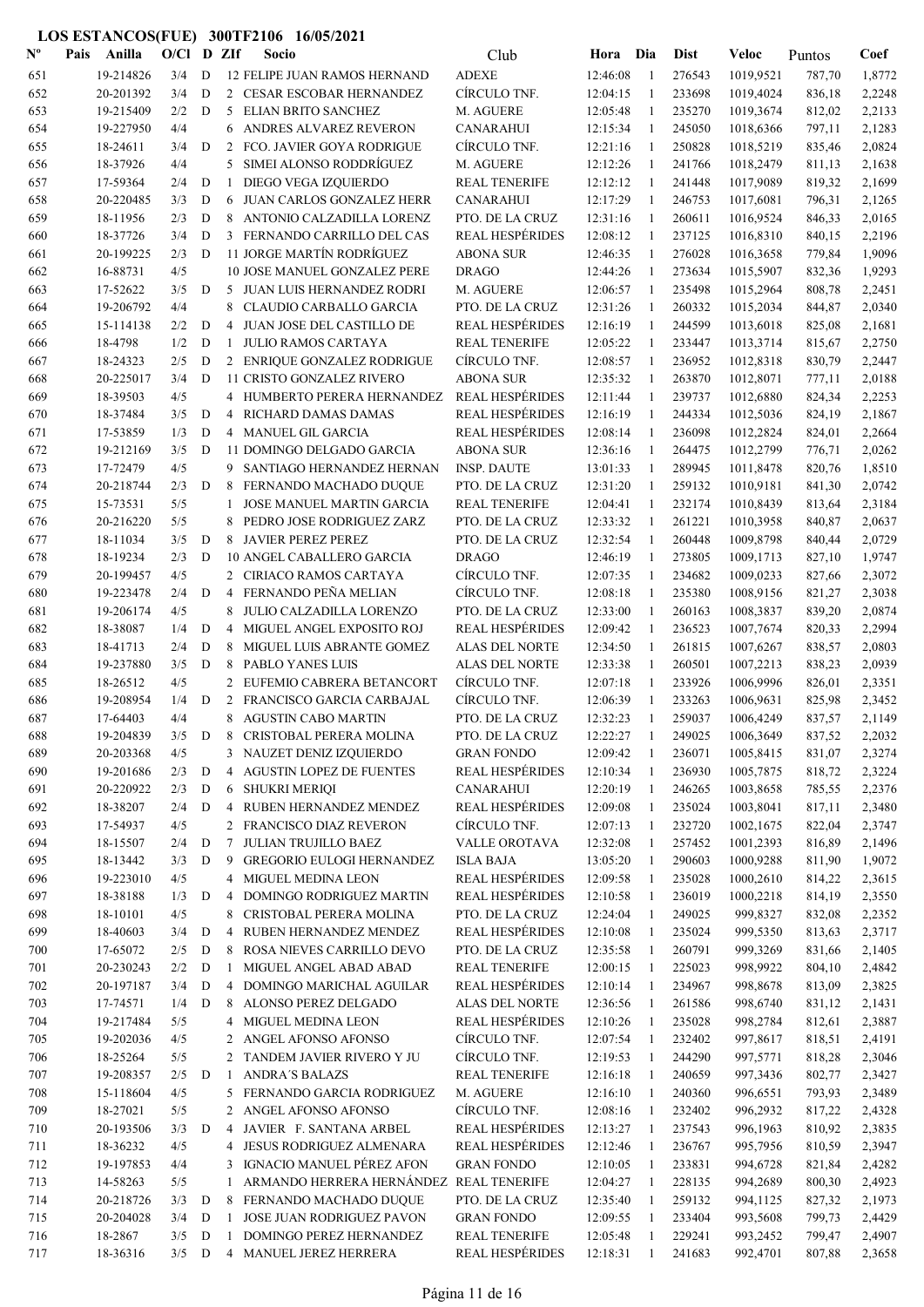**LOS ESTANCOS(FUE) 300TF2106 16/05/2021**

| Nº | Pais | Anilla | O/Cl | D | ZIf | Socio | Club | Hora | Dia | Dist | Veloc | Puntos | Coef |
|---|---|---|---|---|---|---|---|---|---|---|---|---|---|
| 651 | | 19-214826 | 3/4 | D | 12 | FELIPE JUAN RAMOS HERNAND | ADEXE | 12:46:08 | 1 | 276543 | 1019,9521 | 787,70 | 1,8772 |
| 652 | | 20-201392 | 3/4 | D | 2 | CESAR ESCOBAR HERNANDEZ | CÍRCULO TNF. | 12:04:15 | 1 | 233698 | 1019,4024 | 836,18 | 2,2248 |
| 653 | | 19-215409 | 2/2 | D | 5 | ELIAN BRITO SANCHEZ | M. AGUERE | 12:05:48 | 1 | 235270 | 1019,3674 | 812,02 | 2,2133 |
| 654 | | 19-227950 | 4/4 | | 6 | ANDRES ALVAREZ REVERON | CANARAHUI | 12:15:34 | 1 | 245050 | 1018,6366 | 797,11 | 2,1283 |
| 655 | | 18-24611 | 3/4 | D | 2 | FCO. JAVIER GOYA RODRIGUE | CÍRCULO TNF. | 12:21:16 | 1 | 250828 | 1018,5219 | 835,46 | 2,0824 |
| 656 | | 18-37926 | 4/4 | | 5 | SIMEI ALONSO RODDRÍGUEZ | M. AGUERE | 12:12:26 | 1 | 241766 | 1018,2479 | 811,13 | 2,1638 |
| 657 | | 17-59364 | 2/4 | D | 1 | DIEGO VEGA IZQUIERDO | REAL TENERIFE | 12:12:12 | 1 | 241448 | 1017,9089 | 819,32 | 2,1699 |
| 658 | | 20-220485 | 3/3 | D | 6 | JUAN CARLOS GONZALEZ HERR | CANARAHUI | 12:17:29 | 1 | 246753 | 1017,6081 | 796,31 | 2,1265 |
| 659 | | 18-11956 | 2/3 | D | 8 | ANTONIO CALZADILLA LORENZ | PTO. DE LA CRUZ | 12:31:16 | 1 | 260611 | 1016,9524 | 846,33 | 2,0165 |
| 660 | | 18-37726 | 3/4 | D | 3 | FERNANDO CARRILLO DEL CAS | REAL HESPÉRIDES | 12:08:12 | 1 | 237125 | 1016,8310 | 840,15 | 2,2196 |
| 661 | | 20-199225 | 2/3 | D | 11 | JORGE MARTÍN RODRÍGUEZ | ABONA SUR | 12:46:35 | 1 | 276028 | 1016,3658 | 779,84 | 1,9096 |
| 662 | | 16-88731 | 4/5 | | 10 | JOSE MANUEL GONZALEZ PERE | DRAGO | 12:44:26 | 1 | 273634 | 1015,5907 | 832,36 | 1,9293 |
| 663 | | 17-52622 | 3/5 | D | 5 | JUAN LUIS HERNANDEZ RODRI | M. AGUERE | 12:06:57 | 1 | 235498 | 1015,2964 | 808,78 | 2,2451 |
| 664 | | 19-206792 | 4/4 | | 8 | CLAUDIO CARBALLO GARCIA | PTO. DE LA CRUZ | 12:31:26 | 1 | 260332 | 1015,2034 | 844,87 | 2,0340 |
| 665 | | 15-114138 | 2/2 | D | 4 | JUAN JOSE DEL CASTILLO DE | REAL HESPÉRIDES | 12:16:19 | 1 | 244599 | 1013,6018 | 825,08 | 2,1681 |
| 666 | | 18-4798 | 1/2 | D | 1 | JULIO RAMOS CARTAYA | REAL TENERIFE | 12:05:22 | 1 | 233447 | 1013,3714 | 815,67 | 2,2750 |
| 667 | | 18-24323 | 2/5 | D | 2 | ENRIQUE GONZALEZ RODRIGUE | CÍRCULO TNF. | 12:08:57 | 1 | 236952 | 1012,8318 | 830,79 | 2,2447 |
| 668 | | 20-225017 | 3/4 | D | 11 | CRISTO GONZALEZ RIVERO | ABONA SUR | 12:35:32 | 1 | 263870 | 1012,8071 | 777,11 | 2,0188 |
| 669 | | 18-39503 | 4/5 | | 4 | HUMBERTO PERERA HERNANDEZ | REAL HESPÉRIDES | 12:11:44 | 1 | 239737 | 1012,6880 | 824,34 | 2,2253 |
| 670 | | 18-37484 | 3/5 | D | 4 | RICHARD DAMAS DAMAS | REAL HESPÉRIDES | 12:16:19 | 1 | 244334 | 1012,5036 | 824,19 | 2,1867 |
| 671 | | 17-53859 | 1/3 | D | 4 | MANUEL GIL GARCIA | REAL HESPÉRIDES | 12:08:14 | 1 | 236098 | 1012,2824 | 824,01 | 2,2664 |
| 672 | | 19-212169 | 3/5 | D | 11 | DOMINGO DELGADO GARCIA | ABONA SUR | 12:36:16 | 1 | 264475 | 1012,2799 | 776,71 | 2,0262 |
| 673 | | 17-72429 | 4/5 | | 9 | SANTIAGO HERNANDEZ HERNAN | INSP. DAUTE | 13:01:33 | 1 | 289945 | 1011,8478 | 820,76 | 1,8510 |
| 674 | | 20-218744 | 2/3 | D | 8 | FERNANDO MACHADO DUQUE | PTO. DE LA CRUZ | 12:31:20 | 1 | 259132 | 1010,9181 | 841,30 | 2,0742 |
| 675 | | 15-73531 | 5/5 | | 1 | JOSE MANUEL MARTIN GARCIA | REAL TENERIFE | 12:04:41 | 1 | 232174 | 1010,8439 | 813,64 | 2,3184 |
| 676 | | 20-216220 | 5/5 | | 8 | PEDRO JOSE RODRIGUEZ ZARZ | PTO. DE LA CRUZ | 12:33:32 | 1 | 261221 | 1010,3958 | 840,87 | 2,0637 |
| 677 | | 18-11034 | 3/5 | D | 8 | JAVIER PEREZ PEREZ | PTO. DE LA CRUZ | 12:32:54 | 1 | 260448 | 1009,8798 | 840,44 | 2,0729 |
| 678 | | 18-19234 | 2/3 | D | 10 | ANGEL CABALLERO GARCIA | DRAGO | 12:46:19 | 1 | 273805 | 1009,1713 | 827,10 | 1,9747 |
| 679 | | 20-199457 | 4/5 | | 2 | CIRIACO RAMOS CARTAYA | CÍRCULO TNF. | 12:07:35 | 1 | 234682 | 1009,0233 | 827,66 | 2,3072 |
| 680 | | 19-223478 | 2/4 | D | 4 | FERNANDO PEÑA MELIAN | CÍRCULO TNF. | 12:08:18 | 1 | 235380 | 1008,9156 | 821,27 | 2,3038 |
| 681 | | 19-206174 | 4/5 | | 8 | JULIO CALZADILLA LORENZO | PTO. DE LA CRUZ | 12:33:00 | 1 | 260163 | 1008,3837 | 839,20 | 2,0874 |
| 682 | | 18-38087 | 1/4 | D | 4 | MIGUEL ANGEL EXPOSITO ROJ | REAL HESPÉRIDES | 12:09:42 | 1 | 236523 | 1007,7674 | 820,33 | 2,2994 |
| 683 | | 18-41713 | 2/4 | D | 8 | MIGUEL LUIS ABRANTE GOMEZ | ALAS DEL NORTE | 12:34:50 | 1 | 261815 | 1007,6267 | 838,57 | 2,0803 |
| 684 | | 19-237880 | 3/5 | D | 8 | PABLO YANES LUIS | ALAS DEL NORTE | 12:33:38 | 1 | 260501 | 1007,2213 | 838,23 | 2,0939 |
| 685 | | 18-26512 | 4/5 | | 2 | EUFEMIO CABRERA BETANCORT | CÍRCULO TNF. | 12:07:18 | 1 | 233926 | 1006,9996 | 826,01 | 2,3351 |
| 686 | | 19-208954 | 1/4 | D | 2 | FRANCISCO GARCIA CARBAJAL | CÍRCULO TNF. | 12:06:39 | 1 | 233263 | 1006,9631 | 825,98 | 2,3452 |
| 687 | | 17-64403 | 4/4 | | 8 | AGUSTIN CABO MARTIN | PTO. DE LA CRUZ | 12:32:23 | 1 | 259037 | 1006,4249 | 837,57 | 2,1149 |
| 688 | | 19-204839 | 3/5 | D | 8 | CRISTOBAL PERERA MOLINA | PTO. DE LA CRUZ | 12:22:27 | 1 | 249025 | 1006,3649 | 837,52 | 2,2032 |
| 689 | | 20-203368 | 4/5 | | 3 | NAUZET DENIZ IZQUIERDO | GRAN FONDO | 12:09:42 | 1 | 236071 | 1005,8415 | 831,07 | 2,3274 |
| 690 | | 19-201686 | 2/3 | D | 4 | AGUSTIN LOPEZ DE FUENTES | REAL HESPÉRIDES | 12:10:34 | 1 | 236930 | 1005,7875 | 818,72 | 2,3224 |
| 691 | | 20-220922 | 2/3 | D | 6 | SHUKRI MERIQI | CANARAHUI | 12:20:19 | 1 | 246265 | 1003,8658 | 785,55 | 2,2376 |
| 692 | | 18-38207 | 2/4 | D | 4 | RUBEN HERNANDEZ MENDEZ | REAL HESPÉRIDES | 12:09:08 | 1 | 235024 | 1003,8041 | 817,11 | 2,3480 |
| 693 | | 17-54937 | 4/5 | | 2 | FRANCISCO DIAZ REVERON | CÍRCULO TNF. | 12:07:13 | 1 | 232720 | 1002,1675 | 822,04 | 2,3747 |
| 694 | | 18-15507 | 2/4 | D | 7 | JULIAN TRUJILLO BAEZ | VALLE OROTAVA | 12:32:08 | 1 | 257452 | 1001,2393 | 816,89 | 2,1496 |
| 695 | | 18-13442 | 3/3 | D | 9 | GREGORIO EULOGI HERNANDEZ | ISLA BAJA | 13:05:20 | 1 | 290603 | 1000,9288 | 811,90 | 1,9072 |
| 696 | | 19-223010 | 4/5 | | 4 | MIGUEL MEDINA LEON | REAL HESPÉRIDES | 12:09:58 | 1 | 235028 | 1000,2610 | 814,22 | 2,3615 |
| 697 | | 18-38188 | 1/3 | D | 4 | DOMINGO RODRIGUEZ MARTIN | REAL HESPÉRIDES | 12:10:58 | 1 | 236019 | 1000,2218 | 814,19 | 2,3550 |
| 698 | | 18-10101 | 4/5 | | 8 | CRISTOBAL PERERA MOLINA | PTO. DE LA CRUZ | 12:24:04 | 1 | 249025 | 999,8327 | 832,08 | 2,2352 |
| 699 | | 18-40603 | 3/4 | D | 4 | RUBEN HERNANDEZ MENDEZ | REAL HESPÉRIDES | 12:10:08 | 1 | 235024 | 999,5350 | 813,63 | 2,3717 |
| 700 | | 17-65072 | 2/5 | D | 8 | ROSA NIEVES CARRILLO DEVO | PTO. DE LA CRUZ | 12:35:58 | 1 | 260791 | 999,3269 | 831,66 | 2,1405 |
| 701 | | 20-230243 | 2/2 | D | 1 | MIGUEL ANGEL ABAD ABAD | REAL TENERIFE | 12:00:15 | 1 | 225023 | 998,9922 | 804,10 | 2,4842 |
| 702 | | 20-197187 | 3/4 | D | 4 | DOMINGO MARICHAL AGUILAR | REAL HESPÉRIDES | 12:10:14 | 1 | 234967 | 998,8678 | 813,09 | 2,3825 |
| 703 | | 17-74571 | 1/4 | D | 8 | ALONSO PEREZ DELGADO | ALAS DEL NORTE | 12:36:56 | 1 | 261586 | 998,6740 | 831,12 | 2,1431 |
| 704 | | 19-217484 | 5/5 | | 4 | MIGUEL MEDINA LEON | REAL HESPÉRIDES | 12:10:26 | 1 | 235028 | 998,2784 | 812,61 | 2,3887 |
| 705 | | 19-202036 | 4/5 | | 2 | ANGEL AFONSO AFONSO | CÍRCULO TNF. | 12:07:54 | 1 | 232402 | 997,8617 | 818,51 | 2,4191 |
| 706 | | 18-25264 | 5/5 | | 2 | TANDEM JAVIER RIVERO Y JU | CÍRCULO TNF. | 12:19:53 | 1 | 244290 | 997,5771 | 818,28 | 2,3046 |
| 707 | | 19-208357 | 2/5 | D | 1 | ANDRA´S BALAZS | REAL TENERIFE | 12:16:18 | 1 | 240659 | 997,3436 | 802,77 | 2,3427 |
| 708 | | 15-118604 | 4/5 | | 5 | FERNANDO GARCIA RODRIGUEZ | M. AGUERE | 12:16:10 | 1 | 240360 | 996,6551 | 793,93 | 2,3489 |
| 709 | | 18-27021 | 5/5 | | 2 | ANGEL AFONSO AFONSO | CÍRCULO TNF. | 12:08:16 | 1 | 232402 | 996,2932 | 817,22 | 2,4328 |
| 710 | | 20-193506 | 3/3 | D | 4 | JAVIER F. SANTANA ARBEL | REAL HESPÉRIDES | 12:13:27 | 1 | 237543 | 996,1963 | 810,92 | 2,3835 |
| 711 | | 18-36232 | 4/5 | | 4 | JESUS RODRIGUEZ ALMENARA | REAL HESPÉRIDES | 12:12:46 | 1 | 236767 | 995,7956 | 810,59 | 2,3947 |
| 712 | | 19-197853 | 4/4 | | 3 | IGNACIO MANUEL PÉREZ AFON | GRAN FONDO | 12:10:05 | 1 | 233831 | 994,6728 | 821,84 | 2,4282 |
| 713 | | 14-58263 | 5/5 | | 1 | ARMANDO HERRERA HERNÁNDEZ | REAL TENERIFE | 12:04:27 | 1 | 228135 | 994,2689 | 800,30 | 2,4923 |
| 714 | | 20-218726 | 3/3 | D | 8 | FERNANDO MACHADO DUQUE | PTO. DE LA CRUZ | 12:35:40 | 1 | 259132 | 994,1125 | 827,32 | 2,1973 |
| 715 | | 20-204028 | 3/4 | D | 1 | JOSE JUAN RODRIGUEZ PAVON | GRAN FONDO | 12:09:55 | 1 | 233404 | 993,5608 | 799,73 | 2,4429 |
| 716 | | 18-2867 | 3/5 | D | 1 | DOMINGO PEREZ HERNANDEZ | REAL TENERIFE | 12:05:48 | 1 | 229241 | 993,2452 | 799,47 | 2,4907 |
| 717 | | 18-36316 | 3/5 | D | 4 | MANUEL JEREZ HERRERA | REAL HESPÉRIDES | 12:18:31 | 1 | 241683 | 992,4701 | 807,88 | 2,3658 |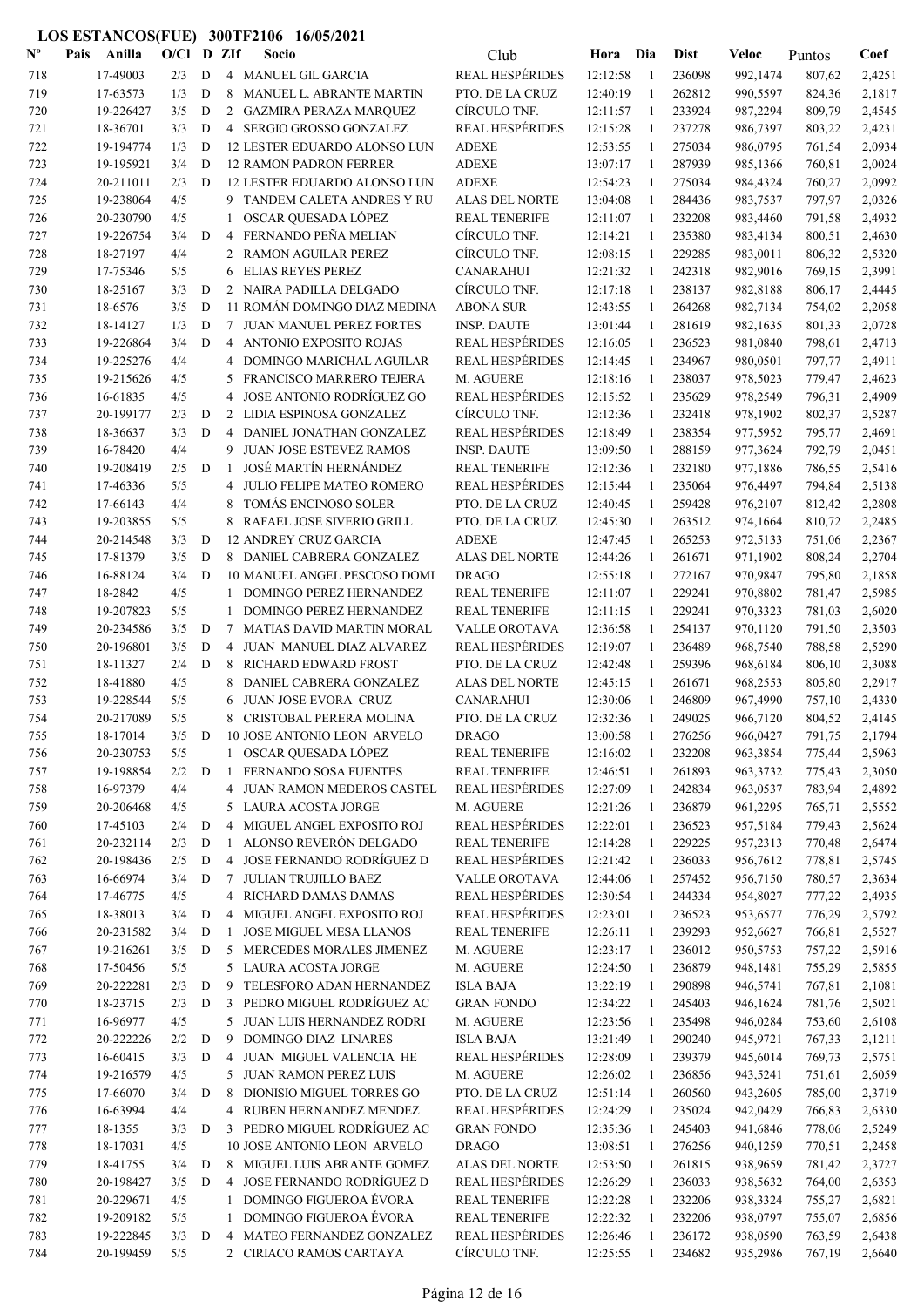# LOS ESTANCOS(FUE) 300TF2106 16/05/2021

| Nº | Pais | Anilla | O/Cl | D | ZIf | Socio | Club | Hora | Dia | Dist | Veloc | Puntos | Coef |
|---|---|---|---|---|---|---|---|---|---|---|---|---|---|
| 718 | | 17-49003 | 2/3 | D | 4 | MANUEL GIL GARCIA | REAL HESPÉRIDES | 12:12:58 | 1 | 236098 | 992,1474 | 807,62 | 2,4251 |
| 719 | | 17-63573 | 1/3 | D | 8 | MANUEL L. ABRANTE MARTIN | PTO. DE LA CRUZ | 12:40:19 | 1 | 262812 | 990,5597 | 824,36 | 2,1817 |
| 720 | | 19-226427 | 3/5 | D | 2 | GAZMIRA PERAZA MARQUEZ | CÍRCULO TNF. | 12:11:57 | 1 | 233924 | 987,2294 | 809,79 | 2,4545 |
| 721 | | 18-36701 | 3/3 | D | 4 | SERGIO GROSSO GONZALEZ | REAL HESPÉRIDES | 12:15:28 | 1 | 237278 | 986,7397 | 803,22 | 2,4231 |
| 722 | | 19-194774 | 1/3 | D | 12 | LESTER EDUARDO ALONSO LUN | ADEXE | 12:53:55 | 1 | 275034 | 986,0795 | 761,54 | 2,0934 |
| 723 | | 19-195921 | 3/4 | D | 12 | RAMON PADRON FERRER | ADEXE | 13:07:17 | 1 | 287939 | 985,1366 | 760,81 | 2,0024 |
| 724 | | 20-211011 | 2/3 | D | 12 | LESTER EDUARDO ALONSO LUN | ADEXE | 12:54:23 | 1 | 275034 | 984,4324 | 760,27 | 2,0992 |
| 725 | | 19-238064 | 4/5 | | 9 | TANDEM CALETA ANDRES Y RU | ALAS DEL NORTE | 13:04:08 | 1 | 284436 | 983,7537 | 797,97 | 2,0326 |
| 726 | | 20-230790 | 4/5 | | 1 | OSCAR QUESADA LÓPEZ | REAL TENERIFE | 12:11:07 | 1 | 232208 | 983,4460 | 791,58 | 2,4932 |
| 727 | | 19-226754 | 3/4 | D | 4 | FERNANDO PEÑA MELIAN | CÍRCULO TNF. | 12:14:21 | 1 | 235380 | 983,4134 | 800,51 | 2,4630 |
| 728 | | 18-27197 | 4/4 | | 2 | RAMON AGUILAR PEREZ | CÍRCULO TNF. | 12:08:15 | 1 | 229285 | 983,0011 | 806,32 | 2,5320 |
| 729 | | 17-75346 | 5/5 | | 6 | ELIAS REYES PEREZ | CANARAHUI | 12:21:32 | 1 | 242318 | 982,9016 | 769,15 | 2,3991 |
| 730 | | 18-25167 | 3/3 | D | 2 | NAIRA PADILLA DELGADO | CÍRCULO TNF. | 12:17:18 | 1 | 238137 | 982,8188 | 806,17 | 2,4445 |
| 731 | | 18-6576 | 3/5 | D | 11 | ROMÁN DOMINGO DIAZ MEDINA | ABONA SUR | 12:43:55 | 1 | 264268 | 982,7134 | 754,02 | 2,2058 |
| 732 | | 18-14127 | 1/3 | D | 7 | JUAN MANUEL PEREZ FORTES | INSP. DAUTE | 13:01:44 | 1 | 281619 | 982,1635 | 801,33 | 2,0728 |
| 733 | | 19-226864 | 3/4 | D | 4 | ANTONIO EXPOSITO ROJAS | REAL HESPÉRIDES | 12:16:05 | 1 | 236523 | 981,0840 | 798,61 | 2,4713 |
| 734 | | 19-225276 | 4/4 | | 4 | DOMINGO MARICHAL AGUILAR | REAL HESPÉRIDES | 12:14:45 | 1 | 234967 | 980,0501 | 797,77 | 2,4911 |
| 735 | | 19-215626 | 4/5 | | 5 | FRANCISCO MARRERO TEJERA | M. AGUERE | 12:18:16 | 1 | 238037 | 978,5023 | 779,47 | 2,4623 |
| 736 | | 16-61835 | 4/5 | | 4 | JOSE ANTONIO RODRÍGUEZ GO | REAL HESPÉRIDES | 12:15:52 | 1 | 235629 | 978,2549 | 796,31 | 2,4909 |
| 737 | | 20-199177 | 2/3 | D | 2 | LIDIA ESPINOSA GONZALEZ | CÍRCULO TNF. | 12:12:36 | 1 | 232418 | 978,1902 | 802,37 | 2,5287 |
| 738 | | 18-36637 | 3/3 | D | 4 | DANIEL JONATHAN GONZALEZ | REAL HESPÉRIDES | 12:18:49 | 1 | 238354 | 977,5952 | 795,77 | 2,4691 |
| 739 | | 16-78420 | 4/4 | | 9 | JUAN JOSE ESTEVEZ RAMOS | INSP. DAUTE | 13:09:50 | 1 | 288159 | 977,3624 | 792,79 | 2,0451 |
| 740 | | 19-208419 | 2/5 | D | 1 | JOSÉ MARTÍN HERNÁNDEZ | REAL TENERIFE | 12:12:36 | 1 | 232180 | 977,1886 | 786,55 | 2,5416 |
| 741 | | 17-46336 | 5/5 | | 4 | JULIO FELIPE MATEO ROMERO | REAL HESPÉRIDES | 12:15:44 | 1 | 235064 | 976,4497 | 794,84 | 2,5138 |
| 742 | | 17-66143 | 4/4 | | 8 | TOMÁS ENCINOSO SOLER | PTO. DE LA CRUZ | 12:40:45 | 1 | 259428 | 976,2107 | 812,42 | 2,2808 |
| 743 | | 19-203855 | 5/5 | | 8 | RAFAEL JOSE SIVERIO GRILL | PTO. DE LA CRUZ | 12:45:30 | 1 | 263512 | 974,1664 | 810,72 | 2,2485 |
| 744 | | 20-214548 | 3/3 | D | 12 | ANDREY CRUZ GARCIA | ADEXE | 12:47:45 | 1 | 265253 | 972,5133 | 751,06 | 2,2367 |
| 745 | | 17-81379 | 3/5 | D | 8 | DANIEL CABRERA GONZALEZ | ALAS DEL NORTE | 12:44:26 | 1 | 261671 | 971,1902 | 808,24 | 2,2704 |
| 746 | | 16-88124 | 3/4 | D | 10 | MANUEL ANGEL PESCOSO DOMI | DRAGO | 12:55:18 | 1 | 272167 | 970,9847 | 795,80 | 2,1858 |
| 747 | | 18-2842 | 4/5 | | 1 | DOMINGO PEREZ HERNANDEZ | REAL TENERIFE | 12:11:07 | 1 | 229241 | 970,8802 | 781,47 | 2,5985 |
| 748 | | 19-207823 | 5/5 | | 1 | DOMINGO PEREZ HERNANDEZ | REAL TENERIFE | 12:11:15 | 1 | 229241 | 970,3323 | 781,03 | 2,6020 |
| 749 | | 20-234586 | 3/5 | D | 7 | MATIAS DAVID MARTIN MORAL | VALLE OROTAVA | 12:36:58 | 1 | 254137 | 970,1120 | 791,50 | 2,3503 |
| 750 | | 20-196801 | 3/5 | D | 4 | JUAN MANUEL DIAZ ALVAREZ | REAL HESPÉRIDES | 12:19:07 | 1 | 236489 | 968,7540 | 788,58 | 2,5290 |
| 751 | | 18-11327 | 2/4 | D | 8 | RICHARD EDWARD FROST | PTO. DE LA CRUZ | 12:42:48 | 1 | 259396 | 968,6184 | 806,10 | 2,3088 |
| 752 | | 18-41880 | 4/5 | | 8 | DANIEL CABRERA GONZALEZ | ALAS DEL NORTE | 12:45:15 | 1 | 261671 | 968,2553 | 805,80 | 2,2917 |
| 753 | | 19-228544 | 5/5 | | 6 | JUAN JOSE EVORA CRUZ | CANARAHUI | 12:30:06 | 1 | 246809 | 967,4990 | 757,10 | 2,4330 |
| 754 | | 20-217089 | 5/5 | | 8 | CRISTOBAL PERERA MOLINA | PTO. DE LA CRUZ | 12:32:36 | 1 | 249025 | 966,7120 | 804,52 | 2,4145 |
| 755 | | 18-17014 | 3/5 | D | 10 | JOSE ANTONIO LEON ARVELO | DRAGO | 13:00:58 | 1 | 276256 | 966,0427 | 791,75 | 2,1794 |
| 756 | | 20-230753 | 5/5 | | 1 | OSCAR QUESADA LÓPEZ | REAL TENERIFE | 12:16:02 | 1 | 232208 | 963,3854 | 775,44 | 2,5963 |
| 757 | | 19-198854 | 2/2 | D | 1 | FERNANDO SOSA FUENTES | REAL TENERIFE | 12:46:51 | 1 | 261893 | 963,3732 | 775,43 | 2,3050 |
| 758 | | 16-97379 | 4/4 | | 4 | JUAN RAMON MEDEROS CASTEL | REAL HESPÉRIDES | 12:27:09 | 1 | 242834 | 963,0537 | 783,94 | 2,4892 |
| 759 | | 20-206468 | 4/5 | | 5 | LAURA ACOSTA JORGE | M. AGUERE | 12:21:26 | 1 | 236879 | 961,2295 | 765,71 | 2,5552 |
| 760 | | 17-45103 | 2/4 | D | 4 | MIGUEL ANGEL EXPOSITO ROJ | REAL HESPÉRIDES | 12:22:01 | 1 | 236523 | 957,5184 | 779,43 | 2,5624 |
| 761 | | 20-232114 | 2/3 | D | 1 | ALONSO REVERÓN DELGADO | REAL TENERIFE | 12:14:28 | 1 | 229225 | 957,2313 | 770,48 | 2,6474 |
| 762 | | 20-198436 | 2/5 | D | 4 | JOSE FERNANDO RODRÍGUEZ D | REAL HESPÉRIDES | 12:21:42 | 1 | 236033 | 956,7612 | 778,81 | 2,5745 |
| 763 | | 16-66974 | 3/4 | D | 7 | JULIAN TRUJILLO BAEZ | VALLE OROTAVA | 12:44:06 | 1 | 257452 | 956,7150 | 780,57 | 2,3634 |
| 764 | | 17-46775 | 4/5 | | 4 | RICHARD DAMAS DAMAS | REAL HESPÉRIDES | 12:30:54 | 1 | 244334 | 954,8027 | 777,22 | 2,4935 |
| 765 | | 18-38013 | 3/4 | D | 4 | MIGUEL ANGEL EXPOSITO ROJ | REAL HESPÉRIDES | 12:23:01 | 1 | 236523 | 953,6577 | 776,29 | 2,5792 |
| 766 | | 20-231582 | 3/4 | D | 1 | JOSE MIGUEL MESA LLANOS | REAL TENERIFE | 12:26:11 | 1 | 239293 | 952,6627 | 766,81 | 2,5527 |
| 767 | | 19-216261 | 3/5 | D | 5 | MERCEDES MORALES JIMENEZ | M. AGUERE | 12:23:17 | 1 | 236012 | 950,5753 | 757,22 | 2,5916 |
| 768 | | 17-50456 | 5/5 | | 5 | LAURA ACOSTA JORGE | M. AGUERE | 12:24:50 | 1 | 236879 | 948,1481 | 755,29 | 2,5855 |
| 769 | | 20-222281 | 2/3 | D | 9 | TELESFORO ADAN HERNANDEZ | ISLA BAJA | 13:22:19 | 1 | 290898 | 946,5741 | 767,81 | 2,1081 |
| 770 | | 18-23715 | 2/3 | D | 3 | PEDRO MIGUEL RODRÍGUEZ AC | GRAN FONDO | 12:34:22 | 1 | 245403 | 946,1624 | 781,76 | 2,5021 |
| 771 | | 16-96977 | 4/5 | | 5 | JUAN LUIS HERNANDEZ RODRI | M. AGUERE | 12:23:56 | 1 | 235498 | 946,0284 | 753,60 | 2,6108 |
| 772 | | 20-222226 | 2/2 | D | 9 | DOMINGO DIAZ LINARES | ISLA BAJA | 13:21:49 | 1 | 290240 | 945,9721 | 767,33 | 2,1211 |
| 773 | | 16-60415 | 3/3 | D | 4 | JUAN MIGUEL VALENCIA HE | REAL HESPÉRIDES | 12:28:09 | 1 | 239379 | 945,6014 | 769,73 | 2,5751 |
| 774 | | 19-216579 | 4/5 | | 5 | JUAN RAMON PEREZ LUIS | M. AGUERE | 12:26:02 | 1 | 236856 | 943,5241 | 751,61 | 2,6059 |
| 775 | | 17-66070 | 3/4 | D | 8 | DIONISIO MIGUEL TORRES GO | PTO. DE LA CRUZ | 12:51:14 | 1 | 260560 | 943,2605 | 785,00 | 2,3719 |
| 776 | | 16-63994 | 4/4 | | 4 | RUBEN HERNANDEZ MENDEZ | REAL HESPÉRIDES | 12:24:29 | 1 | 235024 | 942,0429 | 766,83 | 2,6330 |
| 777 | | 18-1355 | 3/3 | D | 3 | PEDRO MIGUEL RODRÍGUEZ AC | GRAN FONDO | 12:35:36 | 1 | 245403 | 941,6846 | 778,06 | 2,5249 |
| 778 | | 18-17031 | 4/5 | | 10 | JOSE ANTONIO LEON ARVELO | DRAGO | 13:08:51 | 1 | 276256 | 940,1259 | 770,51 | 2,2458 |
| 779 | | 18-41755 | 3/4 | D | 8 | MIGUEL LUIS ABRANTE GOMEZ | ALAS DEL NORTE | 12:53:50 | 1 | 261815 | 938,9659 | 781,42 | 2,3727 |
| 780 | | 20-198427 | 3/5 | D | 4 | JOSE FERNANDO RODRÍGUEZ D | REAL HESPÉRIDES | 12:26:29 | 1 | 236033 | 938,5632 | 764,00 | 2,6353 |
| 781 | | 20-229671 | 4/5 | | 1 | DOMINGO FIGUEROA ÉVORA | REAL TENERIFE | 12:22:28 | 1 | 232206 | 938,3324 | 755,27 | 2,6821 |
| 782 | | 19-209182 | 5/5 | | 1 | DOMINGO FIGUEROA ÉVORA | REAL TENERIFE | 12:22:32 | 1 | 232206 | 938,0797 | 755,07 | 2,6856 |
| 783 | | 19-222845 | 3/3 | D | 4 | MATEO FERNANDEZ GONZALEZ | REAL HESPÉRIDES | 12:26:46 | 1 | 236172 | 938,0590 | 763,59 | 2,6438 |
| 784 | | 20-199459 | 5/5 | | 2 | CIRIACO RAMOS CARTAYA | CÍRCULO TNF. | 12:25:55 | 1 | 234682 | 935,2986 | 767,19 | 2,6640 |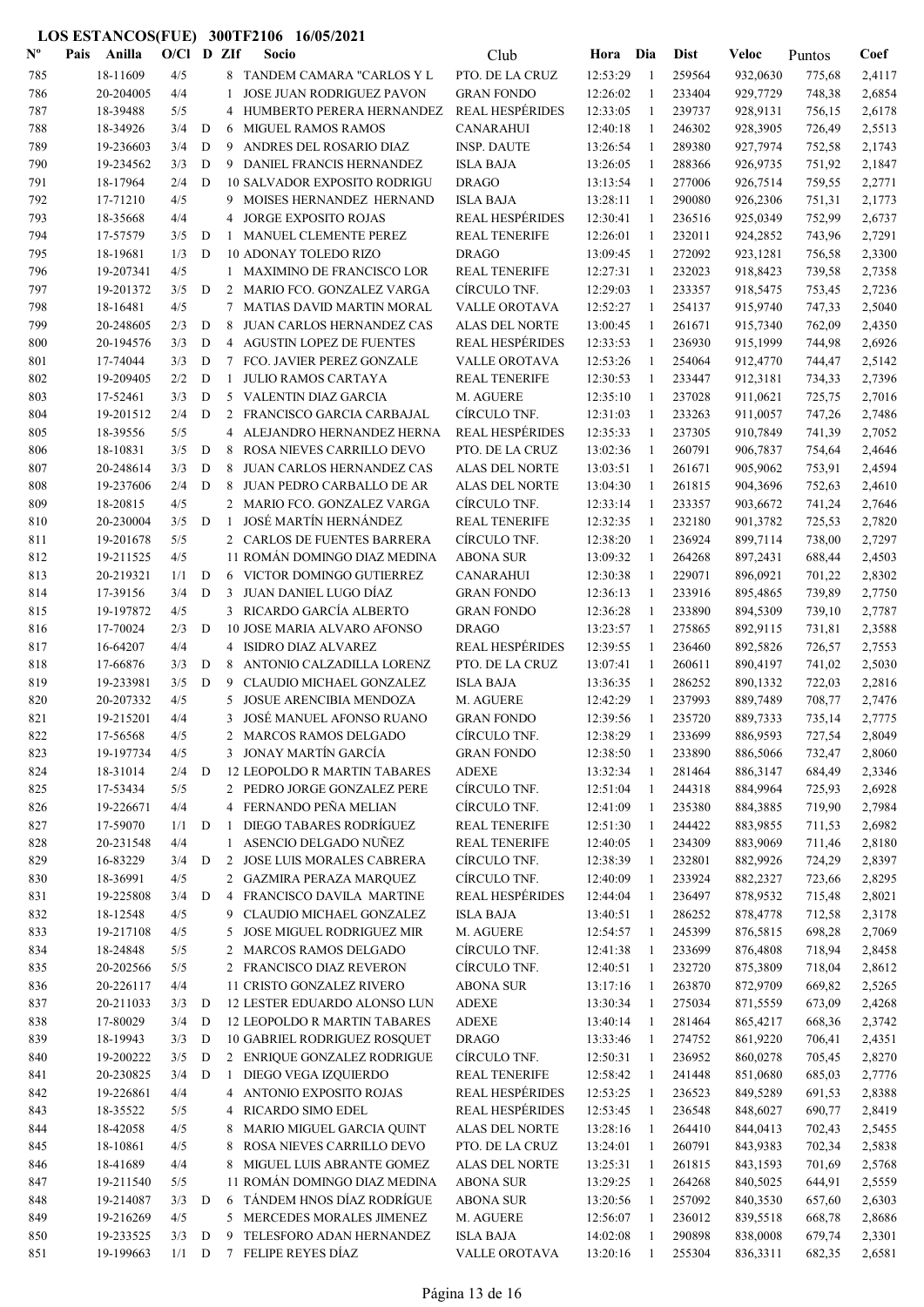**LOS ESTANCOS(FUE) 300TF2106 16/05/2021**

| Nº | Pais | Anilla | O/Cl | D | ZIf | Socio | Club | Hora | Dia | Dist | Veloc | Puntos | Coef |
|---|---|---|---|---|---|---|---|---|---|---|---|---|---|
| 785 | | 18-11609 | 4/5 | | 8 | TANDEM CAMARA "CARLOS Y L | PTO. DE LA CRUZ | 12:53:29 | 1 | 259564 | 932,0630 | 775,68 | 2,4117 |
| 786 | | 20-204005 | 4/4 | | 1 | JOSE JUAN RODRIGUEZ PAVON | GRAN FONDO | 12:26:02 | 1 | 233404 | 929,7729 | 748,38 | 2,6854 |
| 787 | | 18-39488 | 5/5 | | 4 | HUMBERTO PERERA HERNANDEZ | REAL HESPÉRIDES | 12:33:05 | 1 | 239737 | 928,9131 | 756,15 | 2,6178 |
| 788 | | 18-34926 | 3/4 | D | 6 | MIGUEL RAMOS RAMOS | CANARAHUI | 12:40:18 | 1 | 246302 | 928,3905 | 726,49 | 2,5513 |
| 789 | | 19-236603 | 3/4 | D | 9 | ANDRES DEL ROSARIO DIAZ | INSP. DAUTE | 13:26:54 | 1 | 289380 | 927,7974 | 752,58 | 2,1743 |
| 790 | | 19-234562 | 3/3 | D | 9 | DANIEL FRANCIS HERNANDEZ | ISLA BAJA | 13:26:05 | 1 | 288366 | 926,9735 | 751,92 | 2,1847 |
| 791 | | 18-17964 | 2/4 | D | 10 | SALVADOR EXPOSITO RODRIGU | DRAGO | 13:13:54 | 1 | 277006 | 926,7514 | 759,55 | 2,2771 |
| 792 | | 17-71210 | 4/5 | | 9 | MOISES HERNANDEZ HERNAND | ISLA BAJA | 13:28:11 | 1 | 290080 | 926,2306 | 751,31 | 2,1773 |
| 793 | | 18-35668 | 4/4 | | 4 | JORGE EXPOSITO ROJAS | REAL HESPÉRIDES | 12:30:41 | 1 | 236516 | 925,0349 | 752,99 | 2,6737 |
| 794 | | 17-57579 | 3/5 | D | 1 | MANUEL CLEMENTE PEREZ | REAL TENERIFE | 12:26:01 | 1 | 232011 | 924,2852 | 743,96 | 2,7291 |
| 795 | | 18-19681 | 1/3 | D | 10 | ADONAY TOLEDO RIZO | DRAGO | 13:09:45 | 1 | 272092 | 923,1281 | 756,58 | 2,3300 |
| 796 | | 19-207341 | 4/5 | | 1 | MAXIMINO DE FRANCISCO LOR | REAL TENERIFE | 12:27:31 | 1 | 232023 | 918,8423 | 739,58 | 2,7358 |
| 797 | | 19-201372 | 3/5 | D | 2 | MARIO FCO. GONZALEZ VARGA | CÍRCULO TNF. | 12:29:03 | 1 | 233357 | 918,5475 | 753,45 | 2,7236 |
| 798 | | 18-16481 | 4/5 | | 7 | MATIAS DAVID MARTIN MORAL | VALLE OROTAVA | 12:52:27 | 1 | 254137 | 915,9740 | 747,33 | 2,5040 |
| 799 | | 20-248605 | 2/3 | D | 8 | JUAN CARLOS HERNANDEZ CAS | ALAS DEL NORTE | 13:00:45 | 1 | 261671 | 915,7340 | 762,09 | 2,4350 |
| 800 | | 20-194576 | 3/3 | D | 4 | AGUSTIN LOPEZ DE FUENTES | REAL HESPÉRIDES | 12:33:53 | 1 | 236930 | 915,1999 | 744,98 | 2,6926 |
| 801 | | 17-74044 | 3/3 | D | 7 | FCO. JAVIER PEREZ GONZALE | VALLE OROTAVA | 12:53:26 | 1 | 254064 | 912,4770 | 744,47 | 2,5142 |
| 802 | | 19-209405 | 2/2 | D | 1 | JULIO RAMOS CARTAYA | REAL TENERIFE | 12:30:53 | 1 | 233447 | 912,3181 | 734,33 | 2,7396 |
| 803 | | 17-52461 | 3/3 | D | 5 | VALENTIN DIAZ GARCIA | M. AGUERE | 12:35:10 | 1 | 237028 | 911,0621 | 725,75 | 2,7016 |
| 804 | | 19-201512 | 2/4 | D | 2 | FRANCISCO GARCIA CARBAJAL | CÍRCULO TNF. | 12:31:03 | 1 | 233263 | 911,0057 | 747,26 | 2,7486 |
| 805 | | 18-39556 | 5/5 | | 4 | ALEJANDRO HERNANDEZ HERNA | REAL HESPÉRIDES | 12:35:33 | 1 | 237305 | 910,7849 | 741,39 | 2,7052 |
| 806 | | 18-10831 | 3/5 | D | 8 | ROSA NIEVES CARRILLO DEVO | PTO. DE LA CRUZ | 13:02:36 | 1 | 260791 | 906,7837 | 754,64 | 2,4646 |
| 807 | | 20-248614 | 3/3 | D | 8 | JUAN CARLOS HERNANDEZ CAS | ALAS DEL NORTE | 13:03:51 | 1 | 261671 | 905,9062 | 753,91 | 2,4594 |
| 808 | | 19-237606 | 2/4 | D | 8 | JUAN PEDRO CARBALLO DE AR | ALAS DEL NORTE | 13:04:30 | 1 | 261815 | 904,3696 | 752,63 | 2,4610 |
| 809 | | 18-20815 | 4/5 | | 2 | MARIO FCO. GONZALEZ VARGA | CÍRCULO TNF. | 12:33:14 | 1 | 233357 | 903,6672 | 741,24 | 2,7646 |
| 810 | | 20-230004 | 3/5 | D | 1 | JOSÉ MARTÍN HERNÁNDEZ | REAL TENERIFE | 12:32:35 | 1 | 232180 | 901,3782 | 725,53 | 2,7820 |
| 811 | | 19-201678 | 5/5 | | 2 | CARLOS DE FUENTES BARRERA | CÍRCULO TNF. | 12:38:20 | 1 | 236924 | 899,7114 | 738,00 | 2,7297 |
| 812 | | 19-211525 | 4/5 | | 11 | ROMÁN DOMINGO DIAZ MEDINA | ABONA SUR | 13:09:32 | 1 | 264268 | 897,2431 | 688,44 | 2,4503 |
| 813 | | 20-219321 | 1/1 | D | 6 | VICTOR DOMINGO GUTIERREZ | CANARAHUI | 12:30:38 | 1 | 229071 | 896,0921 | 701,22 | 2,8302 |
| 814 | | 17-39156 | 3/4 | D | 3 | JUAN DANIEL LUGO DÍAZ | GRAN FONDO | 12:36:13 | 1 | 233916 | 895,4865 | 739,89 | 2,7750 |
| 815 | | 19-197872 | 4/5 | | 3 | RICARDO GARCÍA ALBERTO | GRAN FONDO | 12:36:28 | 1 | 233890 | 894,5309 | 739,10 | 2,7787 |
| 816 | | 17-70024 | 2/3 | D | 10 | JOSE MARIA ALVARO AFONSO | DRAGO | 13:23:57 | 1 | 275865 | 892,9115 | 731,81 | 2,3588 |
| 817 | | 16-64207 | 4/4 | | 4 | ISIDRO DIAZ ALVAREZ | REAL HESPÉRIDES | 12:39:55 | 1 | 236460 | 892,5826 | 726,57 | 2,7553 |
| 818 | | 17-66876 | 3/3 | D | 8 | ANTONIO CALZADILLA LORENZ | PTO. DE LA CRUZ | 13:07:41 | 1 | 260611 | 890,4197 | 741,02 | 2,5030 |
| 819 | | 19-233981 | 3/5 | D | 9 | CLAUDIO MICHAEL GONZALEZ | ISLA BAJA | 13:36:35 | 1 | 286252 | 890,1332 | 722,03 | 2,2816 |
| 820 | | 20-207332 | 4/5 | | 5 | JOSUE ARENCIBIA MENDOZA | M. AGUERE | 12:42:29 | 1 | 237993 | 889,7489 | 708,77 | 2,7476 |
| 821 | | 19-215201 | 4/4 | | 3 | JOSÉ MANUEL AFONSO RUANO | GRAN FONDO | 12:39:56 | 1 | 235720 | 889,7333 | 735,14 | 2,7775 |
| 822 | | 17-56568 | 4/5 | | 2 | MARCOS RAMOS DELGADO | CÍRCULO TNF. | 12:38:29 | 1 | 233699 | 886,9593 | 727,54 | 2,8049 |
| 823 | | 19-197734 | 4/5 | | 3 | JONAY MARTÍN GARCÍA | GRAN FONDO | 12:38:50 | 1 | 233890 | 886,5066 | 732,47 | 2,8060 |
| 824 | | 18-31014 | 2/4 | D | 12 | LEOPOLDO R MARTIN TABARES | ADEXE | 13:32:34 | 1 | 281464 | 886,3147 | 684,49 | 2,3346 |
| 825 | | 17-53434 | 5/5 | | 2 | PEDRO JORGE GONZALEZ PERE | CÍRCULO TNF. | 12:51:04 | 1 | 244318 | 884,9964 | 725,93 | 2,6928 |
| 826 | | 19-226671 | 4/4 | | 4 | FERNANDO PEÑA MELIAN | CÍRCULO TNF. | 12:41:09 | 1 | 235380 | 884,3885 | 719,90 | 2,7984 |
| 827 | | 17-59070 | 1/1 | D | 1 | DIEGO TABARES RODRÍGUEZ | REAL TENERIFE | 12:51:30 | 1 | 244422 | 883,9855 | 711,53 | 2,6982 |
| 828 | | 20-231548 | 4/4 | | 1 | ASENCIO DELGADO NUÑEZ | REAL TENERIFE | 12:40:05 | 1 | 234309 | 883,9069 | 711,46 | 2,8180 |
| 829 | | 16-83229 | 3/4 | D | 2 | JOSE LUIS MORALES CABRERA | CÍRCULO TNF. | 12:38:39 | 1 | 232801 | 882,9926 | 724,29 | 2,8397 |
| 830 | | 18-36991 | 4/5 | | 2 | GAZMIRA PERAZA MARQUEZ | CÍRCULO TNF. | 12:40:09 | 1 | 233924 | 882,2327 | 723,66 | 2,8295 |
| 831 | | 19-225808 | 3/4 | D | 4 | FRANCISCO DAVILA MARTINE | REAL HESPÉRIDES | 12:44:04 | 1 | 236497 | 878,9532 | 715,48 | 2,8021 |
| 832 | | 18-12548 | 4/5 | | 9 | CLAUDIO MICHAEL GONZALEZ | ISLA BAJA | 13:40:51 | 1 | 286252 | 878,4778 | 712,58 | 2,3178 |
| 833 | | 19-217108 | 4/5 | | 5 | JOSE MIGUEL RODRIGUEZ MIR | M. AGUERE | 12:54:57 | 1 | 245399 | 876,5815 | 698,28 | 2,7069 |
| 834 | | 18-24848 | 5/5 | | 2 | MARCOS RAMOS DELGADO | CÍRCULO TNF. | 12:41:38 | 1 | 233699 | 876,4808 | 718,94 | 2,8458 |
| 835 | | 20-202566 | 5/5 | | 2 | FRANCISCO DIAZ REVERON | CÍRCULO TNF. | 12:40:51 | 1 | 232720 | 875,3809 | 718,04 | 2,8612 |
| 836 | | 20-226117 | 4/4 | | 11 | CRISTO GONZALEZ RIVERO | ABONA SUR | 13:17:16 | 1 | 263870 | 872,9709 | 669,82 | 2,5265 |
| 837 | | 20-211033 | 3/3 | D | 12 | LESTER EDUARDO ALONSO LUN | ADEXE | 13:30:34 | 1 | 275034 | 871,5559 | 673,09 | 2,4268 |
| 838 | | 17-80029 | 3/4 | D | 12 | LEOPOLDO R MARTIN TABARES | ADEXE | 13:40:14 | 1 | 281464 | 865,4217 | 668,36 | 2,3742 |
| 839 | | 18-19943 | 3/3 | D | 10 | GABRIEL RODRIGUEZ ROSQUET | DRAGO | 13:33:46 | 1 | 274752 | 861,9220 | 706,41 | 2,4351 |
| 840 | | 19-200222 | 3/5 | D | 2 | ENRIQUE GONZALEZ RODRIGUE | CÍRCULO TNF. | 12:50:31 | 1 | 236952 | 860,0278 | 705,45 | 2,8270 |
| 841 | | 20-230825 | 3/4 | D | 1 | DIEGO VEGA IZQUIERDO | REAL TENERIFE | 12:58:42 | 1 | 241448 | 851,0680 | 685,03 | 2,7776 |
| 842 | | 19-226861 | 4/4 | | 4 | ANTONIO EXPOSITO ROJAS | REAL HESPÉRIDES | 12:53:25 | 1 | 236523 | 849,5289 | 691,53 | 2,8388 |
| 843 | | 18-35522 | 5/5 | | 4 | RICARDO SIMO EDEL | REAL HESPÉRIDES | 12:53:45 | 1 | 236548 | 848,6027 | 690,77 | 2,8419 |
| 844 | | 18-42058 | 4/5 | | 8 | MARIO MIGUEL GARCIA QUINT | ALAS DEL NORTE | 13:28:16 | 1 | 264410 | 844,0413 | 702,43 | 2,5455 |
| 845 | | 18-10861 | 4/5 | | 8 | ROSA NIEVES CARRILLO DEVO | PTO. DE LA CRUZ | 13:24:01 | 1 | 260791 | 843,9383 | 702,34 | 2,5838 |
| 846 | | 18-41689 | 4/4 | | 8 | MIGUEL LUIS ABRANTE GOMEZ | ALAS DEL NORTE | 13:25:31 | 1 | 261815 | 843,1593 | 701,69 | 2,5768 |
| 847 | | 19-211540 | 5/5 | | 11 | ROMÁN DOMINGO DIAZ MEDINA | ABONA SUR | 13:29:25 | 1 | 264268 | 840,5025 | 644,91 | 2,5559 |
| 848 | | 19-214087 | 3/3 | D | 11 | TÁNDEM HNOS DÍAZ RODRÍGUE | ABONA SUR | 13:20:56 | 1 | 257092 | 840,3530 | 657,60 | 2,6303 |
| 849 | | 19-216269 | 4/5 | | 5 | MERCEDES MORALES JIMENEZ | M. AGUERE | 12:56:07 | 1 | 236012 | 839,5518 | 668,78 | 2,8686 |
| 850 | | 19-233525 | 3/3 | D | 9 | TELESFORO ADAN HERNANDEZ | ISLA BAJA | 14:02:08 | 1 | 290898 | 838,0008 | 679,74 | 2,3301 |
| 851 | | 19-199663 | 1/1 | D | 7 | FELIPE REYES DÍAZ | VALLE OROTAVA | 13:20:16 | 1 | 255304 | 836,3311 | 682,35 | 2,6581 |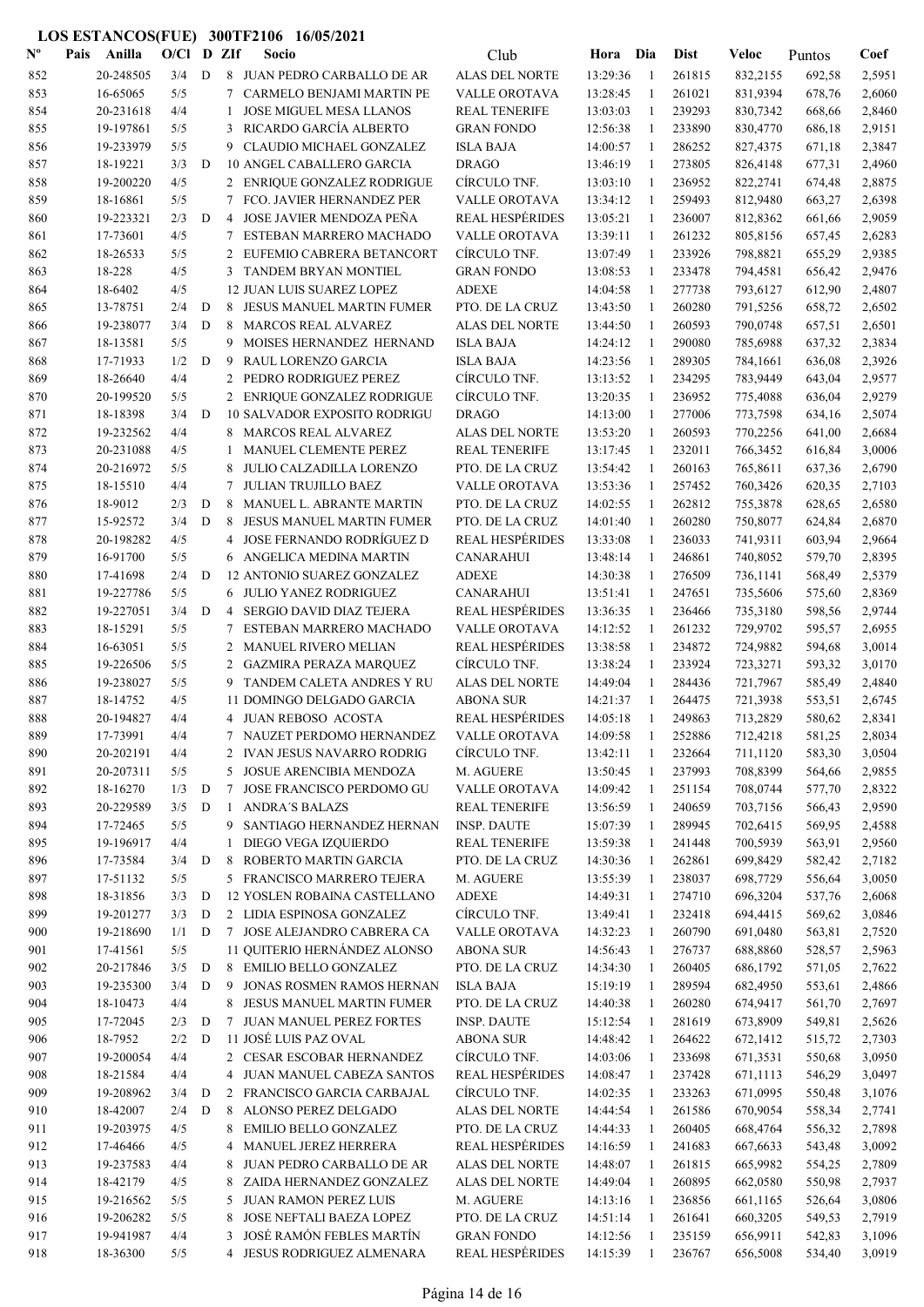**LOS ESTANCOS(FUE) 300TF2106 16/05/2021**

| Nº | Pais | Anilla | O/Cl | D | ZIf | Socio | Club | Hora | Dia | Dist | Veloc | Puntos | Coef |
|---|---|---|---|---|---|---|---|---|---|---|---|---|---|
| 852 | | 20-248505 | 3/4 | D | 8 | JUAN PEDRO CARBALLO DE AR | ALAS DEL NORTE | 13:29:36 | 1 | 261815 | 832,2155 | 692,58 | 2,5951 |
| 853 | | 16-65065 | 5/5 | | 7 | CARMELO BENJAMI MARTIN PE | VALLE OROTAVA | 13:28:45 | 1 | 261021 | 831,9394 | 678,76 | 2,6060 |
| 854 | | 20-231618 | 4/4 | | 1 | JOSE MIGUEL MESA LLANOS | REAL TENERIFE | 13:03:03 | 1 | 239293 | 830,7342 | 668,66 | 2,8460 |
| 855 | | 19-197861 | 5/5 | | 3 | RICARDO GARCÍA ALBERTO | GRAN FONDO | 12:56:38 | 1 | 233890 | 830,4770 | 686,18 | 2,9151 |
| 856 | | 19-233979 | 5/5 | | 9 | CLAUDIO MICHAEL GONZALEZ | ISLA BAJA | 14:00:57 | 1 | 286252 | 827,4375 | 671,18 | 2,3847 |
| 857 | | 18-19221 | 3/3 | D | 10 | ANGEL CABALLERO GARCIA | DRAGO | 13:46:19 | 1 | 273805 | 826,4148 | 677,31 | 2,4960 |
| 858 | | 19-200220 | 4/5 | | 2 | ENRIQUE GONZALEZ RODRIGUE | CÍRCULO TNF. | 13:03:10 | 1 | 236952 | 822,2741 | 674,48 | 2,8875 |
| 859 | | 18-16861 | 5/5 | | 7 | FCO. JAVIER HERNANDEZ PER | VALLE OROTAVA | 13:34:12 | 1 | 259493 | 812,9480 | 663,27 | 2,6398 |
| 860 | | 19-223321 | 2/3 | D | 4 | JOSE JAVIER MENDOZA PEÑA | REAL HESPÉRIDES | 13:05:21 | 1 | 236007 | 812,8362 | 661,66 | 2,9059 |
| 861 | | 17-73601 | 4/5 | | 7 | ESTEBAN MARRERO MACHADO | VALLE OROTAVA | 13:39:11 | 1 | 261232 | 805,8156 | 657,45 | 2,6283 |
| 862 | | 18-26533 | 5/5 | | 2 | EUFEMIO CABRERA BETANCORT | CÍRCULO TNF. | 13:07:49 | 1 | 233926 | 798,8821 | 655,29 | 2,9385 |
| 863 | | 18-228 | 4/5 | | 3 | TANDEM BRYAN MONTIEL | GRAN FONDO | 13:08:53 | 1 | 233478 | 794,4581 | 656,42 | 2,9476 |
| 864 | | 18-6402 | 4/5 | | 12 | JUAN LUIS SUAREZ LOPEZ | ADEXE | 14:04:58 | 1 | 277738 | 793,6127 | 612,90 | 2,4807 |
| 865 | | 13-78751 | 2/4 | D | 8 | JESUS MANUEL MARTIN FUMER | PTO. DE LA CRUZ | 13:43:50 | 1 | 260280 | 791,5256 | 658,72 | 2,6502 |
| 866 | | 19-238077 | 3/4 | D | 8 | MARCOS REAL ALVAREZ | ALAS DEL NORTE | 13:44:50 | 1 | 260593 | 790,0748 | 657,51 | 2,6501 |
| 867 | | 18-13581 | 5/5 | | 9 | MOISES HERNANDEZ HERNAND | ISLA BAJA | 14:24:12 | 1 | 290080 | 785,6988 | 637,32 | 2,3834 |
| 868 | | 17-71933 | 1/2 | D | 9 | RAUL LORENZO GARCIA | ISLA BAJA | 14:23:56 | 1 | 289305 | 784,1661 | 636,08 | 2,3926 |
| 869 | | 18-26640 | 4/4 | | 2 | PEDRO RODRIGUEZ PEREZ | CÍRCULO TNF. | 13:13:52 | 1 | 234295 | 783,9449 | 643,04 | 2,9577 |
| 870 | | 20-199520 | 5/5 | | 2 | ENRIQUE GONZALEZ RODRIGUE | CÍRCULO TNF. | 13:20:35 | 1 | 236952 | 775,4088 | 636,04 | 2,9279 |
| 871 | | 18-18398 | 3/4 | D | 10 | SALVADOR EXPOSITO RODRIGU | DRAGO | 14:13:00 | 1 | 277006 | 773,7598 | 634,16 | 2,5074 |
| 872 | | 19-232562 | 4/4 | | 8 | MARCOS REAL ALVAREZ | ALAS DEL NORTE | 13:53:20 | 1 | 260593 | 770,2256 | 641,00 | 2,6684 |
| 873 | | 20-231088 | 4/5 | | 1 | MANUEL CLEMENTE PEREZ | REAL TENERIFE | 13:17:45 | 1 | 232011 | 766,3452 | 616,84 | 3,0006 |
| 874 | | 20-216972 | 5/5 | | 8 | JULIO CALZADILLA LORENZO | PTO. DE LA CRUZ | 13:54:42 | 1 | 260163 | 765,8611 | 637,36 | 2,6790 |
| 875 | | 18-15510 | 4/4 | | 7 | JULIAN TRUJILLO BAEZ | VALLE OROTAVA | 13:53:36 | 1 | 257452 | 760,3426 | 620,35 | 2,7103 |
| 876 | | 18-9012 | 2/3 | D | 8 | MANUEL L. ABRANTE MARTIN | PTO. DE LA CRUZ | 14:02:55 | 1 | 262812 | 755,3878 | 628,65 | 2,6580 |
| 877 | | 15-92572 | 3/4 | D | 8 | JESUS MANUEL MARTIN FUMER | PTO. DE LA CRUZ | 14:01:40 | 1 | 260280 | 750,8077 | 624,84 | 2,6870 |
| 878 | | 20-198282 | 4/5 | | 4 | JOSE FERNANDO RODRÍGUEZ D | REAL HESPÉRIDES | 13:33:08 | 1 | 236033 | 741,9311 | 603,94 | 2,9664 |
| 879 | | 16-91700 | 5/5 | | 6 | ANGELICA MEDINA MARTIN | CANARAHUI | 13:48:14 | 1 | 246861 | 740,8052 | 579,70 | 2,8395 |
| 880 | | 17-41698 | 2/4 | D | 12 | ANTONIO SUAREZ GONZALEZ | ADEXE | 14:30:38 | 1 | 276509 | 736,1141 | 568,49 | 2,5379 |
| 881 | | 19-227786 | 5/5 | | 6 | JULIO YANEZ RODRIGUEZ | CANARAHUI | 13:51:41 | 1 | 247651 | 735,5606 | 575,60 | 2,8369 |
| 882 | | 19-227051 | 3/4 | D | 4 | SERGIO DAVID DIAZ TEJERA | REAL HESPÉRIDES | 13:36:35 | 1 | 236466 | 735,3180 | 598,56 | 2,9744 |
| 883 | | 18-15291 | 5/5 | | 7 | ESTEBAN MARRERO MACHADO | VALLE OROTAVA | 14:12:52 | 1 | 261232 | 729,9702 | 595,57 | 2,6955 |
| 884 | | 16-63051 | 5/5 | | 2 | MANUEL RIVERO MELIAN | REAL HESPÉRIDES | 13:38:58 | 1 | 234872 | 724,9882 | 594,68 | 3,0014 |
| 885 | | 19-226506 | 5/5 | | 2 | GAZMIRA PERAZA MARQUEZ | CÍRCULO TNF. | 13:38:24 | 1 | 233924 | 723,3271 | 593,32 | 3,0170 |
| 886 | | 19-238027 | 5/5 | | 9 | TANDEM CALETA ANDRES Y RU | ALAS DEL NORTE | 14:49:04 | 1 | 284436 | 721,7967 | 585,49 | 2,4840 |
| 887 | | 18-14752 | 4/5 | | 11 | DOMINGO DELGADO GARCIA | ABONA SUR | 14:21:37 | 1 | 264475 | 721,3938 | 553,51 | 2,6745 |
| 888 | | 20-194827 | 4/4 | | 4 | JUAN REBOSO ACOSTA | REAL HESPÉRIDES | 14:05:18 | 1 | 249863 | 713,2829 | 580,62 | 2,8341 |
| 889 | | 17-73991 | 4/4 | | 7 | NAUZET PERDOMO HERNANDEZ | VALLE OROTAVA | 14:09:58 | 1 | 252886 | 712,4218 | 581,25 | 2,8034 |
| 890 | | 20-202191 | 4/4 | | 2 | IVAN JESUS NAVARRO RODRIG | CÍRCULO TNF. | 13:42:11 | 1 | 232664 | 711,1120 | 583,30 | 3,0504 |
| 891 | | 20-207311 | 5/5 | | 5 | JOSUE ARENCIBIA MENDOZA | M. AGUERE | 13:50:45 | 1 | 237993 | 708,8399 | 564,66 | 2,9855 |
| 892 | | 18-16270 | 1/3 | D | 7 | JOSE FRANCISCO PERDOMO GU | VALLE OROTAVA | 14:09:42 | 1 | 251154 | 708,0744 | 577,70 | 2,8322 |
| 893 | | 20-229589 | 3/5 | D | 1 | ANDRA´S BALAZS | REAL TENERIFE | 13:56:59 | 1 | 240659 | 703,7156 | 566,43 | 2,9590 |
| 894 | | 17-72465 | 5/5 | | 9 | SANTIAGO HERNANDEZ HERNAN | INSP. DAUTE | 15:07:39 | 1 | 289945 | 702,6415 | 569,95 | 2,4588 |
| 895 | | 19-196917 | 4/4 | | 1 | DIEGO VEGA IZQUIERDO | REAL TENERIFE | 13:59:38 | 1 | 241448 | 700,5939 | 563,91 | 2,9560 |
| 896 | | 17-73584 | 3/4 | D | 8 | ROBERTO MARTIN GARCIA | PTO. DE LA CRUZ | 14:30:36 | 1 | 262861 | 699,8429 | 582,42 | 2,7182 |
| 897 | | 17-51132 | 5/5 | | 5 | FRANCISCO MARRERO TEJERA | M. AGUERE | 13:55:39 | 1 | 238037 | 698,7729 | 556,64 | 3,0050 |
| 898 | | 18-31856 | 3/3 | D | 12 | YOSLEN ROBAINA CASTELLANO | ADEXE | 14:49:31 | 1 | 274710 | 696,3204 | 537,76 | 2,6068 |
| 899 | | 19-201277 | 3/3 | D | 2 | LIDIA ESPINOSA GONZALEZ | CÍRCULO TNF. | 13:49:41 | 1 | 232418 | 694,4415 | 569,62 | 3,0846 |
| 900 | | 19-218690 | 1/1 | D | 7 | JOSE ALEJANDRO CABRERA CA | VALLE OROTAVA | 14:32:23 | 1 | 260790 | 691,0480 | 563,81 | 2,7520 |
| 901 | | 17-41561 | 5/5 | | 11 | QUITERIO HERNÁNDEZ ALONSO | ABONA SUR | 14:56:43 | 1 | 276737 | 688,8860 | 528,57 | 2,5963 |
| 902 | | 20-217846 | 3/5 | D | 8 | EMILIO BELLO GONZALEZ | PTO. DE LA CRUZ | 14:34:30 | 1 | 260405 | 686,1792 | 571,05 | 2,7622 |
| 903 | | 19-235300 | 3/4 | D | 9 | JONAS ROSMEN RAMOS HERNAN | ISLA BAJA | 15:19:19 | 1 | 289594 | 682,4950 | 553,61 | 2,4866 |
| 904 | | 18-10473 | 4/4 | | 8 | JESUS MANUEL MARTIN FUMER | PTO. DE LA CRUZ | 14:40:38 | 1 | 260280 | 674,9417 | 561,70 | 2,7697 |
| 905 | | 17-72045 | 2/3 | D | 7 | JUAN MANUEL PEREZ FORTES | INSP. DAUTE | 15:12:54 | 1 | 281619 | 673,8909 | 549,81 | 2,5626 |
| 906 | | 18-7952 | 2/2 | D | 11 | JOSÉ LUIS PAZ OVAL | ABONA SUR | 14:48:42 | 1 | 264622 | 672,1412 | 515,72 | 2,7303 |
| 907 | | 19-200054 | 4/4 | | 2 | CESAR ESCOBAR HERNANDEZ | CÍRCULO TNF. | 14:03:06 | 1 | 233698 | 671,3531 | 550,68 | 3,0950 |
| 908 | | 18-21584 | 4/4 | | 4 | JUAN MANUEL CABEZA SANTOS | REAL HESPÉRIDES | 14:08:47 | 1 | 237428 | 671,1113 | 546,29 | 3,0497 |
| 909 | | 19-208962 | 3/4 | D | 2 | FRANCISCO GARCIA CARBAJAL | CÍRCULO TNF. | 14:02:35 | 1 | 233263 | 671,0995 | 550,48 | 3,1076 |
| 910 | | 18-42007 | 2/4 | D | 8 | ALONSO PEREZ DELGADO | ALAS DEL NORTE | 14:44:54 | 1 | 261586 | 670,9054 | 558,34 | 2,7741 |
| 911 | | 19-203975 | 4/5 | | 8 | EMILIO BELLO GONZALEZ | PTO. DE LA CRUZ | 14:44:33 | 1 | 260405 | 668,4764 | 556,32 | 2,7898 |
| 912 | | 17-46466 | 4/5 | | 4 | MANUEL JEREZ HERRERA | REAL HESPÉRIDES | 14:16:59 | 1 | 241683 | 667,6633 | 543,48 | 3,0092 |
| 913 | | 19-237583 | 4/4 | | 8 | JUAN PEDRO CARBALLO DE AR | ALAS DEL NORTE | 14:48:07 | 1 | 261815 | 665,9982 | 554,25 | 2,7809 |
| 914 | | 18-42179 | 4/5 | | 8 | ZAIDA HERNANDEZ GONZALEZ | ALAS DEL NORTE | 14:49:04 | 1 | 260895 | 662,0580 | 550,98 | 2,7937 |
| 915 | | 19-216562 | 5/5 | | 5 | JUAN RAMON PEREZ LUIS | M. AGUERE | 14:13:16 | 1 | 236856 | 661,1165 | 526,64 | 3,0806 |
| 916 | | 19-206282 | 5/5 | | 8 | JOSE NEFTALI BAEZA LOPEZ | PTO. DE LA CRUZ | 14:51:14 | 1 | 261641 | 660,3205 | 549,53 | 2,7919 |
| 917 | | 19-941987 | 4/4 | | 3 | JOSÉ RAMÓN FEBLES MARTÍN | GRAN FONDO | 14:12:56 | 1 | 235159 | 656,9911 | 542,83 | 3,1096 |
| 918 | | 18-36300 | 5/5 | | 4 | JESUS RODRIGUEZ ALMENARA | REAL HESPÉRIDES | 14:15:39 | 1 | 236767 | 656,5008 | 534,40 | 3,0919 |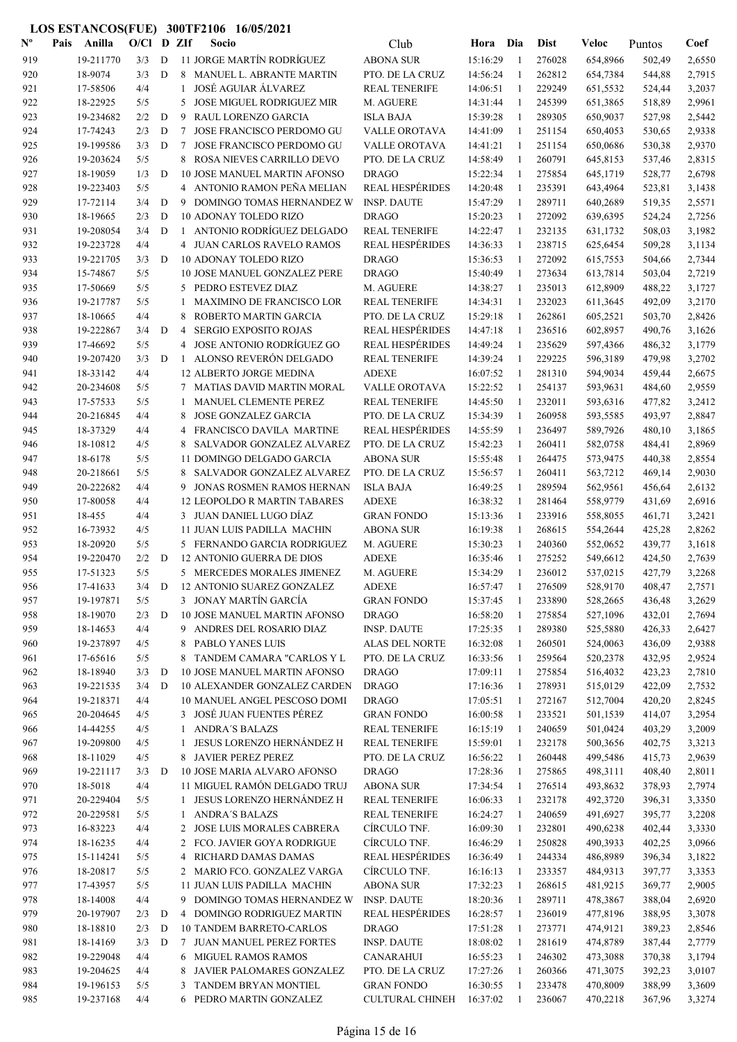**LOS ESTANCOS(FUE) 300TF2106 16/05/2021**

| Nº | Pais | Anilla | O/Cl | D | ZIf | Socio | Club | Hora | Dia | Dist | Veloc | Puntos | Coef |
|---|---|---|---|---|---|---|---|---|---|---|---|---|---|
| 919 | | 19-211770 | 3/3 | D | 11 | JORGE MARTÍN RODRÍGUEZ | ABONA SUR | 15:16:29 | 1 | 276028 | 654,8966 | 502,49 | 2,6550 |
| 920 | | 18-9074 | 3/3 | D | 8 | MANUEL L. ABRANTE MARTIN | PTO. DE LA CRUZ | 14:56:24 | 1 | 262812 | 654,7384 | 544,88 | 2,7915 |
| 921 | | 17-58506 | 4/4 | | 1 | JOSÉ AGUIAR ÁLVAREZ | REAL TENERIFE | 14:06:51 | 1 | 229249 | 651,5532 | 524,44 | 3,2037 |
| 922 | | 18-22925 | 5/5 | | 5 | JOSE MIGUEL RODRIGUEZ MIR | M. AGUERE | 14:31:44 | 1 | 245399 | 651,3865 | 518,89 | 2,9961 |
| 923 | | 19-234682 | 2/2 | D | 9 | RAUL LORENZO GARCIA | ISLA BAJA | 15:39:28 | 1 | 289305 | 650,9037 | 527,98 | 2,5442 |
| 924 | | 17-74243 | 2/3 | D | 7 | JOSE FRANCISCO PERDOMO GU | VALLE OROTAVA | 14:41:09 | 1 | 251154 | 650,4053 | 530,65 | 2,9338 |
| 925 | | 19-199586 | 3/3 | D | 7 | JOSE FRANCISCO PERDOMO GU | VALLE OROTAVA | 14:41:21 | 1 | 251154 | 650,0686 | 530,38 | 2,9370 |
| 926 | | 19-203624 | 5/5 | | 8 | ROSA NIEVES CARRILLO DEVO | PTO. DE LA CRUZ | 14:58:49 | 1 | 260791 | 645,8153 | 537,46 | 2,8315 |
| 927 | | 18-19059 | 1/3 | D | 10 | JOSE MANUEL MARTIN AFONSO | DRAGO | 15:22:34 | 1 | 275854 | 645,1719 | 528,77 | 2,6798 |
| 928 | | 19-223403 | 5/5 | | 4 | ANTONIO RAMON PEÑA MELIAN | REAL HESPÉRIDES | 14:20:48 | 1 | 235391 | 643,4964 | 523,81 | 3,1438 |
| 929 | | 17-72114 | 3/4 | D | 9 | DOMINGO TOMAS HERNANDEZ W | INSP. DAUTE | 15:47:29 | 1 | 289711 | 640,2689 | 519,35 | 2,5571 |
| 930 | | 18-19665 | 2/3 | D | 10 | ADONAY TOLEDO RIZO | DRAGO | 15:20:23 | 1 | 272092 | 639,6395 | 524,24 | 2,7256 |
| 931 | | 19-208054 | 3/4 | D | 1 | ANTONIO RODRÍGUEZ DELGADO | REAL TENERIFE | 14:22:47 | 1 | 232135 | 631,1732 | 508,03 | 3,1982 |
| 932 | | 19-223728 | 4/4 | | 4 | JUAN CARLOS RAVELO RAMOS | REAL HESPÉRIDES | 14:36:33 | 1 | 238715 | 625,6454 | 509,28 | 3,1134 |
| 933 | | 19-221705 | 3/3 | D | 10 | ADONAY TOLEDO RIZO | DRAGO | 15:36:53 | 1 | 272092 | 615,7553 | 504,66 | 2,7344 |
| 934 | | 15-74867 | 5/5 | | 10 | JOSE MANUEL GONZALEZ PERE | DRAGO | 15:40:49 | 1 | 273634 | 613,7814 | 503,04 | 2,7219 |
| 935 | | 17-50669 | 5/5 | | 5 | PEDRO ESTEVEZ DIAZ | M. AGUERE | 14:38:27 | 1 | 235013 | 612,8909 | 488,22 | 3,1727 |
| 936 | | 19-217787 | 5/5 | | 1 | MAXIMINO DE FRANCISCO LOR | REAL TENERIFE | 14:34:31 | 1 | 232023 | 611,3645 | 492,09 | 3,2170 |
| 937 | | 18-10665 | 4/4 | | 8 | ROBERTO MARTIN GARCIA | PTO. DE LA CRUZ | 15:29:18 | 1 | 262861 | 605,2521 | 503,70 | 2,8426 |
| 938 | | 19-222867 | 3/4 | D | 4 | SERGIO EXPOSITO ROJAS | REAL HESPÉRIDES | 14:47:18 | 1 | 236516 | 602,8957 | 490,76 | 3,1626 |
| 939 | | 17-46692 | 5/5 | | 4 | JOSE ANTONIO RODRÍGUEZ GO | REAL HESPÉRIDES | 14:49:24 | 1 | 235629 | 597,4366 | 486,32 | 3,1779 |
| 940 | | 19-207420 | 3/3 | D | 1 | ALONSO REVERÓN DELGADO | REAL TENERIFE | 14:39:24 | 1 | 229225 | 596,3189 | 479,98 | 3,2702 |
| 941 | | 18-33142 | 4/4 | | 12 | ALBERTO JORGE MEDINA | ADEXE | 16:07:52 | 1 | 281310 | 594,9034 | 459,44 | 2,6675 |
| 942 | | 20-234608 | 5/5 | | 7 | MATIAS DAVID MARTIN MORAL | VALLE OROTAVA | 15:22:52 | 1 | 254137 | 593,9631 | 484,60 | 2,9559 |
| 943 | | 17-57533 | 5/5 | | 1 | MANUEL CLEMENTE PEREZ | REAL TENERIFE | 14:45:50 | 1 | 232011 | 593,6316 | 477,82 | 3,2412 |
| 944 | | 20-216845 | 4/4 | | 8 | JOSE GONZALEZ GARCIA | PTO. DE LA CRUZ | 15:34:39 | 1 | 260958 | 593,5585 | 493,97 | 2,8847 |
| 945 | | 18-37329 | 4/4 | | 4 | FRANCISCO DAVILA MARTINE | REAL HESPÉRIDES | 14:55:59 | 1 | 236497 | 589,7926 | 480,10 | 3,1865 |
| 946 | | 18-10812 | 4/5 | | 8 | SALVADOR GONZALEZ ALVAREZ | PTO. DE LA CRUZ | 15:42:23 | 1 | 260411 | 582,0758 | 484,41 | 2,8969 |
| 947 | | 18-6178 | 5/5 | | 11 | DOMINGO DELGADO GARCIA | ABONA SUR | 15:55:48 | 1 | 264475 | 573,9475 | 440,38 | 2,8554 |
| 948 | | 20-218661 | 5/5 | | 8 | SALVADOR GONZALEZ ALVAREZ | PTO. DE LA CRUZ | 15:56:57 | 1 | 260411 | 563,7212 | 469,14 | 2,9030 |
| 949 | | 20-222682 | 4/4 | | 9 | JONAS ROSMEN RAMOS HERNAN | ISLA BAJA | 16:49:25 | 1 | 289594 | 562,9561 | 456,64 | 2,6132 |
| 950 | | 17-80058 | 4/4 | | 12 | LEOPOLDO R MARTIN TABARES | ADEXE | 16:38:32 | 1 | 281464 | 558,9779 | 431,69 | 2,6916 |
| 951 | | 18-455 | 4/4 | | 3 | JUAN DANIEL LUGO DÍAZ | GRAN FONDO | 15:13:36 | 1 | 233916 | 558,8055 | 461,71 | 3,2421 |
| 952 | | 16-73932 | 4/5 | | 11 | JUAN LUIS PADILLA MACHIN | ABONA SUR | 16:19:38 | 1 | 268615 | 554,2644 | 425,28 | 2,8262 |
| 953 | | 18-20920 | 5/5 | | 5 | FERNANDO GARCIA RODRIGUEZ | M. AGUERE | 15:30:23 | 1 | 240360 | 552,0652 | 439,77 | 3,1618 |
| 954 | | 19-220470 | 2/2 | D | 12 | ANTONIO GUERRA DE DIOS | ADEXE | 16:35:46 | 1 | 275252 | 549,6612 | 424,50 | 2,7639 |
| 955 | | 17-51323 | 5/5 | | 5 | MERCEDES MORALES JIMENEZ | M. AGUERE | 15:34:29 | 1 | 236012 | 537,0215 | 427,79 | 3,2268 |
| 956 | | 17-41633 | 3/4 | D | 12 | ANTONIO SUAREZ GONZALEZ | ADEXE | 16:57:47 | 1 | 276509 | 528,9170 | 408,47 | 2,7571 |
| 957 | | 19-197871 | 5/5 | | 3 | JONAY MARTÍN GARCÍA | GRAN FONDO | 15:37:45 | 1 | 233890 | 528,2665 | 436,48 | 3,2629 |
| 958 | | 18-19070 | 2/3 | D | 10 | JOSE MANUEL MARTIN AFONSO | DRAGO | 16:58:20 | 1 | 275854 | 527,1096 | 432,01 | 2,7694 |
| 959 | | 18-14653 | 4/4 | | 9 | ANDRES DEL ROSARIO DIAZ | INSP. DAUTE | 17:25:35 | 1 | 289380 | 525,5880 | 426,33 | 2,6427 |
| 960 | | 19-237897 | 4/5 | | 8 | PABLO YANES LUIS | ALAS DEL NORTE | 16:32:08 | 1 | 260501 | 524,0063 | 436,09 | 2,9388 |
| 961 | | 17-65616 | 5/5 | | 8 | TANDEM CAMARA "CARLOS Y L | PTO. DE LA CRUZ | 16:33:56 | 1 | 259564 | 520,2378 | 432,95 | 2,9524 |
| 962 | | 18-18940 | 3/3 | D | 10 | JOSE MANUEL MARTIN AFONSO | DRAGO | 17:09:11 | 1 | 275854 | 516,4032 | 423,23 | 2,7810 |
| 963 | | 19-221535 | 3/4 | D | 10 | ALEXANDER GONZALEZ CARDEN | DRAGO | 17:16:36 | 1 | 278931 | 515,0129 | 422,09 | 2,7532 |
| 964 | | 19-218371 | 4/4 | | 10 | MANUEL ANGEL PESCOSO DOMI | DRAGO | 17:05:51 | 1 | 272167 | 512,7004 | 420,20 | 2,8245 |
| 965 | | 20-204645 | 4/5 | | 3 | JOSÉ JUAN FUENTES PÉREZ | GRAN FONDO | 16:00:58 | 1 | 233521 | 501,1539 | 414,07 | 3,2954 |
| 966 | | 14-44255 | 4/5 | | 1 | ANDRA´S BALAZS | REAL TENERIFE | 16:15:19 | 1 | 240659 | 501,0424 | 403,29 | 3,2009 |
| 967 | | 19-209800 | 4/5 | | 1 | JESUS LORENZO HERNÁNDEZ H | REAL TENERIFE | 15:59:01 | 1 | 232178 | 500,3656 | 402,75 | 3,3213 |
| 968 | | 18-11029 | 4/5 | | 8 | JAVIER PEREZ PEREZ | PTO. DE LA CRUZ | 16:56:22 | 1 | 260448 | 499,5486 | 415,73 | 2,9639 |
| 969 | | 19-221117 | 3/3 | D | 10 | JOSE MARIA ALVARO AFONSO | DRAGO | 17:28:36 | 1 | 275865 | 498,3111 | 408,40 | 2,8011 |
| 970 | | 18-5018 | 4/4 | | 11 | MIGUEL RAMÓN DELGADO TRUJ | ABONA SUR | 17:34:54 | 1 | 276514 | 493,8632 | 378,93 | 2,7974 |
| 971 | | 20-229404 | 5/5 | | 1 | JESUS LORENZO HERNÁNDEZ H | REAL TENERIFE | 16:06:33 | 1 | 232178 | 492,3720 | 396,31 | 3,3350 |
| 972 | | 20-229581 | 5/5 | | 1 | ANDRA´S BALAZS | REAL TENERIFE | 16:24:27 | 1 | 240659 | 491,6927 | 395,77 | 3,2208 |
| 973 | | 16-83223 | 4/4 | | 2 | JOSE LUIS MORALES CABRERA | CÍRCULO TNF. | 16:09:30 | 1 | 232801 | 490,6238 | 402,44 | 3,3330 |
| 974 | | 18-16235 | 4/4 | | 2 | FCO. JAVIER GOYA RODRIGUE | CÍRCULO TNF. | 16:46:29 | 1 | 250828 | 490,3933 | 402,25 | 3,0966 |
| 975 | | 15-114241 | 5/5 | | 4 | RICHARD DAMAS DAMAS | REAL HESPÉRIDES | 16:36:49 | 1 | 244334 | 486,8989 | 396,34 | 3,1822 |
| 976 | | 18-20817 | 5/5 | | 2 | MARIO FCO. GONZALEZ VARGA | CÍRCULO TNF. | 16:16:13 | 1 | 233357 | 484,9313 | 397,77 | 3,3353 |
| 977 | | 17-43957 | 5/5 | | 11 | JUAN LUIS PADILLA MACHIN | ABONA SUR | 17:32:23 | 1 | 268615 | 481,9215 | 369,77 | 2,9005 |
| 978 | | 18-14008 | 4/4 | | 9 | DOMINGO TOMAS HERNANDEZ W | INSP. DAUTE | 18:20:36 | 1 | 289711 | 478,3867 | 388,04 | 2,6920 |
| 979 | | 20-197907 | 2/3 | D | 4 | DOMINGO RODRIGUEZ MARTIN | REAL HESPÉRIDES | 16:28:57 | 1 | 236019 | 477,8196 | 388,95 | 3,3078 |
| 980 | | 18-18810 | 2/3 | D | 10 | TANDEM BARRETO-CARLOS | DRAGO | 17:51:28 | 1 | 273771 | 474,9121 | 389,23 | 2,8546 |
| 981 | | 18-14169 | 3/3 | D | 7 | JUAN MANUEL PEREZ FORTES | INSP. DAUTE | 18:08:02 | 1 | 281619 | 474,8789 | 387,44 | 2,7779 |
| 982 | | 19-229048 | 4/4 | | 6 | MIGUEL RAMOS RAMOS | CANARAHUI | 16:55:23 | 1 | 246302 | 473,3088 | 370,38 | 3,1794 |
| 983 | | 19-204625 | 4/4 | | 8 | JAVIER PALOMARES GONZALEZ | PTO. DE LA CRUZ | 17:27:26 | 1 | 260366 | 471,3075 | 392,23 | 3,0107 |
| 984 | | 19-196153 | 5/5 | | 3 | TANDEM BRYAN MONTIEL | GRAN FONDO | 16:30:55 | 1 | 233478 | 470,8009 | 388,99 | 3,3609 |
| 985 | | 19-237168 | 4/4 | | 6 | PEDRO MARTIN GONZALEZ | CULTURAL CHINEH | 16:37:02 | 1 | 236067 | 470,2218 | 367,96 | 3,3274 |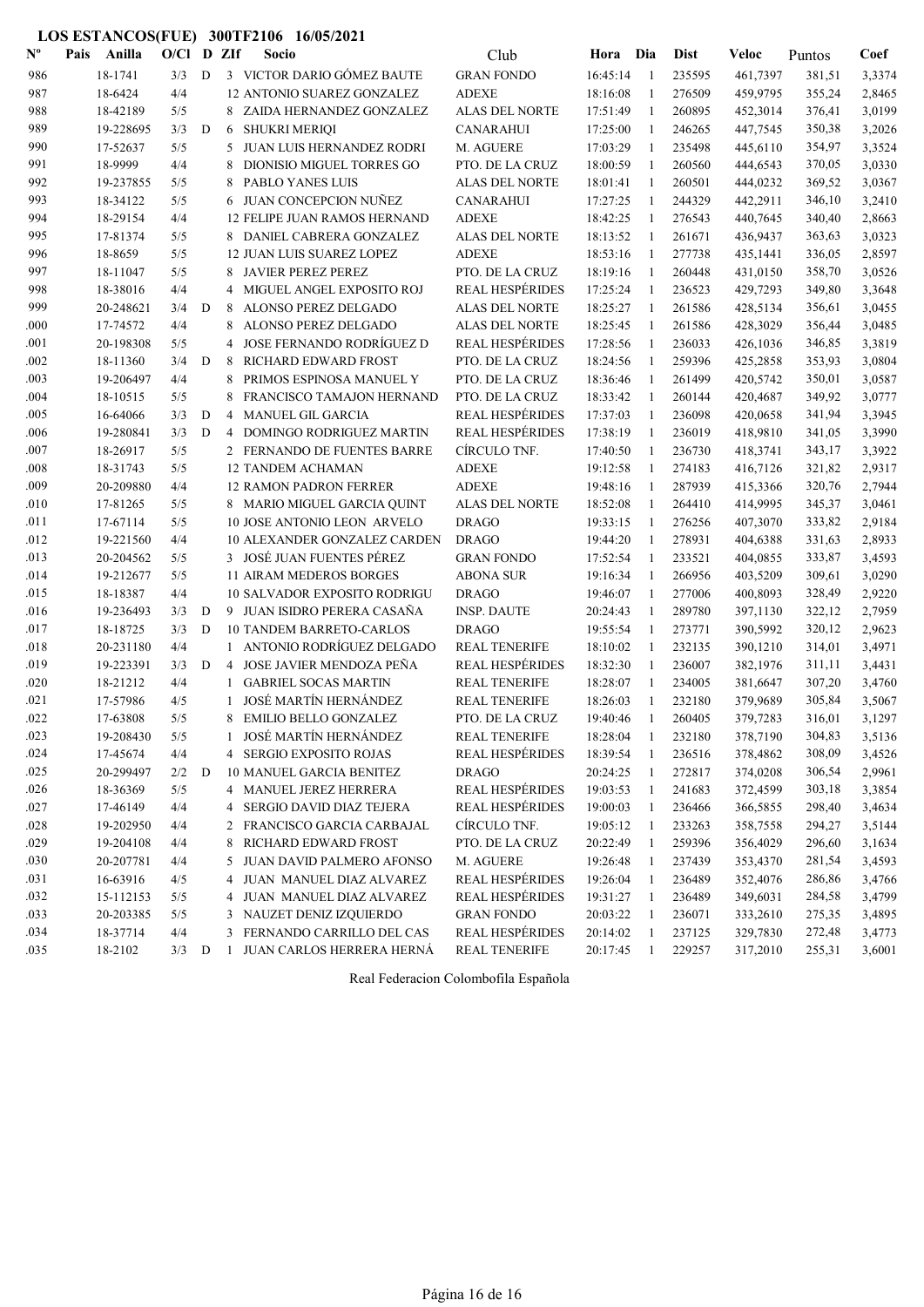**LOS ESTANCOS(FUE) 300TF2106 16/05/2021**

| Nº | Pais | Anilla | O/Cl | D | ZIf | Socio | Club | Hora | Dia | Dist | Veloc | Puntos | Coef |
|---|---|---|---|---|---|---|---|---|---|---|---|---|---|
| 986 | | 18-1741 | 3/3 | D | 3 | VICTOR DARIO GÓMEZ BAUTE | GRAN FONDO | 16:45:14 | 1 | 235595 | 461,7397 | 381,51 | 3,3374 |
| 987 | | 18-6424 | 4/4 | | 12 | ANTONIO SUAREZ GONZALEZ | ADEXE | 18:16:08 | 1 | 276509 | 459,9795 | 355,24 | 2,8465 |
| 988 | | 18-42189 | 5/5 | | 8 | ZAIDA HERNANDEZ GONZALEZ | ALAS DEL NORTE | 17:51:49 | 1 | 260895 | 452,3014 | 376,41 | 3,0199 |
| 989 | | 19-228695 | 3/3 | D | 6 | SHUKRI MERIQI | CANARAHUI | 17:25:00 | 1 | 246265 | 447,7545 | 350,38 | 3,2026 |
| 990 | | 17-52637 | 5/5 | | 5 | JUAN LUIS HERNANDEZ RODRI | M. AGUERE | 17:03:29 | 1 | 235498 | 445,6110 | 354,97 | 3,3524 |
| 991 | | 18-9999 | 4/4 | | 8 | DIONISIO MIGUEL TORRES GO | PTO. DE LA CRUZ | 18:00:59 | 1 | 260560 | 444,6543 | 370,05 | 3,0330 |
| 992 | | 19-237855 | 5/5 | | 8 | PABLO YANES LUIS | ALAS DEL NORTE | 18:01:41 | 1 | 260501 | 444,0232 | 369,52 | 3,0367 |
| 993 | | 18-34122 | 5/5 | | 6 | JUAN CONCEPCION NUÑEZ | CANARAHUI | 17:27:25 | 1 | 244329 | 442,2911 | 346,10 | 3,2410 |
| 994 | | 18-29154 | 4/4 | | 12 | FELIPE JUAN RAMOS HERNAND | ADEXE | 18:42:25 | 1 | 276543 | 440,7645 | 340,40 | 2,8663 |
| 995 | | 17-81374 | 5/5 | | 8 | DANIEL CABRERA GONZALEZ | ALAS DEL NORTE | 18:13:52 | 1 | 261671 | 436,9437 | 363,63 | 3,0323 |
| 996 | | 18-8659 | 5/5 | | 12 | JUAN LUIS SUAREZ LOPEZ | ADEXE | 18:53:16 | 1 | 277738 | 435,1441 | 336,05 | 2,8597 |
| 997 | | 18-11047 | 5/5 | | 8 | JAVIER PEREZ PEREZ | PTO. DE LA CRUZ | 18:19:16 | 1 | 260448 | 431,0150 | 358,70 | 3,0526 |
| 998 | | 18-38016 | 4/4 | | 4 | MIGUEL ANGEL EXPOSITO ROJ | REAL HESPÉRIDES | 17:25:24 | 1 | 236523 | 429,7293 | 349,80 | 3,3648 |
| 999 | | 20-248621 | 3/4 | D | 8 | ALONSO PEREZ DELGADO | ALAS DEL NORTE | 18:25:27 | 1 | 261586 | 428,5134 | 356,61 | 3,0455 |
| .000 | | 17-74572 | 4/4 | | 8 | ALONSO PEREZ DELGADO | ALAS DEL NORTE | 18:25:45 | 1 | 261586 | 428,3029 | 356,44 | 3,0485 |
| .001 | | 20-198308 | 5/5 | | 4 | JOSE FERNANDO RODRÍGUEZ D | REAL HESPÉRIDES | 17:28:56 | 1 | 236033 | 426,1036 | 346,85 | 3,3819 |
| .002 | | 18-11360 | 3/4 | D | 8 | RICHARD EDWARD FROST | PTO. DE LA CRUZ | 18:24:56 | 1 | 259396 | 425,2858 | 353,93 | 3,0804 |
| .003 | | 19-206497 | 4/4 | | 8 | PRIMOS ESPINOSA MANUEL Y | PTO. DE LA CRUZ | 18:36:46 | 1 | 261499 | 420,5742 | 350,01 | 3,0587 |
| .004 | | 18-10515 | 5/5 | | 8 | FRANCISCO TAMAJON HERNAND | PTO. DE LA CRUZ | 18:33:42 | 1 | 260144 | 420,4687 | 349,92 | 3,0777 |
| .005 | | 16-64066 | 3/3 | D | 4 | MANUEL GIL GARCIA | REAL HESPÉRIDES | 17:37:03 | 1 | 236098 | 420,0658 | 341,94 | 3,3945 |
| .006 | | 19-280841 | 3/3 | D | 4 | DOMINGO RODRIGUEZ MARTIN | REAL HESPÉRIDES | 17:38:19 | 1 | 236019 | 418,9810 | 341,05 | 3,3990 |
| .007 | | 18-26917 | 5/5 | | 2 | FERNANDO DE FUENTES BARRE | CÍRCULO TNF. | 17:40:50 | 1 | 236730 | 418,3741 | 343,17 | 3,3922 |
| .008 | | 18-31743 | 5/5 | | 12 | TANDEM ACHAMAN | ADEXE | 19:12:58 | 1 | 274183 | 416,7126 | 321,82 | 2,9317 |
| .009 | | 20-209880 | 4/4 | | 12 | RAMON PADRON FERRER | ADEXE | 19:48:16 | 1 | 287939 | 415,3366 | 320,76 | 2,7944 |
| .010 | | 17-81265 | 5/5 | | 8 | MARIO MIGUEL GARCIA QUINT | ALAS DEL NORTE | 18:52:08 | 1 | 264410 | 414,9995 | 345,37 | 3,0461 |
| .011 | | 17-67114 | 5/5 | | 10 | JOSE ANTONIO LEON ARVELO | DRAGO | 19:33:15 | 1 | 276256 | 407,3070 | 333,82 | 2,9184 |
| .012 | | 19-221560 | 4/4 | | 10 | ALEXANDER GONZALEZ CARDEN | DRAGO | 19:44:20 | 1 | 278931 | 404,6388 | 331,63 | 2,8933 |
| .013 | | 20-204562 | 5/5 | | 3 | JOSÉ JUAN FUENTES PÉREZ | GRAN FONDO | 17:52:54 | 1 | 233521 | 404,0855 | 333,87 | 3,4593 |
| .014 | | 19-212677 | 5/5 | | 11 | AIRAM MEDEROS BORGES | ABONA SUR | 19:16:34 | 1 | 266956 | 403,5209 | 309,61 | 3,0290 |
| .015 | | 18-18387 | 4/4 | | 10 | SALVADOR EXPOSITO RODRIGU | DRAGO | 19:46:07 | 1 | 277006 | 400,8093 | 328,49 | 2,9220 |
| .016 | | 19-236493 | 3/3 | D | 9 | JUAN ISIDRO PERERA CASAÑA | INSP. DAUTE | 20:24:43 | 1 | 289780 | 397,1130 | 322,12 | 2,7959 |
| .017 | | 18-18725 | 3/3 | D | 10 | TANDEM BARRETO-CARLOS | DRAGO | 19:55:54 | 1 | 273771 | 390,5992 | 320,12 | 2,9623 |
| .018 | | 20-231180 | 4/4 | | 1 | ANTONIO RODRÍGUEZ DELGADO | REAL TENERIFE | 18:10:02 | 1 | 232135 | 390,1210 | 314,01 | 3,4971 |
| .019 | | 19-223391 | 3/3 | D | 4 | JOSE JAVIER MENDOZA PEÑA | REAL HESPÉRIDES | 18:32:30 | 1 | 236007 | 382,1976 | 311,11 | 3,4431 |
| .020 | | 18-21212 | 4/4 | | 1 | GABRIEL SOCAS MARTIN | REAL TENERIFE | 18:28:07 | 1 | 234005 | 381,6647 | 307,20 | 3,4760 |
| .021 | | 17-57986 | 4/5 | | 1 | JOSÉ MARTÍN HERNÁNDEZ | REAL TENERIFE | 18:26:03 | 1 | 232180 | 379,9689 | 305,84 | 3,5067 |
| .022 | | 17-63808 | 5/5 | | 8 | EMILIO BELLO GONZALEZ | PTO. DE LA CRUZ | 19:40:46 | 1 | 260405 | 379,7283 | 316,01 | 3,1297 |
| .023 | | 19-208430 | 5/5 | | 1 | JOSÉ MARTÍN HERNÁNDEZ | REAL TENERIFE | 18:28:04 | 1 | 232180 | 378,7190 | 304,83 | 3,5136 |
| .024 | | 17-45674 | 4/4 | | 4 | SERGIO EXPOSITO ROJAS | REAL HESPÉRIDES | 18:39:54 | 1 | 236516 | 378,4862 | 308,09 | 3,4526 |
| .025 | | 20-299497 | 2/2 | D | 10 | MANUEL GARCIA BENITEZ | DRAGO | 20:24:25 | 1 | 272817 | 374,0208 | 306,54 | 2,9961 |
| .026 | | 18-36369 | 5/5 | | 4 | MANUEL JEREZ HERRERA | REAL HESPÉRIDES | 19:03:53 | 1 | 241683 | 372,4599 | 303,18 | 3,3854 |
| .027 | | 17-46149 | 4/4 | | 4 | SERGIO DAVID DIAZ TEJERA | REAL HESPÉRIDES | 19:00:03 | 1 | 236466 | 366,5855 | 298,40 | 3,4634 |
| .028 | | 19-202950 | 4/4 | | 2 | FRANCISCO GARCIA CARBAJAL | CÍRCULO TNF. | 19:05:12 | 1 | 233263 | 358,7558 | 294,27 | 3,5144 |
| .029 | | 19-204108 | 4/4 | | 8 | RICHARD EDWARD FROST | PTO. DE LA CRUZ | 20:22:49 | 1 | 259396 | 356,4029 | 296,60 | 3,1634 |
| .030 | | 20-207781 | 4/4 | | 5 | JUAN DAVID PALMERO AFONSO | M. AGUERE | 19:26:48 | 1 | 237439 | 353,4370 | 281,54 | 3,4593 |
| .031 | | 16-63916 | 4/5 | | 4 | JUAN MANUEL DIAZ ALVAREZ | REAL HESPÉRIDES | 19:26:04 | 1 | 236489 | 352,4076 | 286,86 | 3,4766 |
| .032 | | 15-112153 | 5/5 | | 4 | JUAN MANUEL DIAZ ALVAREZ | REAL HESPÉRIDES | 19:31:27 | 1 | 236489 | 349,6031 | 284,58 | 3,4799 |
| .033 | | 20-203385 | 5/5 | | 3 | NAUZET DENIZ IZQUIERDO | GRAN FONDO | 20:03:22 | 1 | 236071 | 333,2610 | 275,35 | 3,4895 |
| .034 | | 18-37714 | 4/4 | | 3 | FERNANDO CARRILLO DEL CAS | REAL HESPÉRIDES | 20:14:02 | 1 | 237125 | 329,7830 | 272,48 | 3,4773 |
| .035 | | 18-2102 | 3/3 | D | 1 | JUAN CARLOS HERRERA HERNÁ | REAL TENERIFE | 20:17:45 | 1 | 229257 | 317,2010 | 255,31 | 3,6001 |

Real Federacion Colombofila Española